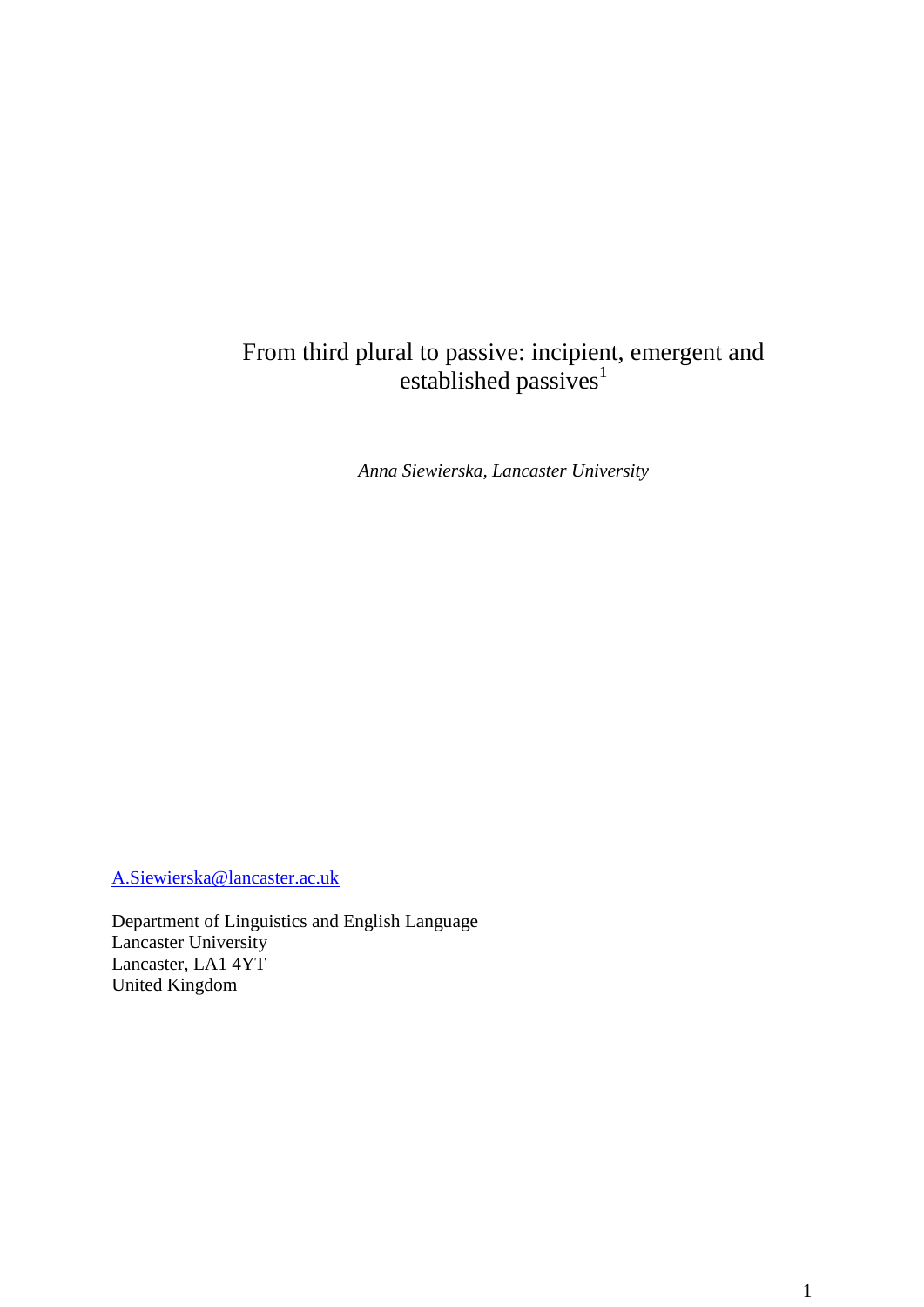# From third plural to passive: incipient, emergent and established passives[1]

*Anna Siewierska, Lancaster University*

A.Siewierska@lancaster.ac.uk

Department of Linguistics and English Language
Lancaster University
Lancaster, LA1 4YT
United Kingdom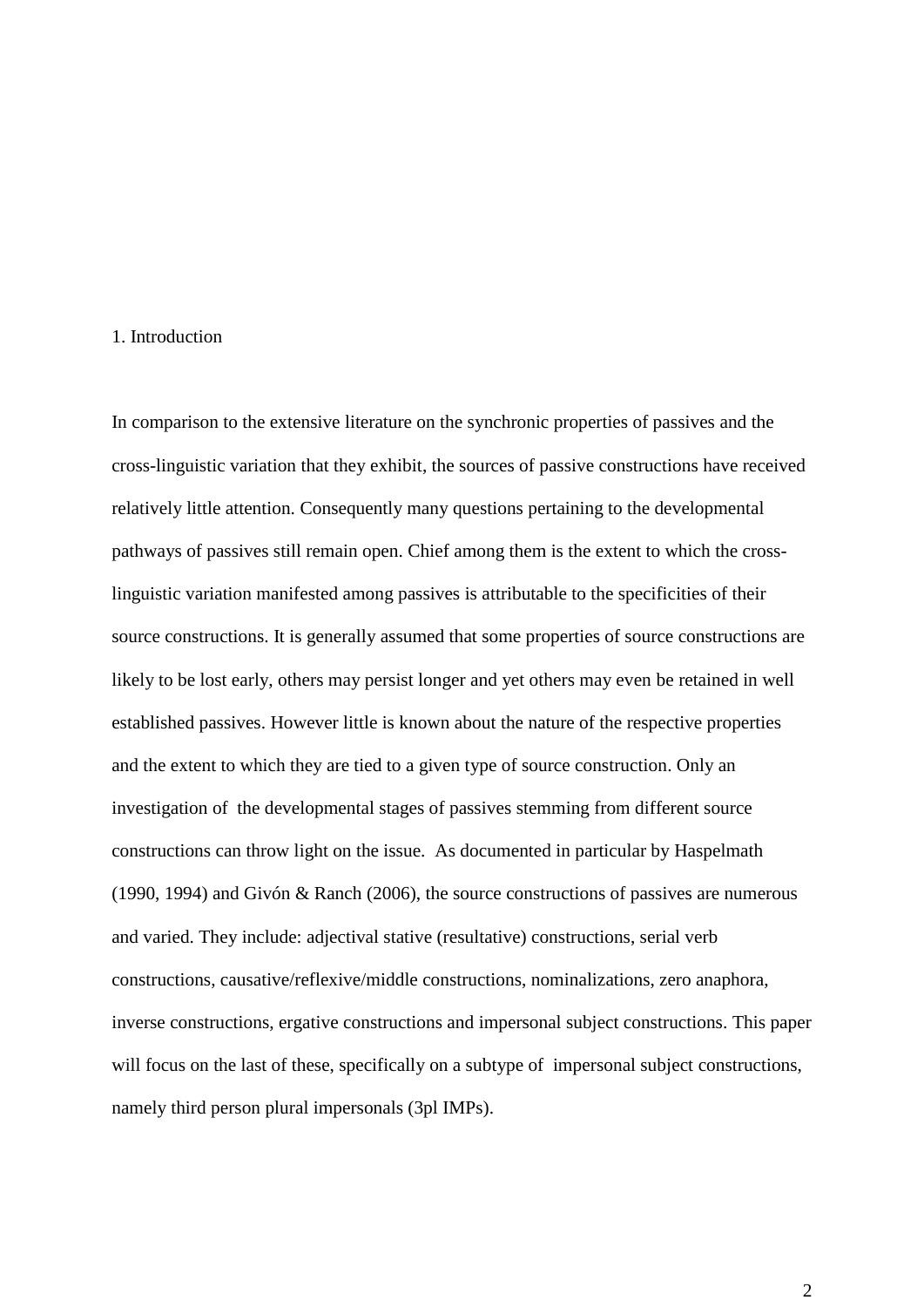## 1. Introduction

In comparison to the extensive literature on the synchronic properties of passives and the cross-linguistic variation that they exhibit, the sources of passive constructions have received relatively little attention. Consequently many questions pertaining to the developmental pathways of passives still remain open. Chief among them is the extent to which the cross-linguistic variation manifested among passives is attributable to the specificities of their source constructions. It is generally assumed that some properties of source constructions are likely to be lost early, others may persist longer and yet others may even be retained in well established passives. However little is known about the nature of the respective properties and the extent to which they are tied to a given type of source construction. Only an investigation of the developmental stages of passives stemming from different source constructions can throw light on the issue. As documented in particular by Haspelmath (1990, 1994) and Givón & Ranch (2006), the source constructions of passives are numerous and varied. They include: adjectival stative (resultative) constructions, serial verb constructions, causative/reflexive/middle constructions, nominalizations, zero anaphora, inverse constructions, ergative constructions and impersonal subject constructions. This paper will focus on the last of these, specifically on a subtype of impersonal subject constructions, namely third person plural impersonals (3pl IMPs).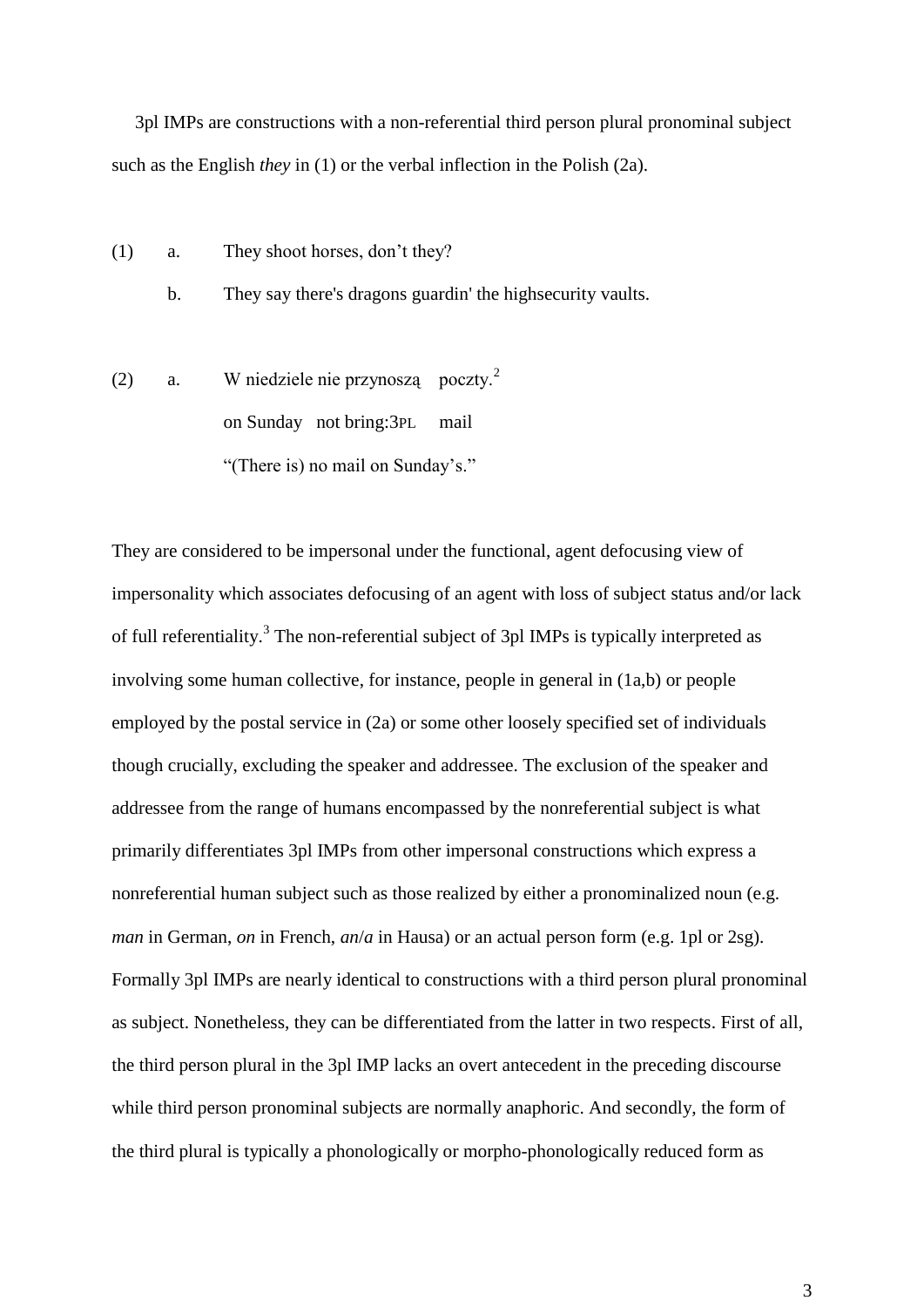3pl IMPs are constructions with a non-referential third person plural pronominal subject such as the English *they* in (1) or the verbal inflection in the Polish (2a).

(1) a. They shoot horses, don't they?

b. They say there's dragons guardin' the highsecurity vaults.

(2) a. W niedziele nie przynoszą poczty.[2]

on Sunday not bring:3PL mail

"(There is) no mail on Sunday's."

They are considered to be impersonal under the functional, agent defocusing view of impersonality which associates defocusing of an agent with loss of subject status and/or lack of full referentiality.[3] The non-referential subject of 3pl IMPs is typically interpreted as involving some human collective, for instance, people in general in (1a,b) or people employed by the postal service in (2a) or some other loosely specified set of individuals though crucially, excluding the speaker and addressee. The exclusion of the speaker and addressee from the range of humans encompassed by the nonreferential subject is what primarily differentiates 3pl IMPs from other impersonal constructions which express a nonreferential human subject such as those realized by either a pronominalized noun (e.g. *man* in German, *on* in French, *an*/*a* in Hausa) or an actual person form (e.g. 1pl or 2sg). Formally 3pl IMPs are nearly identical to constructions with a third person plural pronominal as subject. Nonetheless, they can be differentiated from the latter in two respects. First of all, the third person plural in the 3pl IMP lacks an overt antecedent in the preceding discourse while third person pronominal subjects are normally anaphoric. And secondly, the form of the third plural is typically a phonologically or morpho-phonologically reduced form as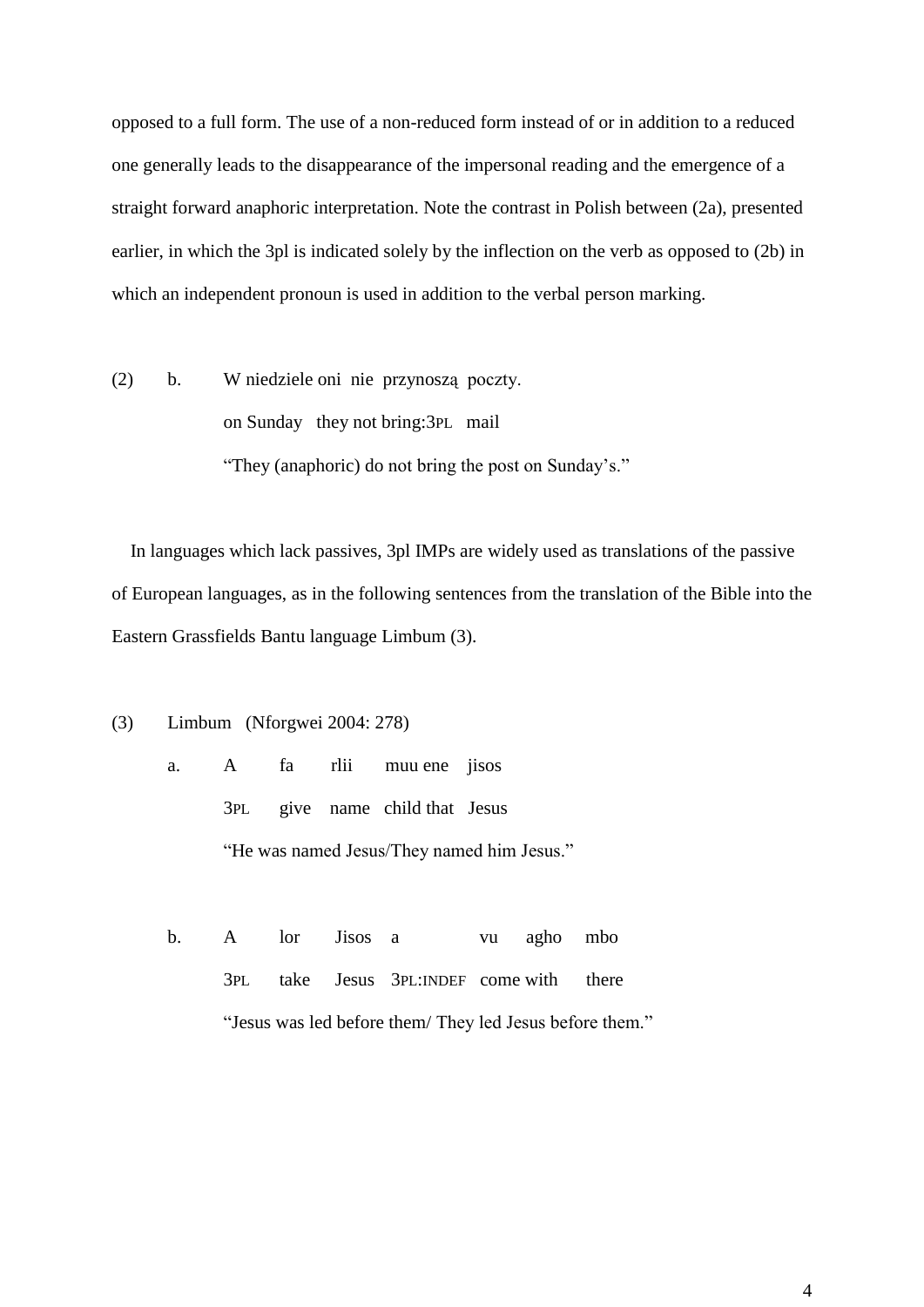opposed to a full form. The use of a non-reduced form instead of or in addition to a reduced one generally leads to the disappearance of the impersonal reading and the emergence of a straight forward anaphoric interpretation. Note the contrast in Polish between (2a), presented earlier, in which the 3pl is indicated solely by the inflection on the verb as opposed to (2b) in which an independent pronoun is used in addition to the verbal person marking.

(2) b. W niedziele oni nie przynoszą poczty.
on Sunday they not bring:3PL mail
"They (anaphoric) do not bring the post on Sunday's."

In languages which lack passives, 3pl IMPs are widely used as translations of the passive of European languages, as in the following sentences from the translation of the Bible into the Eastern Grassfields Bantu language Limbum (3).

(3) Limbum (Nforgwei 2004: 278)

a. A fa rlii muu ene jisos
3PL give name child that Jesus
"He was named Jesus/They named him Jesus."

b. A lor Jisos a vu agho mbo
3PL take Jesus 3PL:INDEF come with there
"Jesus was led before them/ They led Jesus before them."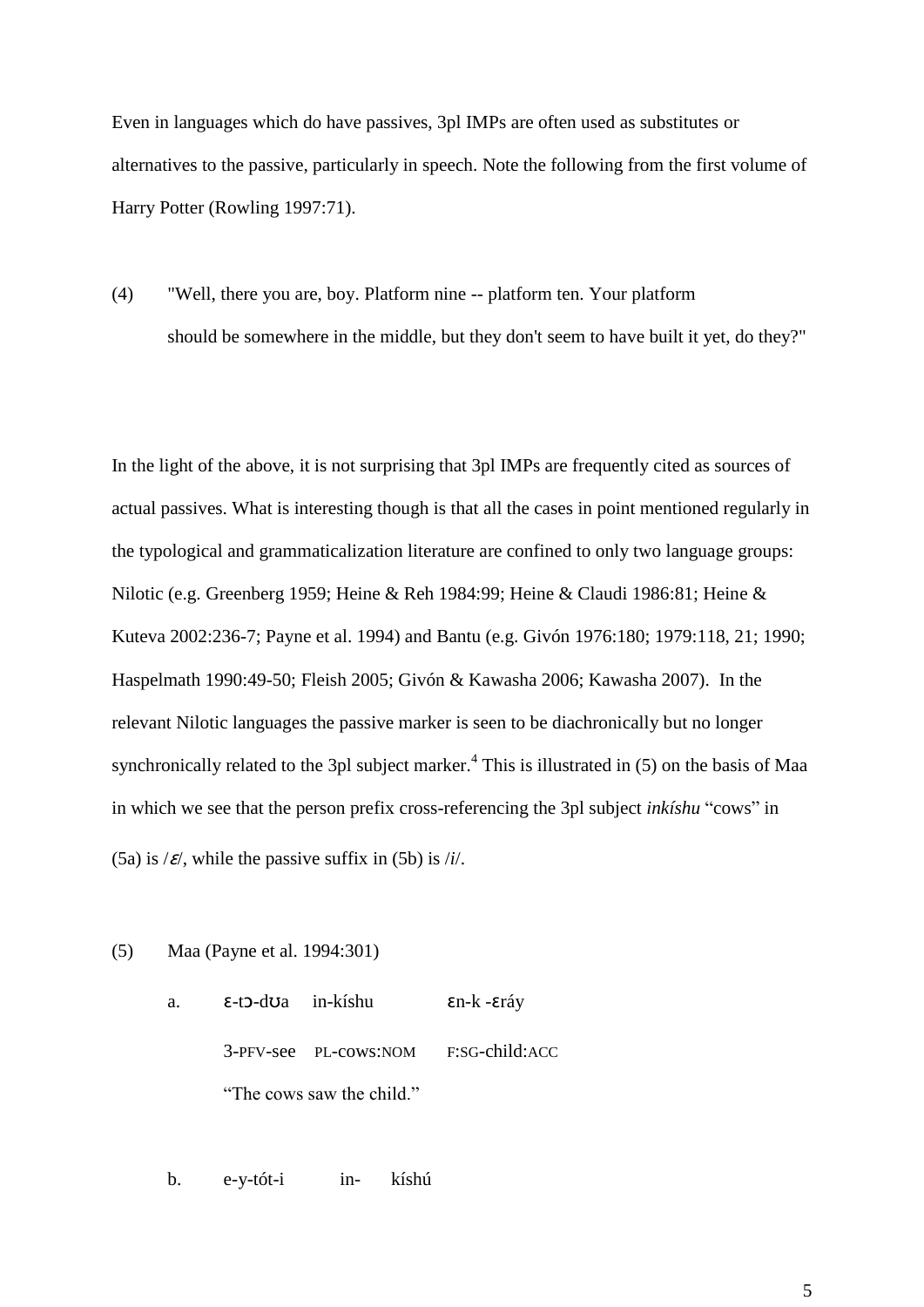Even in languages which do have passives, 3pl IMPs are often used as substitutes or alternatives to the passive, particularly in speech. Note the following from the first volume of Harry Potter (Rowling 1997:71).

(4) "Well, there you are, boy. Platform nine -- platform ten. Your platform should be somewhere in the middle, but they don't seem to have built it yet, do they?"

In the light of the above, it is not surprising that 3pl IMPs are frequently cited as sources of actual passives. What is interesting though is that all the cases in point mentioned regularly in the typological and grammaticalization literature are confined to only two language groups: Nilotic (e.g. Greenberg 1959; Heine & Reh 1984:99; Heine & Claudi 1986:81; Heine & Kuteva 2002:236-7; Payne et al. 1994) and Bantu (e.g. Givón 1976:180; 1979:118, 21; 1990; Haspelmath 1990:49-50; Fleish 2005; Givón & Kawasha 2006; Kawasha 2007). In the relevant Nilotic languages the passive marker is seen to be diachronically but no longer synchronically related to the 3pl subject marker.[4] This is illustrated in (5) on the basis of Maa in which we see that the person prefix cross-referencing the 3pl subject *inkíshu* "cows" in (5a) is /*ɛ*/, while the passive suffix in (5b) is /*i*/.

(5) Maa (Payne et al. 1994:301)

a. ɛ-tɔ-dʊa in-kíshu ɛn-k -ɛráy
   3-PFV-see PL-cows:NOM F:SG-child:ACC
   "The cows saw the child."

b. e-y-tót-i in- kíshú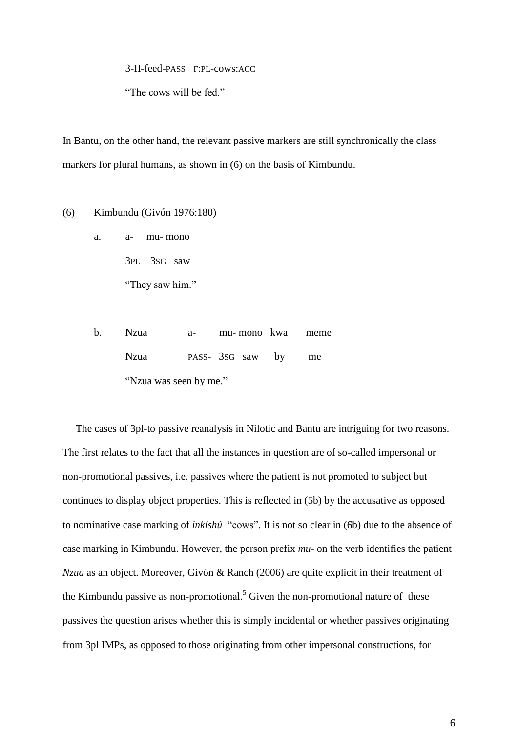3-II-feed-PASS F:PL-cows:ACC

"The cows will be fed."

In Bantu, on the other hand, the relevant passive markers are still synchronically the class markers for plural humans, as shown in (6) on the basis of Kimbundu.

(6) Kimbundu (Givón 1976:180)

a. a- mu- mono

3PL 3SG saw

"They saw him."

b. Nzua a- mu- mono kwa meme

Nzua PASS- 3SG saw by me

"Nzua was seen by me."

The cases of 3pl-to passive reanalysis in Nilotic and Bantu are intriguing for two reasons. The first relates to the fact that all the instances in question are of so-called impersonal or non-promotional passives, i.e. passives where the patient is not promoted to subject but continues to display object properties. This is reflected in (5b) by the accusative as opposed to nominative case marking of *inkíshú* "cows". It is not so clear in (6b) due to the absence of case marking in Kimbundu. However, the person prefix *mu-* on the verb identifies the patient *Nzua* as an object. Moreover, Givón & Ranch (2006) are quite explicit in their treatment of the Kimbundu passive as non-promotional.[5] Given the non-promotional nature of these passives the question arises whether this is simply incidental or whether passives originating from 3pl IMPs, as opposed to those originating from other impersonal constructions, for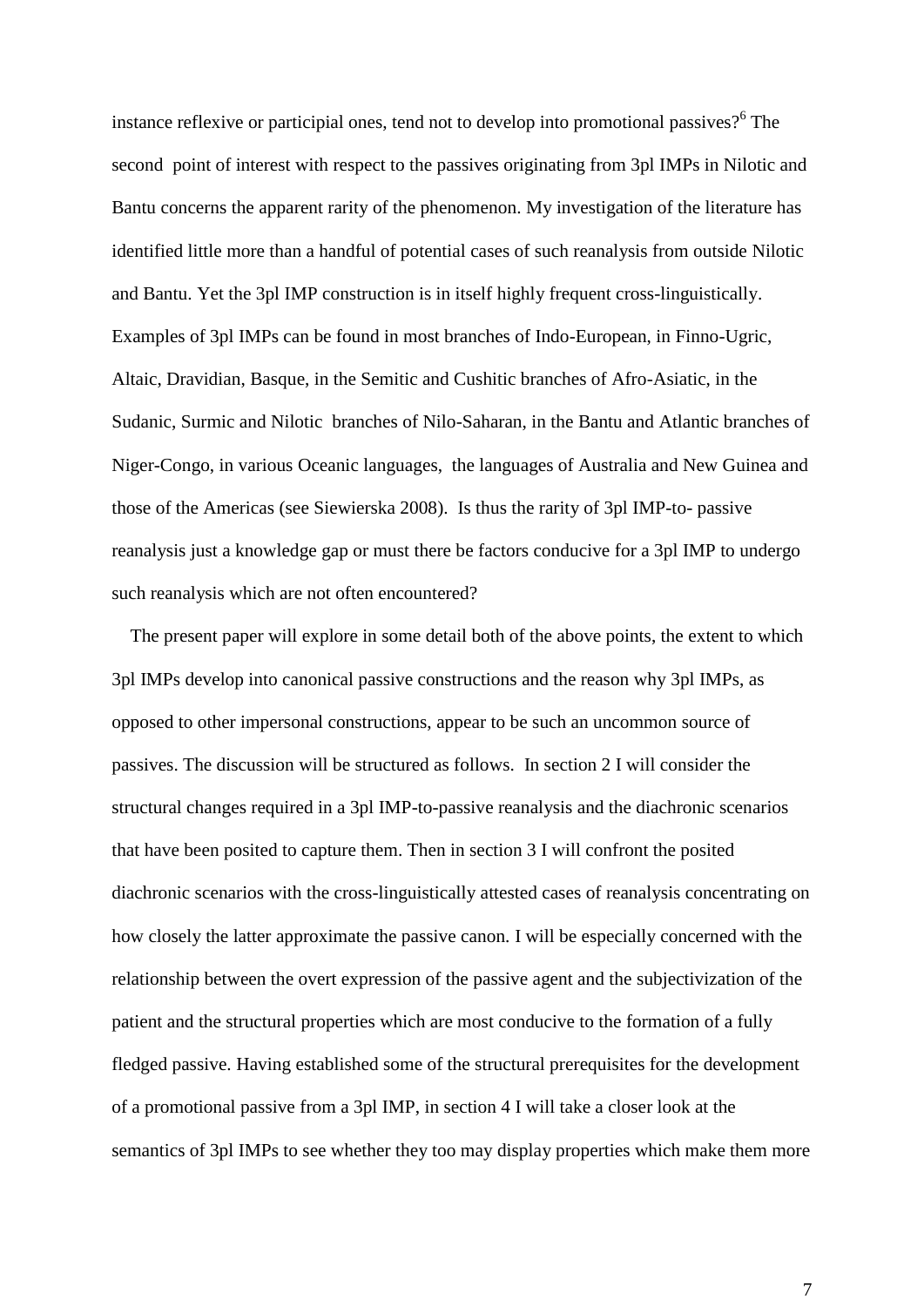instance reflexive or participial ones, tend not to develop into promotional passives?[6] The second point of interest with respect to the passives originating from 3pl IMPs in Nilotic and Bantu concerns the apparent rarity of the phenomenon. My investigation of the literature has identified little more than a handful of potential cases of such reanalysis from outside Nilotic and Bantu. Yet the 3pl IMP construction is in itself highly frequent cross-linguistically. Examples of 3pl IMPs can be found in most branches of Indo-European, in Finno-Ugric, Altaic, Dravidian, Basque, in the Semitic and Cushitic branches of Afro-Asiatic, in the Sudanic, Surmic and Nilotic branches of Nilo-Saharan, in the Bantu and Atlantic branches of Niger-Congo, in various Oceanic languages, the languages of Australia and New Guinea and those of the Americas (see Siewierska 2008). Is thus the rarity of 3pl IMP-to- passive reanalysis just a knowledge gap or must there be factors conducive for a 3pl IMP to undergo such reanalysis which are not often encountered?

The present paper will explore in some detail both of the above points, the extent to which 3pl IMPs develop into canonical passive constructions and the reason why 3pl IMPs, as opposed to other impersonal constructions, appear to be such an uncommon source of passives. The discussion will be structured as follows. In section 2 I will consider the structural changes required in a 3pl IMP-to-passive reanalysis and the diachronic scenarios that have been posited to capture them. Then in section 3 I will confront the posited diachronic scenarios with the cross-linguistically attested cases of reanalysis concentrating on how closely the latter approximate the passive canon. I will be especially concerned with the relationship between the overt expression of the passive agent and the subjectivization of the patient and the structural properties which are most conducive to the formation of a fully fledged passive. Having established some of the structural prerequisites for the development of a promotional passive from a 3pl IMP, in section 4 I will take a closer look at the semantics of 3pl IMPs to see whether they too may display properties which make them more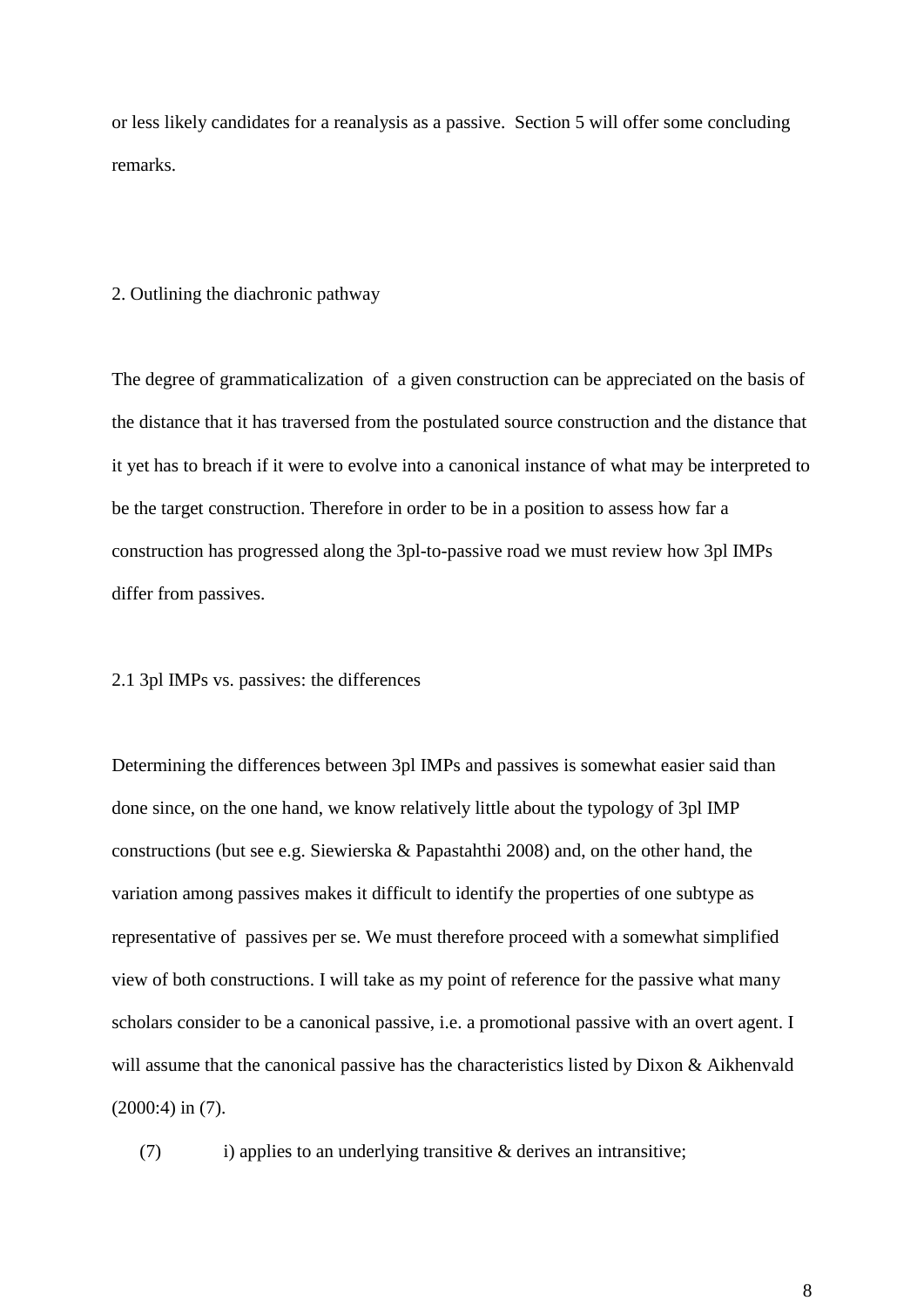or less likely candidates for a reanalysis as a passive. Section 5 will offer some concluding remarks.

## 2. Outlining the diachronic pathway

The degree of grammaticalization of a given construction can be appreciated on the basis of the distance that it has traversed from the postulated source construction and the distance that it yet has to breach if it were to evolve into a canonical instance of what may be interpreted to be the target construction. Therefore in order to be in a position to assess how far a construction has progressed along the 3pl-to-passive road we must review how 3pl IMPs differ from passives.

### 2.1 3pl IMPs vs. passives: the differences

Determining the differences between 3pl IMPs and passives is somewhat easier said than done since, on the one hand, we know relatively little about the typology of 3pl IMP constructions (but see e.g. Siewierska & Papastahthi 2008) and, on the other hand, the variation among passives makes it difficult to identify the properties of one subtype as representative of passives per se. We must therefore proceed with a somewhat simplified view of both constructions. I will take as my point of reference for the passive what many scholars consider to be a canonical passive, i.e. a promotional passive with an overt agent. I will assume that the canonical passive has the characteristics listed by Dixon & Aikhenvald (2000:4) in (7).

(7) i) applies to an underlying transitive & derives an intransitive;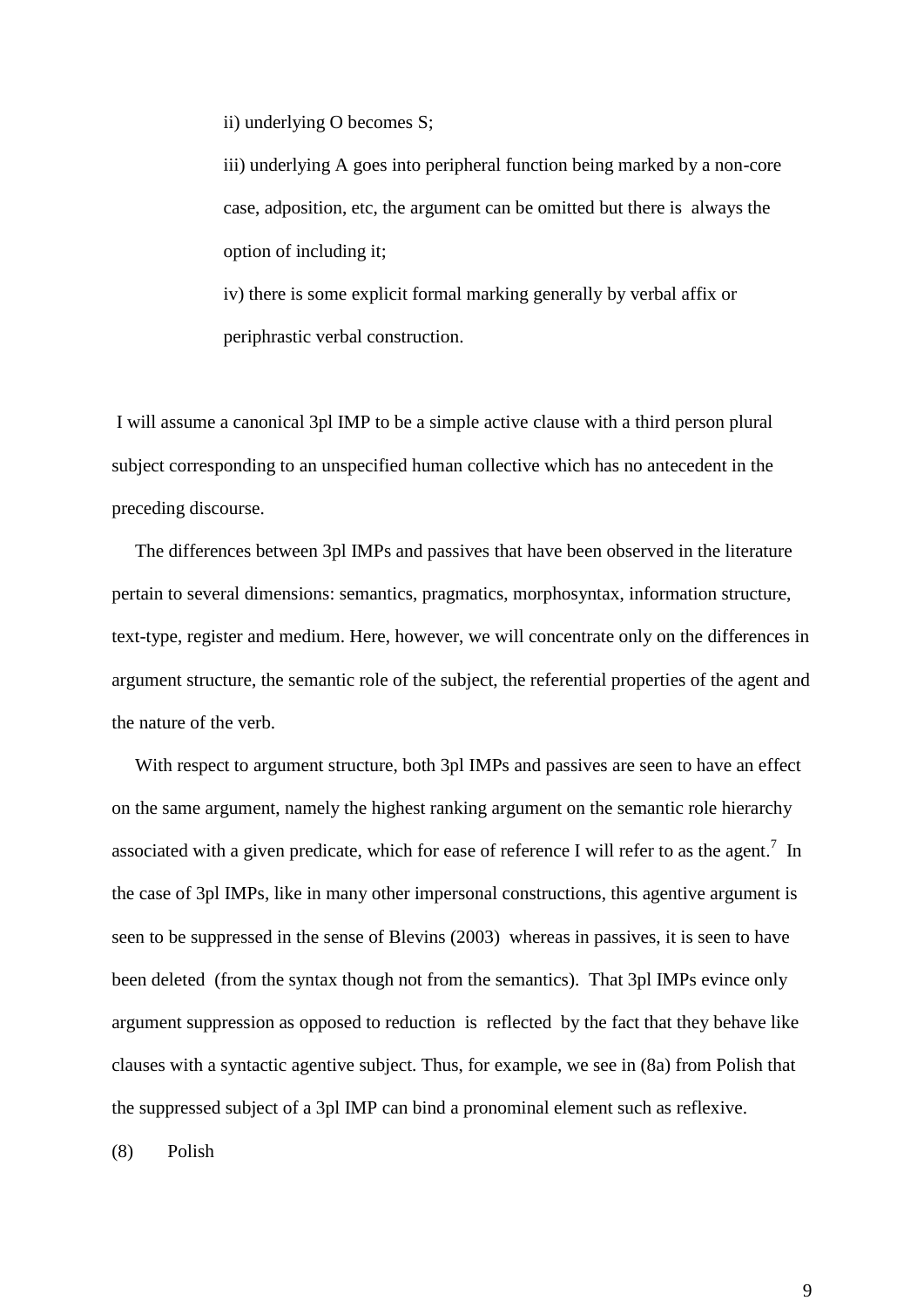ii) underlying O becomes S;

iii) underlying A goes into peripheral function being marked by a non-core case, adposition, etc, the argument can be omitted but there is always the option of including it;

iv) there is some explicit formal marking generally by verbal affix or periphrastic verbal construction.

I will assume a canonical 3pl IMP to be a simple active clause with a third person plural subject corresponding to an unspecified human collective which has no antecedent in the preceding discourse.

The differences between 3pl IMPs and passives that have been observed in the literature pertain to several dimensions: semantics, pragmatics, morphosyntax, information structure, text-type, register and medium. Here, however, we will concentrate only on the differences in argument structure, the semantic role of the subject, the referential properties of the agent and the nature of the verb.

With respect to argument structure, both 3pl IMPs and passives are seen to have an effect on the same argument, namely the highest ranking argument on the semantic role hierarchy associated with a given predicate, which for ease of reference I will refer to as the agent.[7] In the case of 3pl IMPs, like in many other impersonal constructions, this agentive argument is seen to be suppressed in the sense of Blevins (2003) whereas in passives, it is seen to have been deleted (from the syntax though not from the semantics). That 3pl IMPs evince only argument suppression as opposed to reduction is reflected by the fact that they behave like clauses with a syntactic agentive subject. Thus, for example, we see in (8a) from Polish that the suppressed subject of a 3pl IMP can bind a pronominal element such as reflexive.

(8) Polish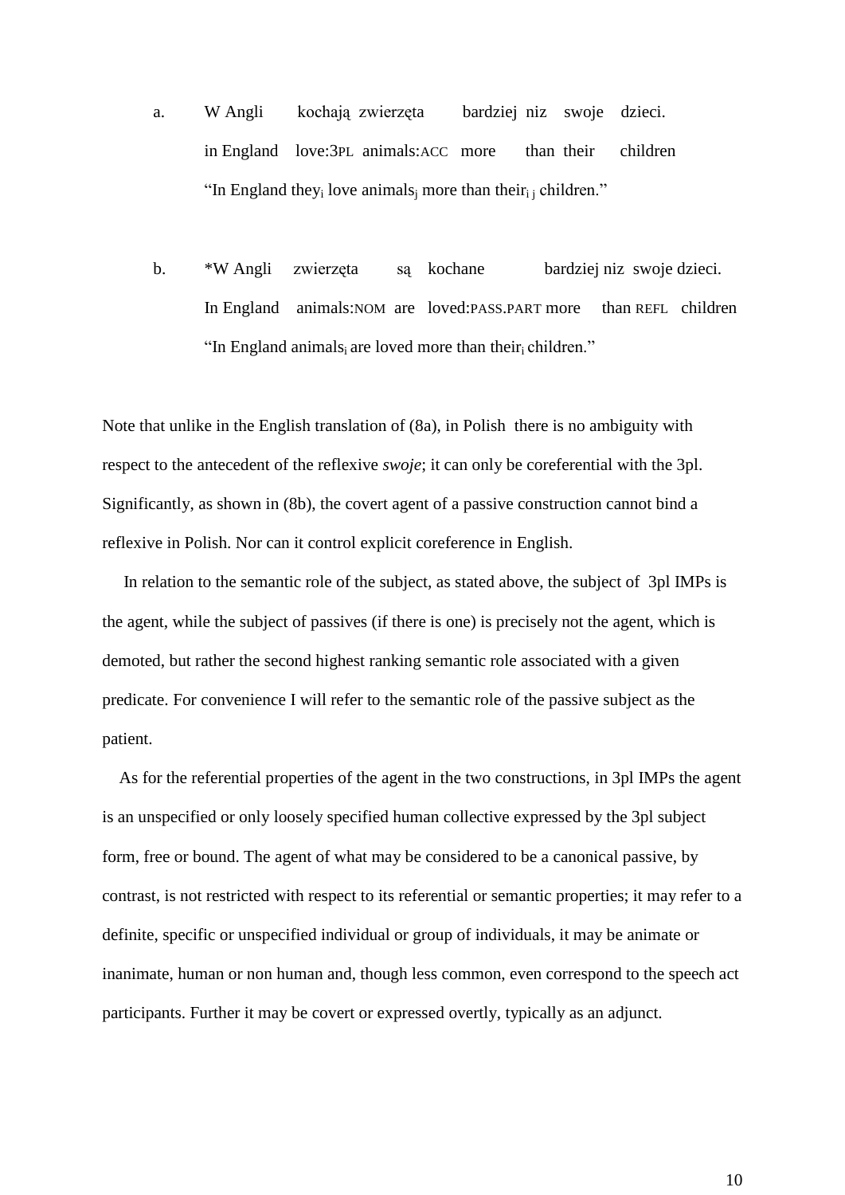a. W Angli kochają zwierzęta bardziej niz swoje dzieci.
   in England love:3PL animals:ACC more than their children
   "In England they$_i$ love animals$_j$ more than their$_{i\ j}$ children."

b. *W Angli zwierzęta są kochane bardziej niz swoje dzieci.
   In England animals:NOM are loved:PASS.PART more than REFL children
   "In England animals$_i$ are loved more than their$_i$ children."

Note that unlike in the English translation of (8a), in Polish there is no ambiguity with respect to the antecedent of the reflexive *swoje*; it can only be coreferential with the 3pl. Significantly, as shown in (8b), the covert agent of a passive construction cannot bind a reflexive in Polish. Nor can it control explicit coreference in English.

In relation to the semantic role of the subject, as stated above, the subject of 3pl IMPs is the agent, while the subject of passives (if there is one) is precisely not the agent, which is demoted, but rather the second highest ranking semantic role associated with a given predicate. For convenience I will refer to the semantic role of the passive subject as the patient.

As for the referential properties of the agent in the two constructions, in 3pl IMPs the agent is an unspecified or only loosely specified human collective expressed by the 3pl subject form, free or bound. The agent of what may be considered to be a canonical passive, by contrast, is not restricted with respect to its referential or semantic properties; it may refer to a definite, specific or unspecified individual or group of individuals, it may be animate or inanimate, human or non human and, though less common, even correspond to the speech act participants. Further it may be covert or expressed overtly, typically as an adjunct.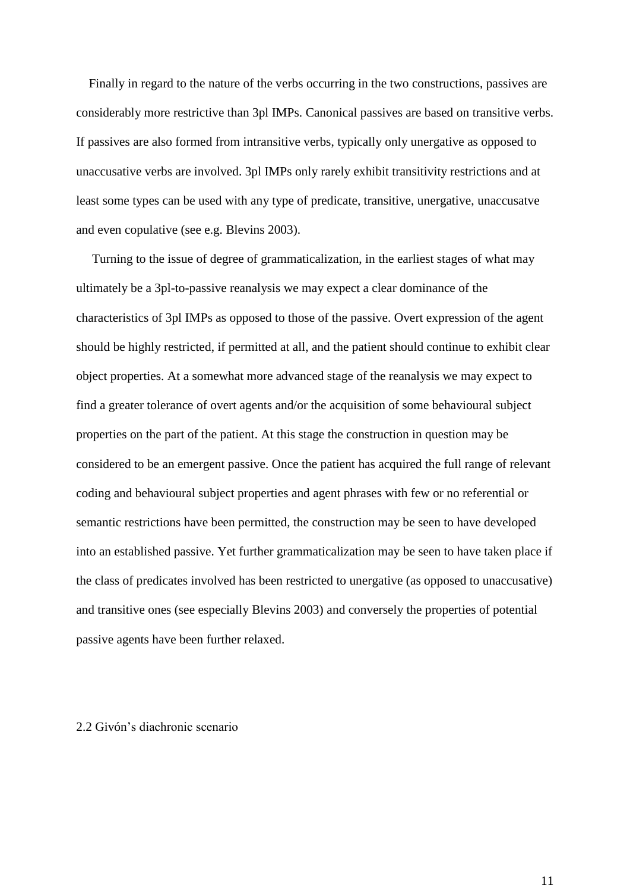Finally in regard to the nature of the verbs occurring in the two constructions, passives are considerably more restrictive than 3pl IMPs. Canonical passives are based on transitive verbs. If passives are also formed from intransitive verbs, typically only unergative as opposed to unaccusative verbs are involved. 3pl IMPs only rarely exhibit transitivity restrictions and at least some types can be used with any type of predicate, transitive, unergative, unaccusatve and even copulative (see e.g. Blevins 2003).

Turning to the issue of degree of grammaticalization, in the earliest stages of what may ultimately be a 3pl-to-passive reanalysis we may expect a clear dominance of the characteristics of 3pl IMPs as opposed to those of the passive. Overt expression of the agent should be highly restricted, if permitted at all, and the patient should continue to exhibit clear object properties. At a somewhat more advanced stage of the reanalysis we may expect to find a greater tolerance of overt agents and/or the acquisition of some behavioural subject properties on the part of the patient. At this stage the construction in question may be considered to be an emergent passive. Once the patient has acquired the full range of relevant coding and behavioural subject properties and agent phrases with few or no referential or semantic restrictions have been permitted, the construction may be seen to have developed into an established passive. Yet further grammaticalization may be seen to have taken place if the class of predicates involved has been restricted to unergative (as opposed to unaccusative) and transitive ones (see especially Blevins 2003) and conversely the properties of potential passive agents have been further relaxed.

## 2.2 Givón's diachronic scenario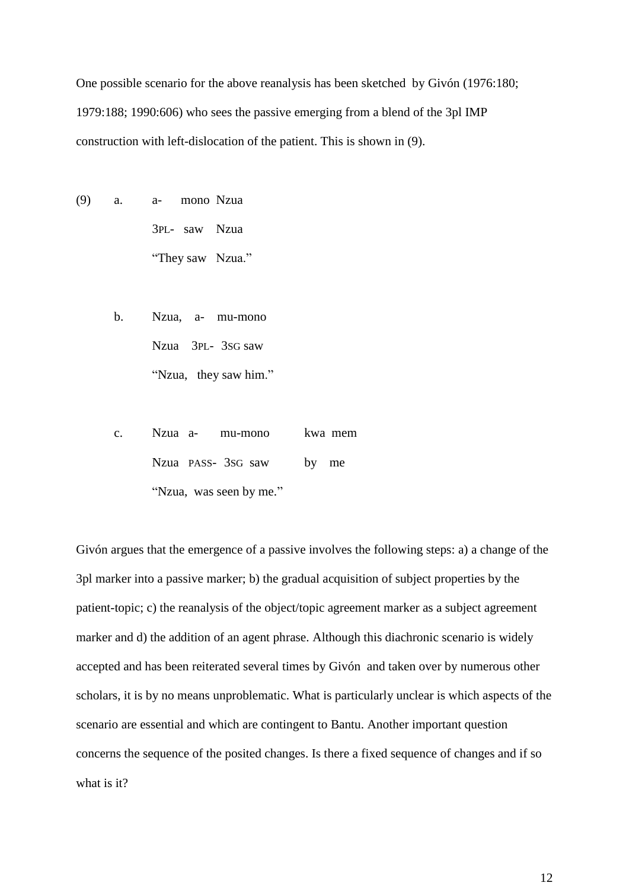One possible scenario for the above reanalysis has been sketched by Givón (1976:180; 1979:188; 1990:606) who sees the passive emerging from a blend of the 3pl IMP construction with left-dislocation of the patient. This is shown in (9).

(9)
a.
a- mono Nzua
3PL- saw Nzua
"They saw Nzua."

b.
Nzua, a- mu-mono
Nzua 3PL- 3SG saw
"Nzua, they saw him."

c.
Nzua a- mu-mono kwa mem
Nzua PASS- 3SG saw by me
"Nzua, was seen by me."

Givón argues that the emergence of a passive involves the following steps: a) a change of the 3pl marker into a passive marker; b) the gradual acquisition of subject properties by the patient-topic; c) the reanalysis of the object/topic agreement marker as a subject agreement marker and d) the addition of an agent phrase. Although this diachronic scenario is widely accepted and has been reiterated several times by Givón and taken over by numerous other scholars, it is by no means unproblematic. What is particularly unclear is which aspects of the scenario are essential and which are contingent to Bantu. Another important question concerns the sequence of the posited changes. Is there a fixed sequence of changes and if so what is it?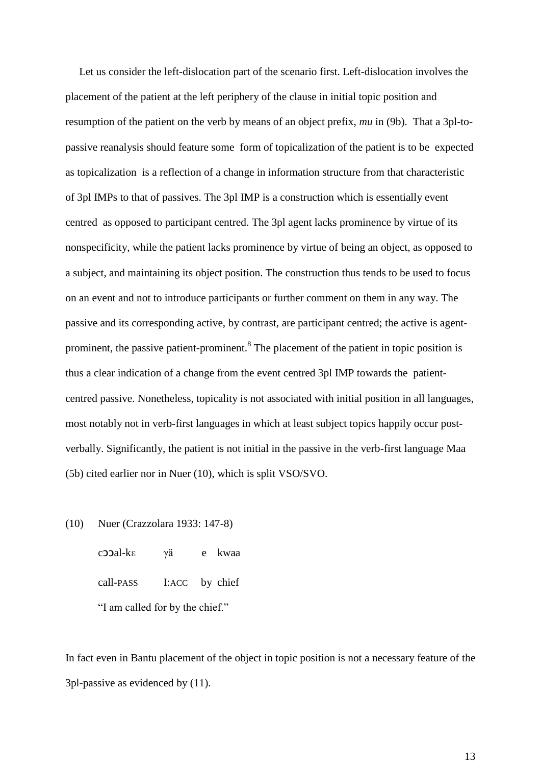Let us consider the left-dislocation part of the scenario first. Left-dislocation involves the placement of the patient at the left periphery of the clause in initial topic position and resumption of the patient on the verb by means of an object prefix, *mu* in (9b). That a 3pl-to-passive reanalysis should feature some form of topicalization of the patient is to be expected as topicalization is a reflection of a change in information structure from that characteristic of 3pl IMPs to that of passives. The 3pl IMP is a construction which is essentially event centred as opposed to participant centred. The 3pl agent lacks prominence by virtue of its nonspecificity, while the patient lacks prominence by virtue of being an object, as opposed to a subject, and maintaining its object position. The construction thus tends to be used to focus on an event and not to introduce participants or further comment on them in any way. The passive and its corresponding active, by contrast, are participant centred; the active is agent-prominent, the passive patient-prominent.[8] The placement of the patient in topic position is thus a clear indication of a change from the event centred 3pl IMP towards the patient-centred passive. Nonetheless, topicality is not associated with initial position in all languages, most notably not in verb-first languages in which at least subject topics happily occur post-verbally. Significantly, the patient is not initial in the passive in the verb-first language Maa (5b) cited earlier nor in Nuer (10), which is split VSO/SVO.

(10) Nuer (Crazzolara 1933: 147-8)

| cɔɔal-kɛ | γä | e | kwaa |
|---|---|---|---|
| call-PASS | I:ACC | by | chief |

"I am called for by the chief."

In fact even in Bantu placement of the object in topic position is not a necessary feature of the 3pl-passive as evidenced by (11).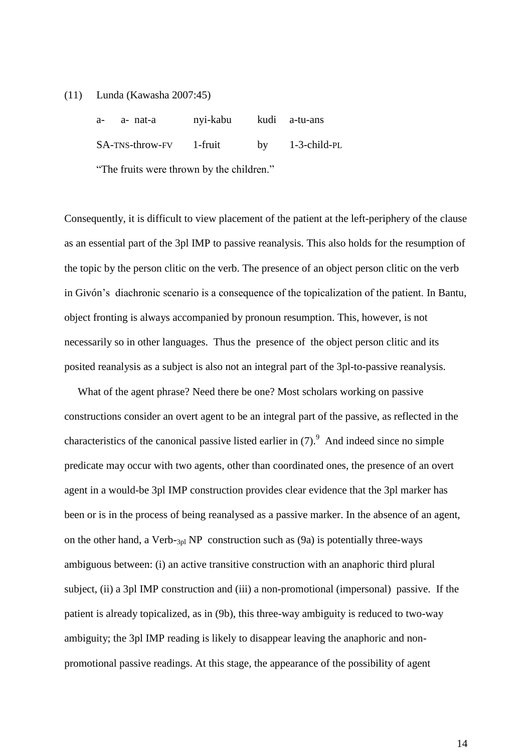(11) Lunda (Kawasha 2007:45)

| a- | a- nat-a | nyi-kabu | kudi | a-tu-ans |
|---|---|---|---|---|
| SA-TNS-throw-FV | | 1-fruit | by | 1-3-child-PL |

"The fruits were thrown by the children."

Consequently, it is difficult to view placement of the patient at the left-periphery of the clause as an essential part of the 3pl IMP to passive reanalysis. This also holds for the resumption of the topic by the person clitic on the verb. The presence of an object person clitic on the verb in Givón's diachronic scenario is a consequence of the topicalization of the patient. In Bantu, object fronting is always accompanied by pronoun resumption. This, however, is not necessarily so in other languages. Thus the presence of the object person clitic and its posited reanalysis as a subject is also not an integral part of the 3pl-to-passive reanalysis.

What of the agent phrase? Need there be one? Most scholars working on passive constructions consider an overt agent to be an integral part of the passive, as reflected in the characteristics of the canonical passive listed earlier in (7).[9] And indeed since no simple predicate may occur with two agents, other than coordinated ones, the presence of an overt agent in a would-be 3pl IMP construction provides clear evidence that the 3pl marker has been or is in the process of being reanalysed as a passive marker. In the absence of an agent, on the other hand, a Verb-$_{3pl}$ NP construction such as (9a) is potentially three-ways ambiguous between: (i) an active transitive construction with an anaphoric third plural subject, (ii) a 3pl IMP construction and (iii) a non-promotional (impersonal) passive. If the patient is already topicalized, as in (9b), this three-way ambiguity is reduced to two-way ambiguity; the 3pl IMP reading is likely to disappear leaving the anaphoric and non-promotional passive readings. At this stage, the appearance of the possibility of agent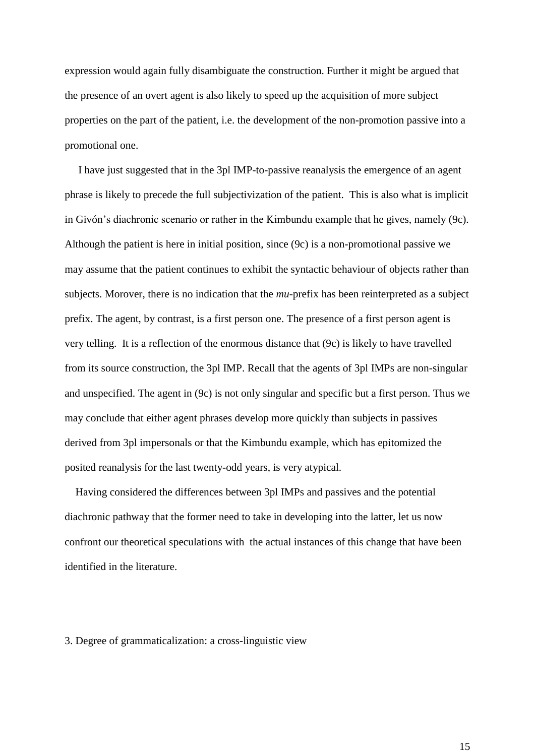expression would again fully disambiguate the construction. Further it might be argued that the presence of an overt agent is also likely to speed up the acquisition of more subject properties on the part of the patient, i.e. the development of the non-promotion passive into a promotional one.

I have just suggested that in the 3pl IMP-to-passive reanalysis the emergence of an agent phrase is likely to precede the full subjectivization of the patient. This is also what is implicit in Givón's diachronic scenario or rather in the Kimbundu example that he gives, namely (9c). Although the patient is here in initial position, since (9c) is a non-promotional passive we may assume that the patient continues to exhibit the syntactic behaviour of objects rather than subjects. Morover, there is no indication that the *mu*-prefix has been reinterpreted as a subject prefix. The agent, by contrast, is a first person one. The presence of a first person agent is very telling. It is a reflection of the enormous distance that (9c) is likely to have travelled from its source construction, the 3pl IMP. Recall that the agents of 3pl IMPs are non-singular and unspecified. The agent in (9c) is not only singular and specific but a first person. Thus we may conclude that either agent phrases develop more quickly than subjects in passives derived from 3pl impersonals or that the Kimbundu example, which has epitomized the posited reanalysis for the last twenty-odd years, is very atypical.

Having considered the differences between 3pl IMPs and passives and the potential diachronic pathway that the former need to take in developing into the latter, let us now confront our theoretical speculations with the actual instances of this change that have been identified in the literature.

## 3. Degree of grammaticalization: a cross-linguistic view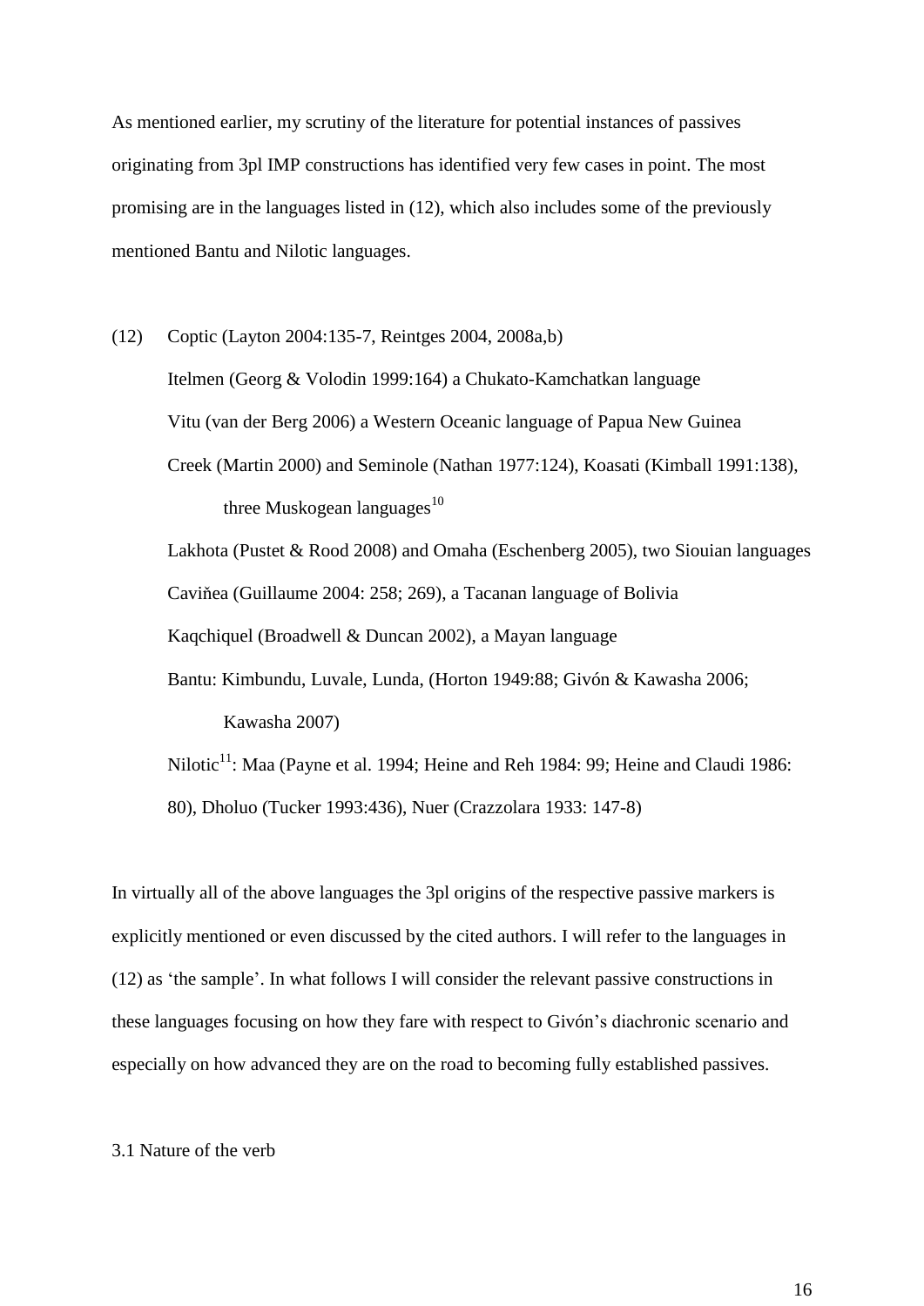As mentioned earlier, my scrutiny of the literature for potential instances of passives originating from 3pl IMP constructions has identified very few cases in point. The most promising are in the languages listed in (12), which also includes some of the previously mentioned Bantu and Nilotic languages.

(12) Coptic (Layton 2004:135-7, Reintges 2004, 2008a,b)

Itelmen (Georg & Volodin 1999:164) a Chukato-Kamchatkan language

Vitu (van der Berg 2006) a Western Oceanic language of Papua New Guinea

Creek (Martin 2000) and Seminole (Nathan 1977:124), Koasati (Kimball 1991:138), three Muskogean languages[10]

Lakhota (Pustet & Rood 2008) and Omaha (Eschenberg 2005), two Siouian languages

Caviňea (Guillaume 2004: 258; 269), a Tacanan language of Bolivia

Kaqchiquel (Broadwell & Duncan 2002), a Mayan language

Bantu: Kimbundu, Luvale, Lunda, (Horton 1949:88; Givón & Kawasha 2006; Kawasha 2007)

Nilotic[11]: Maa (Payne et al. 1994; Heine and Reh 1984: 99; Heine and Claudi 1986: 80), Dholuo (Tucker 1993:436), Nuer (Crazzolara 1933: 147-8)

In virtually all of the above languages the 3pl origins of the respective passive markers is explicitly mentioned or even discussed by the cited authors. I will refer to the languages in (12) as 'the sample'. In what follows I will consider the relevant passive constructions in these languages focusing on how they fare with respect to Givón's diachronic scenario and especially on how advanced they are on the road to becoming fully established passives.

### 3.1 Nature of the verb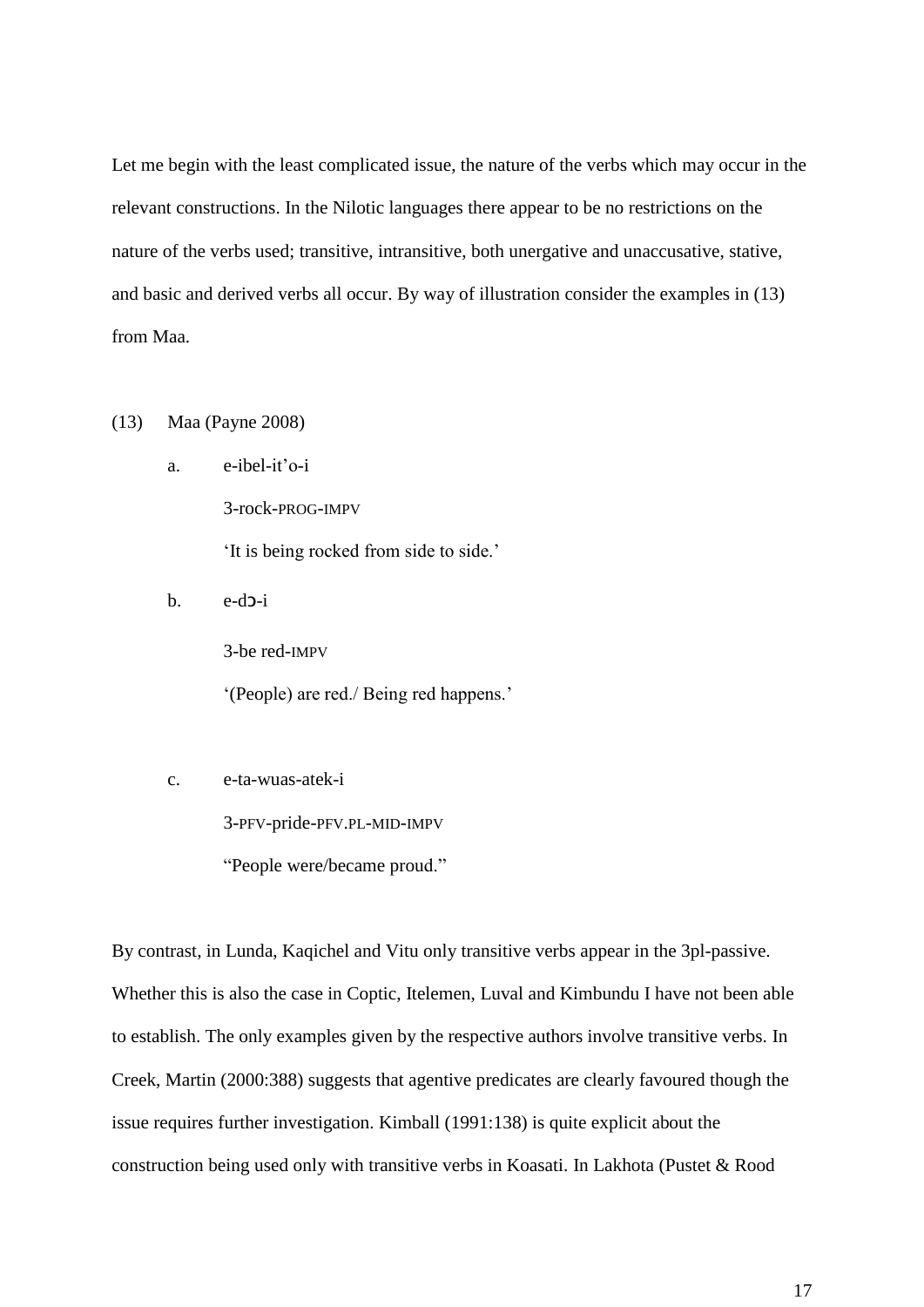Let me begin with the least complicated issue, the nature of the verbs which may occur in the relevant constructions. In the Nilotic languages there appear to be no restrictions on the nature of the verbs used; transitive, intransitive, both unergative and unaccusative, stative, and basic and derived verbs all occur. By way of illustration consider the examples in (13) from Maa.

(13) Maa (Payne 2008)

a. e-ibel-it'o-i
   3-rock-PROG-IMPV
   'It is being rocked from side to side.'

b. e-dɔ-i
   3-be red-IMPV
   '(People) are red./ Being red happens.'

c. e-ta-wuas-atek-i
   3-PFV-pride-PFV.PL-MID-IMPV
   "People were/became proud."

By contrast, in Lunda, Kaqichel and Vitu only transitive verbs appear in the 3pl-passive. Whether this is also the case in Coptic, Itelemen, Luval and Kimbundu I have not been able to establish. The only examples given by the respective authors involve transitive verbs. In Creek, Martin (2000:388) suggests that agentive predicates are clearly favoured though the issue requires further investigation. Kimball (1991:138) is quite explicit about the construction being used only with transitive verbs in Koasati. In Lakhota (Pustet & Rood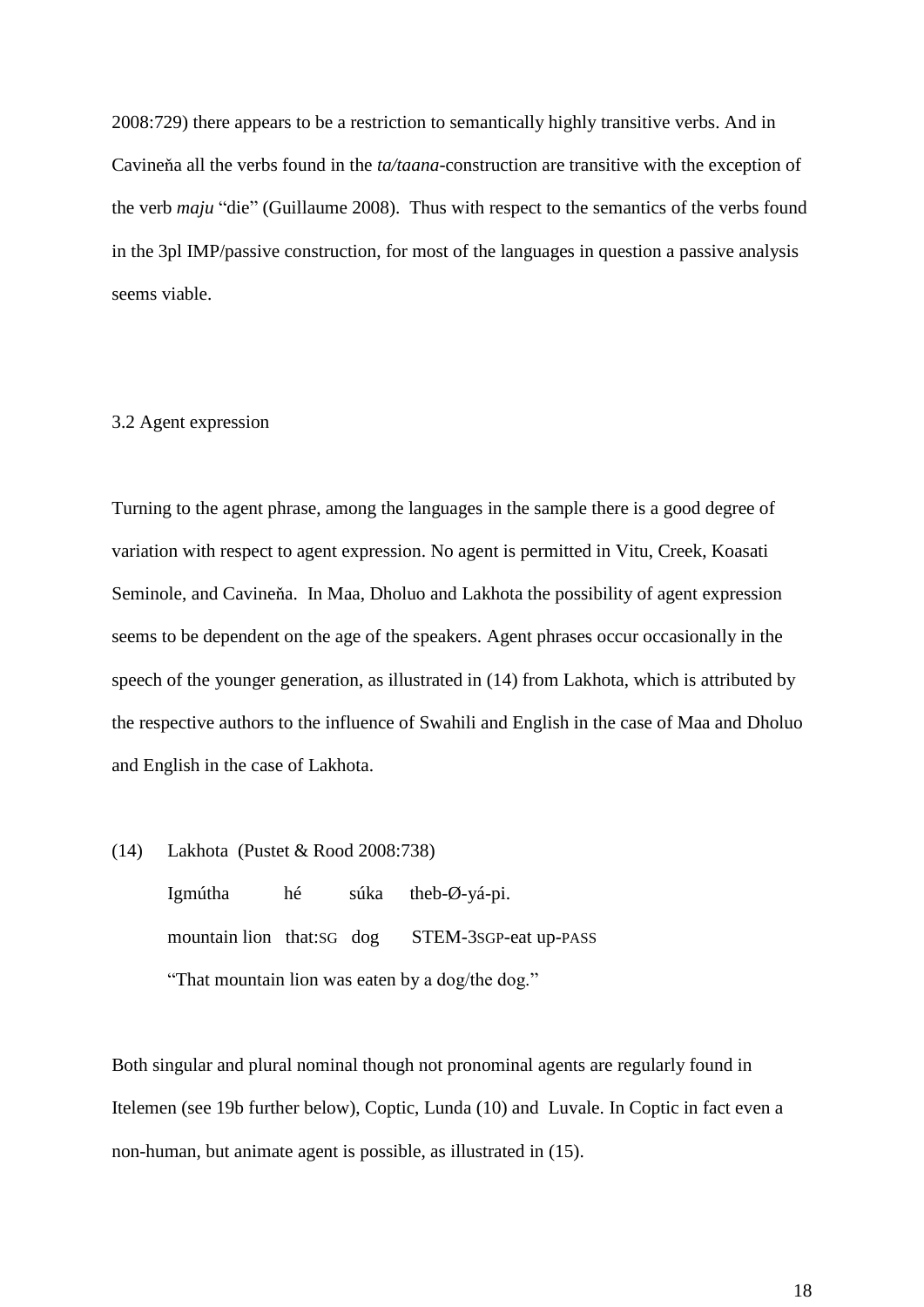2008:729) there appears to be a restriction to semantically highly transitive verbs. And in Cavineňa all the verbs found in the *ta/taana*-construction are transitive with the exception of the verb *maju* "die" (Guillaume 2008). Thus with respect to the semantics of the verbs found in the 3pl IMP/passive construction, for most of the languages in question a passive analysis seems viable.

### 3.2 Agent expression

Turning to the agent phrase, among the languages in the sample there is a good degree of variation with respect to agent expression. No agent is permitted in Vitu, Creek, Koasati Seminole, and Cavineňa. In Maa, Dholuo and Lakhota the possibility of agent expression seems to be dependent on the age of the speakers. Agent phrases occur occasionally in the speech of the younger generation, as illustrated in (14) from Lakhota, which is attributed by the respective authors to the influence of Swahili and English in the case of Maa and Dholuo and English in the case of Lakhota.

(14) Lakhota (Pustet & Rood 2008:738)

Igmútha hé súka theb-Ø-yá-pi.

mountain lion that:SG dog STEM-3SGP-eat up-PASS

"That mountain lion was eaten by a dog/the dog."

Both singular and plural nominal though not pronominal agents are regularly found in Itelemen (see 19b further below), Coptic, Lunda (10) and Luvale. In Coptic in fact even a non-human, but animate agent is possible, as illustrated in (15).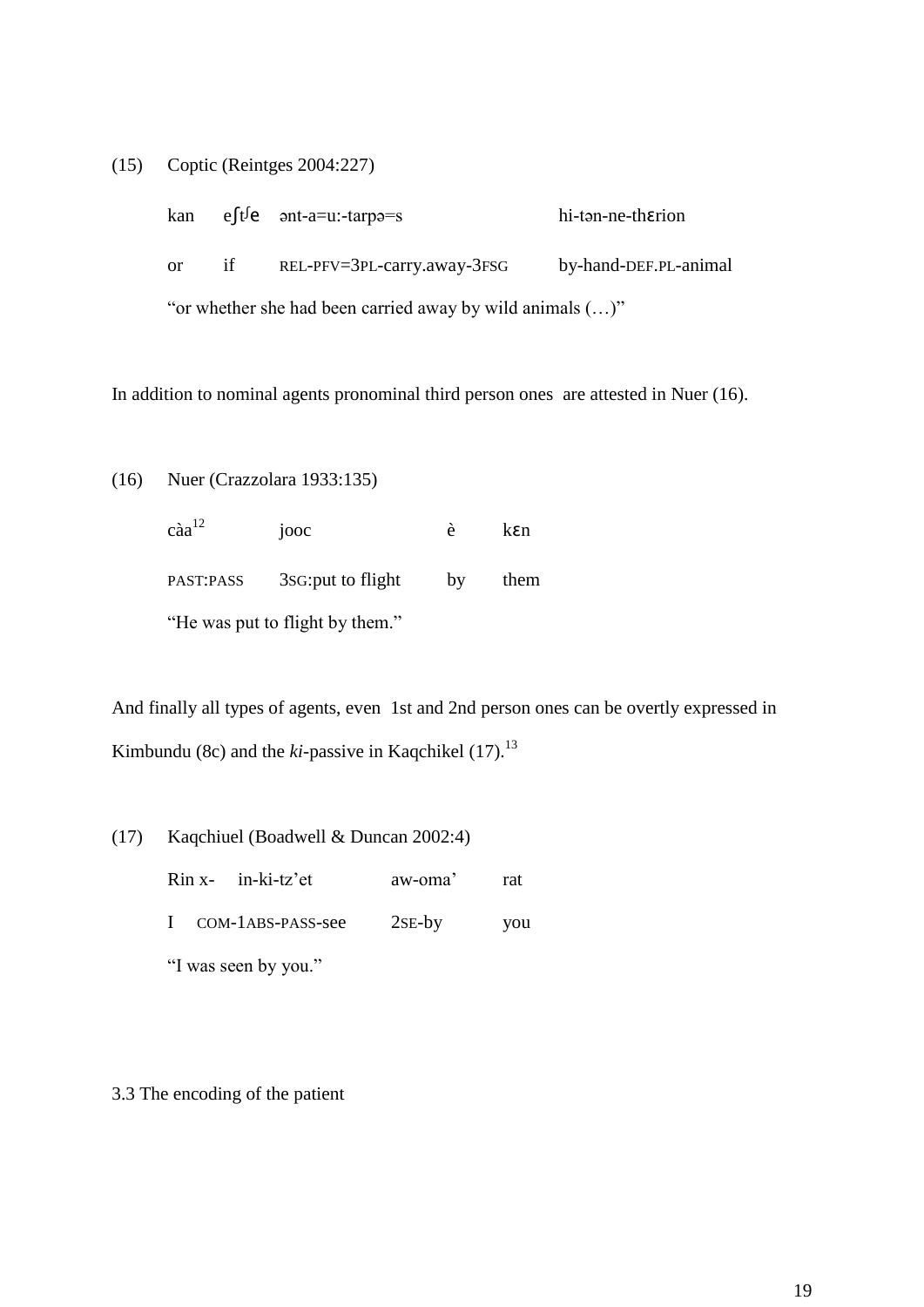(15) Coptic (Reintges 2004:227)

| kan | eʃtʲe | ənt-a=u:-tarpə=s | hi-tən-ne-thɛrion |
|---|---|---|---|
| or | if | REL-PFV=3PL-carry.away-3FSG | by-hand-DEF.PL-animal |

"or whether she had been carried away by wild animals (…)"

In addition to nominal agents pronominal third person ones are attested in Nuer (16).

(16) Nuer (Crazzolara 1933:135)

| càa[12] | jooc | è | kɛn |
|---|---|---|---|
| PAST:PASS | 3SG:put to flight | by | them |

"He was put to flight by them."

And finally all types of agents, even 1st and 2nd person ones can be overtly expressed in Kimbundu (8c) and the *ki*-passive in Kaqchikel (17).[13]

(17) Kaqchiuel (Boadwell & Duncan 2002:4)

| Rin | x- in-ki-tz'et | aw-oma' | rat |
|---|---|---|---|
| I | COM-1ABS-PASS-see | 2SE-by | you |

"I was seen by you."

## 3.3 The encoding of the patient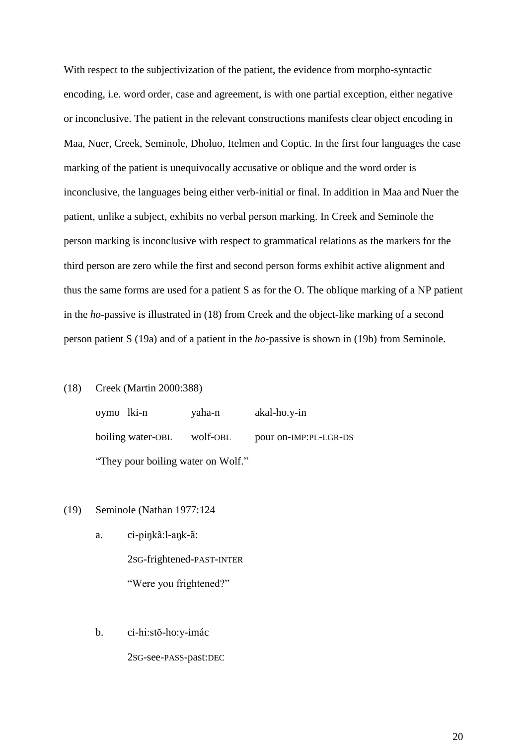With respect to the subjectivization of the patient, the evidence from morpho-syntactic encoding, i.e. word order, case and agreement, is with one partial exception, either negative or inconclusive. The patient in the relevant constructions manifests clear object encoding in Maa, Nuer, Creek, Seminole, Dholuo, Itelmen and Coptic. In the first four languages the case marking of the patient is unequivocally accusative or oblique and the word order is inconclusive, the languages being either verb-initial or final. In addition in Maa and Nuer the patient, unlike a subject, exhibits no verbal person marking. In Creek and Seminole the person marking is inconclusive with respect to grammatical relations as the markers for the third person are zero while the first and second person forms exhibit active alignment and thus the same forms are used for a patient S as for the O. The oblique marking of a NP patient in the *ho*-passive is illustrated in (18) from Creek and the object-like marking of a second person patient S (19a) and of a patient in the *ho*-passive is shown in (19b) from Seminole.

(18) Creek (Martin 2000:388)

oymo lki-n yaha-n akal-ho.y-in

boiling water-OBL wolf-OBL pour on-IMP:PL-LGR-DS

"They pour boiling water on Wolf."

(19) Seminole (Nathan 1977:124

a. ci-piŋkã:l-aŋk-ã:

2SG-frightened-PAST-INTER

"Were you frightened?"

b. ci-hi:stŏ-ho:y-imác

2SG-see-PASS-past:DEC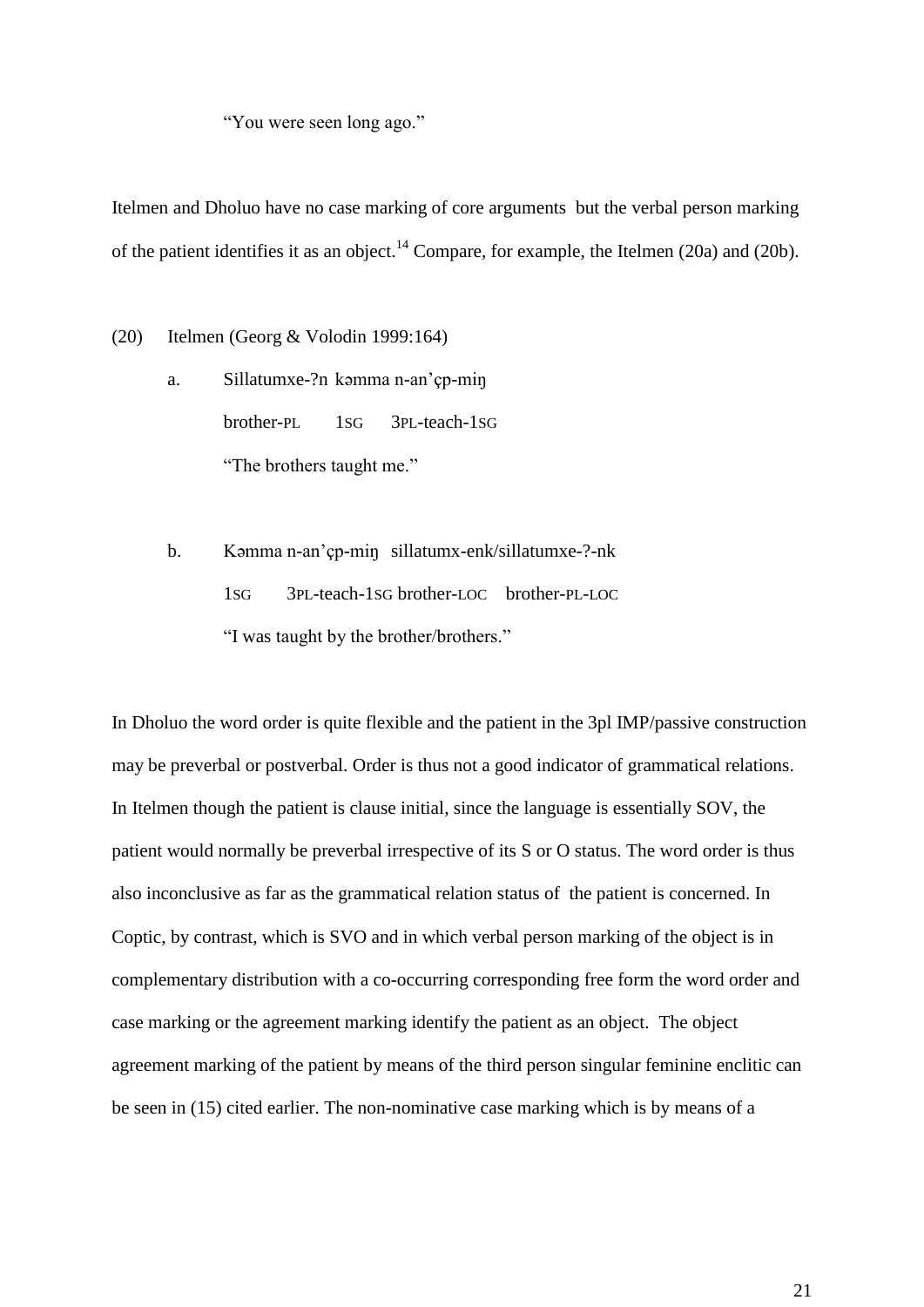"You were seen long ago."

Itelmen and Dholuo have no case marking of core arguments but the verbal person marking of the patient identifies it as an object.[14] Compare, for example, the Itelmen (20a) and (20b).

(20) Itelmen (Georg & Volodin 1999:164)

a. Sillatumxe-ʔn kəmma n-an'çp-miŋ
   brother-PL 1SG 3PL-teach-1SG
   "The brothers taught me."

b. Kəmma n-an'çp-miŋ sillatumx-enk/sillatumxe-ʔ-nk
   1SG 3PL-teach-1SG brother-LOC brother-PL-LOC
   "I was taught by the brother/brothers."

In Dholuo the word order is quite flexible and the patient in the 3pl IMP/passive construction may be preverbal or postverbal. Order is thus not a good indicator of grammatical relations. In Itelmen though the patient is clause initial, since the language is essentially SOV, the patient would normally be preverbal irrespective of its S or O status. The word order is thus also inconclusive as far as the grammatical relation status of the patient is concerned. In Coptic, by contrast, which is SVO and in which verbal person marking of the object is in complementary distribution with a co-occurring corresponding free form the word order and case marking or the agreement marking identify the patient as an object. The object agreement marking of the patient by means of the third person singular feminine enclitic can be seen in (15) cited earlier. The non-nominative case marking which is by means of a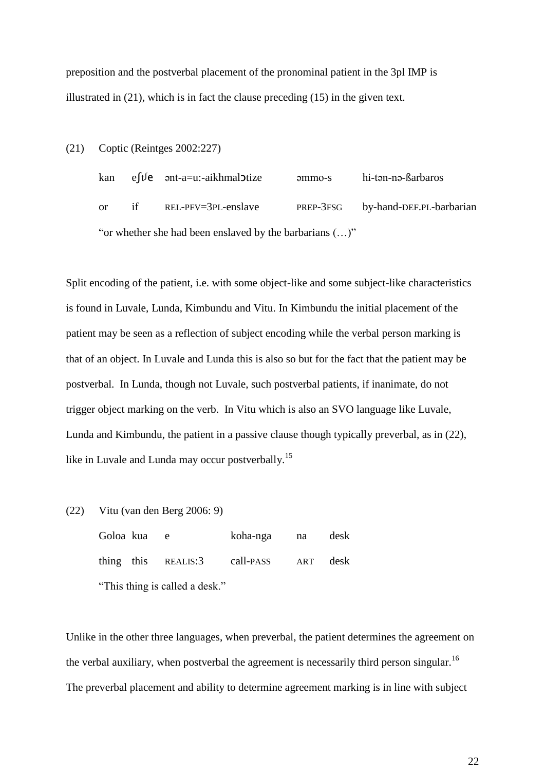preposition and the postverbal placement of the pronominal patient in the 3pl IMP is illustrated in (21), which is in fact the clause preceding (15) in the given text.

(21) Coptic (Reintges 2002:227)

| kan | eʃtʃe | ənt-a=u:-aikhmalɔtize | əmmo-s | hi-tən-nə-ßarbaros |
|---|---|---|---|---|
| or | if | REL-PFV=3PL-enslave | PREP-3FSG | by-hand-DEF.PL-barbarian |

"or whether she had been enslaved by the barbarians (…)"

Split encoding of the patient, i.e. with some object-like and some subject-like characteristics is found in Luvale, Lunda, Kimbundu and Vitu. In Kimbundu the initial placement of the patient may be seen as a reflection of subject encoding while the verbal person marking is that of an object. In Luvale and Lunda this is also so but for the fact that the patient may be postverbal. In Lunda, though not Luvale, such postverbal patients, if inanimate, do not trigger object marking on the verb. In Vitu which is also an SVO language like Luvale, Lunda and Kimbundu, the patient in a passive clause though typically preverbal, as in (22), like in Luvale and Lunda may occur postverbally.[15]

(22) Vitu (van den Berg 2006: 9)

| Goloa | kua | e | koha-nga | na | desk |
|---|---|---|---|---|---|
| thing | this | REALIS:3 | call-PASS | ART | desk |

"This thing is called a desk."

Unlike in the other three languages, when preverbal, the patient determines the agreement on the verbal auxiliary, when postverbal the agreement is necessarily third person singular.[16] The preverbal placement and ability to determine agreement marking is in line with subject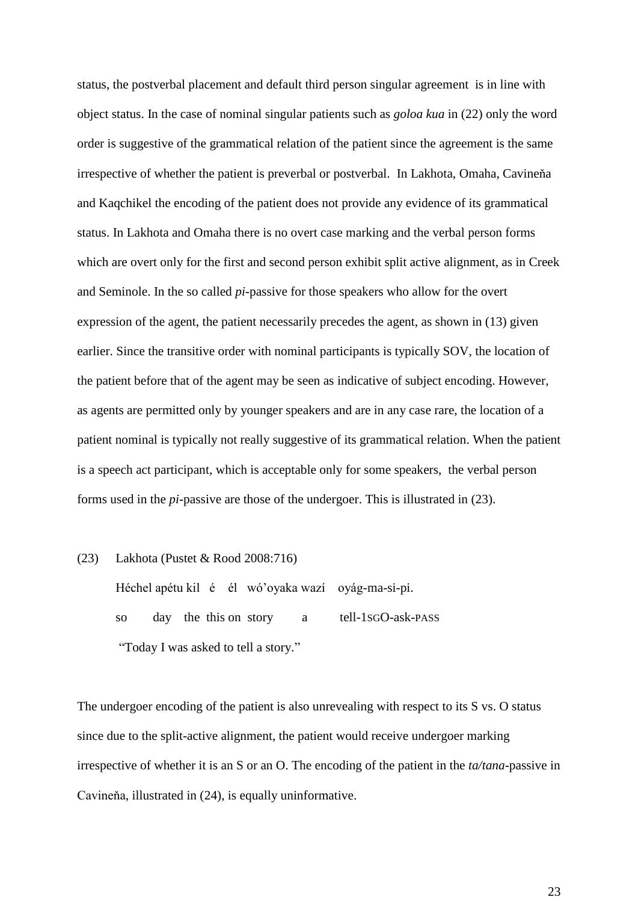status, the postverbal placement and default third person singular agreement is in line with object status. In the case of nominal singular patients such as *goloa kua* in (22) only the word order is suggestive of the grammatical relation of the patient since the agreement is the same irrespective of whether the patient is preverbal or postverbal. In Lakhota, Omaha, Cavineňa and Kaqchikel the encoding of the patient does not provide any evidence of its grammatical status. In Lakhota and Omaha there is no overt case marking and the verbal person forms which are overt only for the first and second person exhibit split active alignment, as in Creek and Seminole. In the so called *pi*-passive for those speakers who allow for the overt expression of the agent, the patient necessarily precedes the agent, as shown in (13) given earlier. Since the transitive order with nominal participants is typically SOV, the location of the patient before that of the agent may be seen as indicative of subject encoding. However, as agents are permitted only by younger speakers and are in any case rare, the location of a patient nominal is typically not really suggestive of its grammatical relation. When the patient is a speech act participant, which is acceptable only for some speakers, the verbal person forms used in the *pi*-passive are those of the undergoer. This is illustrated in (23).

(23) Lakhota (Pustet & Rood 2008:716)

Héchel apétu kil é él wó'oyaka wazí oyág-ma-si-pi.

so day the this on story a tell-1SGO-ask-PASS

"Today I was asked to tell a story."

The undergoer encoding of the patient is also unrevealing with respect to its S vs. O status since due to the split-active alignment, the patient would receive undergoer marking irrespective of whether it is an S or an O. The encoding of the patient in the *ta/tana*-passive in Cavineňa, illustrated in (24), is equally uninformative.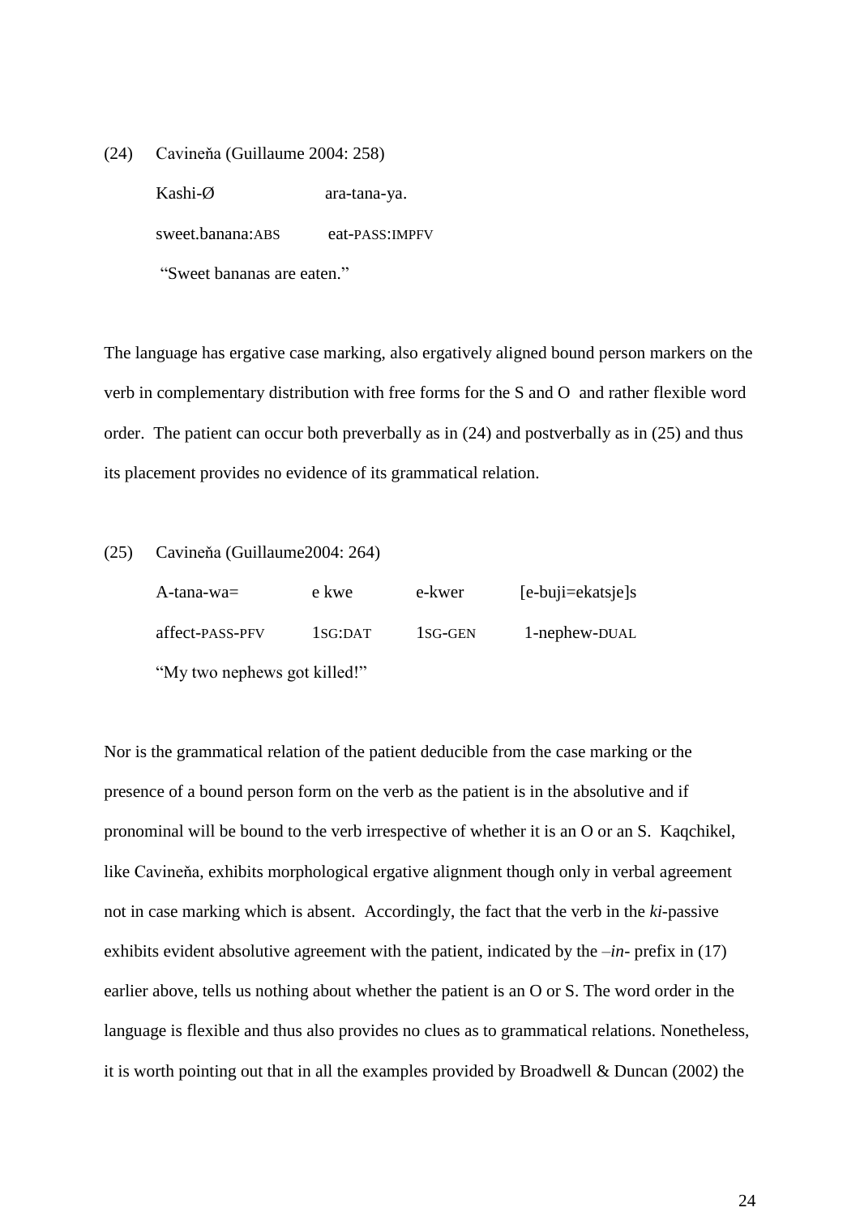(24) Cavineňa (Guillaume 2004: 258)

| Kashi-Ø | ara-tana-ya. |
|---|---|
| sweet.banana:ABS | eat-PASS:IMPFV |

"Sweet bananas are eaten."

The language has ergative case marking, also ergatively aligned bound person markers on the verb in complementary distribution with free forms for the S and O and rather flexible word order. The patient can occur both preverbally as in (24) and postverbally as in (25) and thus its placement provides no evidence of its grammatical relation.

(25) Cavineňa (Guillaume2004: 264)

| A-tana-wa= | e kwe | e-kwer | [e-buji=ekatsje]s |
|---|---|---|---|
| affect-PASS-PFV | 1SG:DAT | 1SG-GEN | 1-nephew-DUAL |

"My two nephews got killed!"

Nor is the grammatical relation of the patient deducible from the case marking or the presence of a bound person form on the verb as the patient is in the absolutive and if pronominal will be bound to the verb irrespective of whether it is an O or an S. Kaqchikel, like Cavineňa, exhibits morphological ergative alignment though only in verbal agreement not in case marking which is absent. Accordingly, the fact that the verb in the *ki*-passive exhibits evident absolutive agreement with the patient, indicated by the –*in*- prefix in (17) earlier above, tells us nothing about whether the patient is an O or S. The word order in the language is flexible and thus also provides no clues as to grammatical relations. Nonetheless, it is worth pointing out that in all the examples provided by Broadwell & Duncan (2002) the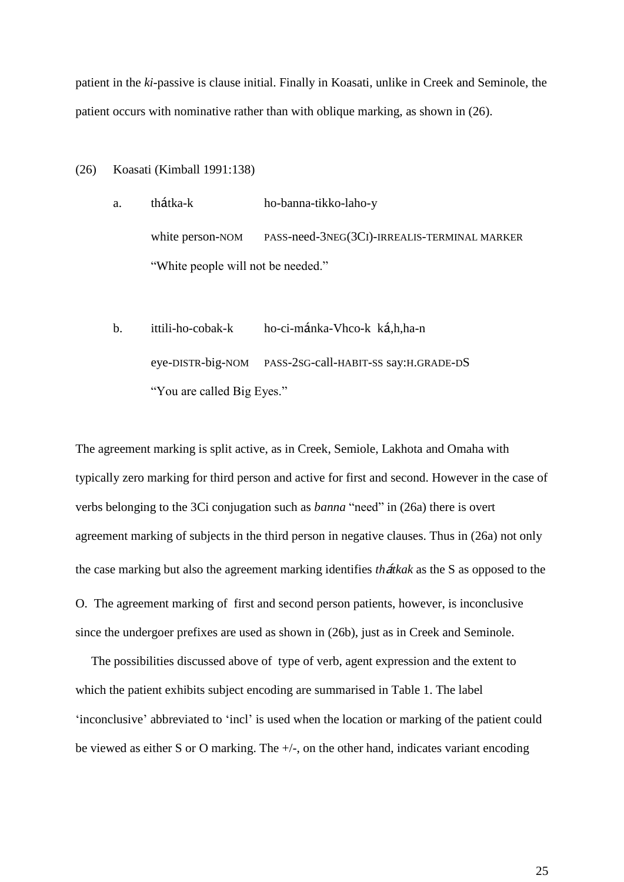patient in the *ki*-passive is clause initial. Finally in Koasati, unlike in Creek and Seminole, the patient occurs with nominative rather than with oblique marking, as shown in (26).

(26) Koasati (Kimball 1991:138)

a. thátka-k ho-banna-tikko-laho-y

white person-NOM PASS-need-3NEG(3CI)-IRREALIS-TERMINAL MARKER

"White people will not be needed."

b. ittili-ho-cobak-k ho-ci-mánka-Vhco-k ká,h,ha-n

eye-DISTR-big-NOM PASS-2SG-call-HABIT-SS say:H.GRADE-DS

"You are called Big Eyes."

The agreement marking is split active, as in Creek, Semiole, Lakhota and Omaha with typically zero marking for third person and active for first and second. However in the case of verbs belonging to the 3Ci conjugation such as *banna* "need" in (26a) there is overt agreement marking of subjects in the third person in negative clauses. Thus in (26a) not only the case marking but also the agreement marking identifies *thátkak* as the S as opposed to the O. The agreement marking of first and second person patients, however, is inconclusive since the undergoer prefixes are used as shown in (26b), just as in Creek and Seminole.

The possibilities discussed above of type of verb, agent expression and the extent to which the patient exhibits subject encoding are summarised in Table 1. The label 'inconclusive' abbreviated to 'incl' is used when the location or marking of the patient could be viewed as either S or O marking. The +/-, on the other hand, indicates variant encoding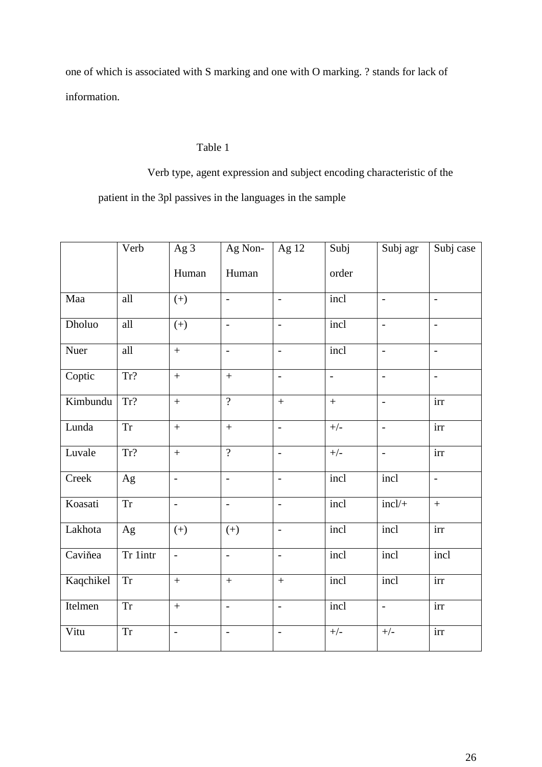one of which is associated with S marking and one with O marking. ? stands for lack of information.

Table 1

Verb type, agent expression and subject encoding characteristic of the patient in the 3pl passives in the languages in the sample

| | Verb | Ag 3 Human | Ag Non-Human | Ag 12 | Subj order | Subj agr | Subj case |
|---|---|---|---|---|---|---|---|
| Maa | all | (+) | - | - | incl | - | - |
| Dholuo | all | (+) | - | - | incl | - | - |
| Nuer | all | + | - | - | incl | - | - |
| Coptic | Tr? | + | + | - | - | - | - |
| Kimbundu | Tr? | + | ? | + | + | - | irr |
| Lunda | Tr | + | + | - | +/- | - | irr |
| Luvale | Tr? | + | ? | - | +/- | - | irr |
| Creek | Ag | - | - | - | incl | incl | - |
| Koasati | Tr | - | - | - | incl | incl/+ | + |
| Lakhota | Ag | (+) | (+) | - | incl | incl | irr |
| Caviňea | Tr 1intr | - | - | - | incl | incl | incl |
| Kaqchikel | Tr | + | + | + | incl | incl | irr |
| Itelmen | Tr | + | - | - | incl | - | irr |
| Vitu | Tr | - | - | - | +/- | +/- | irr |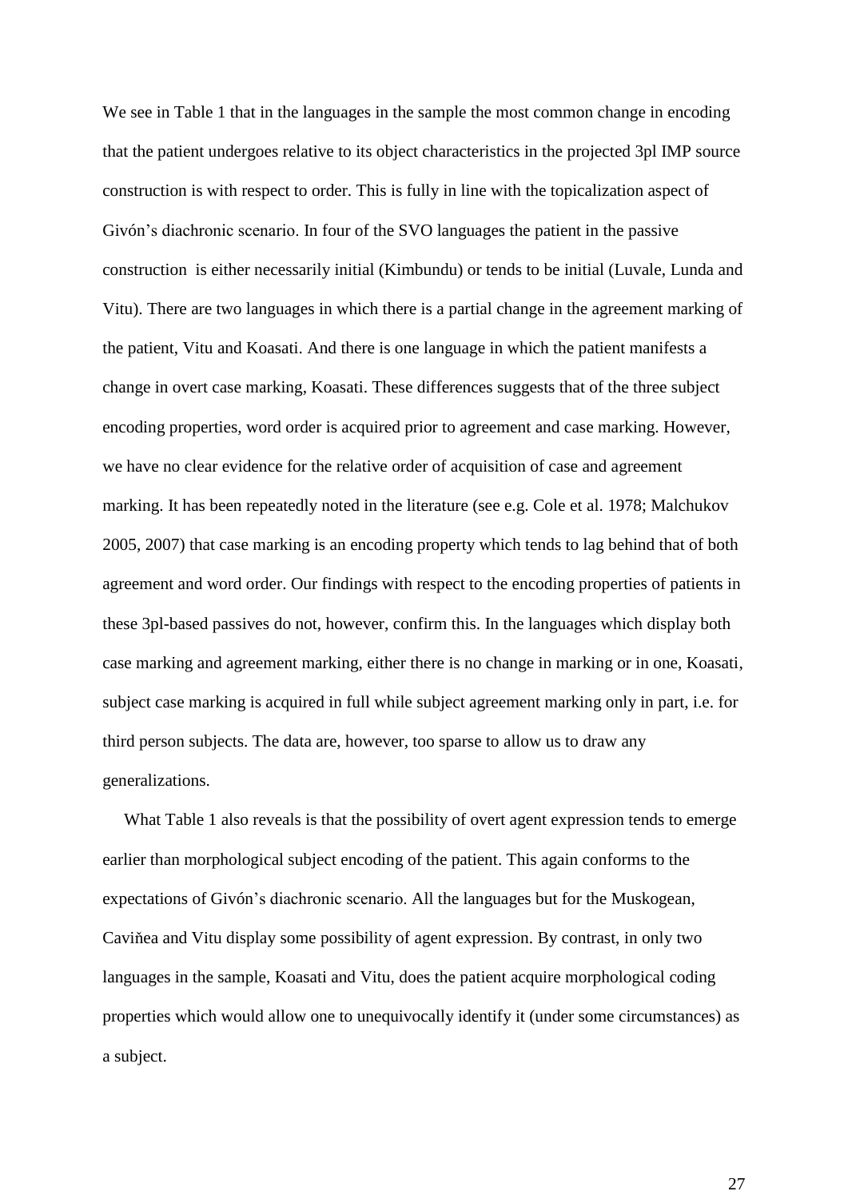We see in Table 1 that in the languages in the sample the most common change in encoding that the patient undergoes relative to its object characteristics in the projected 3pl IMP source construction is with respect to order. This is fully in line with the topicalization aspect of Givón's diachronic scenario. In four of the SVO languages the patient in the passive construction is either necessarily initial (Kimbundu) or tends to be initial (Luvale, Lunda and Vitu). There are two languages in which there is a partial change in the agreement marking of the patient, Vitu and Koasati. And there is one language in which the patient manifests a change in overt case marking, Koasati. These differences suggests that of the three subject encoding properties, word order is acquired prior to agreement and case marking. However, we have no clear evidence for the relative order of acquisition of case and agreement marking. It has been repeatedly noted in the literature (see e.g. Cole et al. 1978; Malchukov 2005, 2007) that case marking is an encoding property which tends to lag behind that of both agreement and word order. Our findings with respect to the encoding properties of patients in these 3pl-based passives do not, however, confirm this. In the languages which display both case marking and agreement marking, either there is no change in marking or in one, Koasati, subject case marking is acquired in full while subject agreement marking only in part, i.e. for third person subjects. The data are, however, too sparse to allow us to draw any generalizations.

What Table 1 also reveals is that the possibility of overt agent expression tends to emerge earlier than morphological subject encoding of the patient. This again conforms to the expectations of Givón's diachronic scenario. All the languages but for the Muskogean, Caviňea and Vitu display some possibility of agent expression. By contrast, in only two languages in the sample, Koasati and Vitu, does the patient acquire morphological coding properties which would allow one to unequivocally identify it (under some circumstances) as a subject.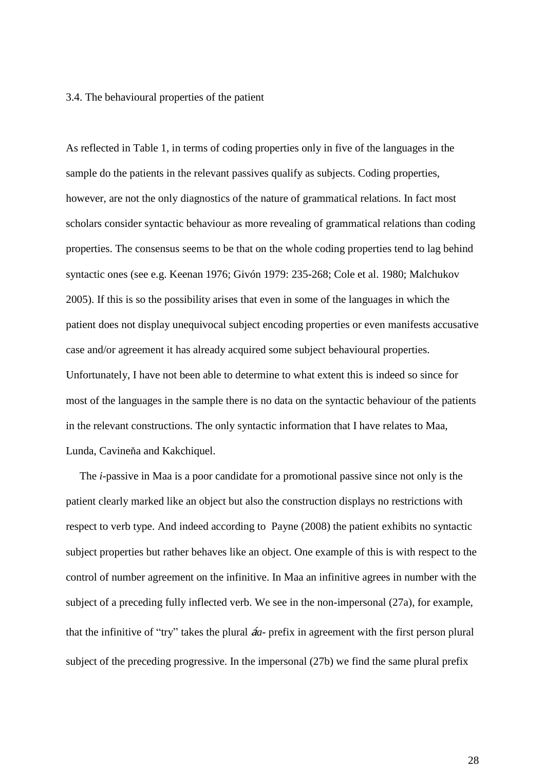### 3.4. The behavioural properties of the patient

As reflected in Table 1, in terms of coding properties only in five of the languages in the sample do the patients in the relevant passives qualify as subjects. Coding properties, however, are not the only diagnostics of the nature of grammatical relations. In fact most scholars consider syntactic behaviour as more revealing of grammatical relations than coding properties. The consensus seems to be that on the whole coding properties tend to lag behind syntactic ones (see e.g. Keenan 1976; Givón 1979: 235-268; Cole et al. 1980; Malchukov 2005). If this is so the possibility arises that even in some of the languages in which the patient does not display unequivocal subject encoding properties or even manifests accusative case and/or agreement it has already acquired some subject behavioural properties. Unfortunately, I have not been able to determine to what extent this is indeed so since for most of the languages in the sample there is no data on the syntactic behaviour of the patients in the relevant constructions. The only syntactic information that I have relates to Maa, Lunda, Cavineňa and Kakchiquel.

The *i*-passive in Maa is a poor candidate for a promotional passive since not only is the patient clearly marked like an object but also the construction displays no restrictions with respect to verb type. And indeed according to Payne (2008) the patient exhibits no syntactic subject properties but rather behaves like an object. One example of this is with respect to the control of number agreement on the infinitive. In Maa an infinitive agrees in number with the subject of a preceding fully inflected verb. We see in the non-impersonal (27a), for example, that the infinitive of "try" takes the plural *áa-* prefix in agreement with the first person plural subject of the preceding progressive. In the impersonal (27b) we find the same plural prefix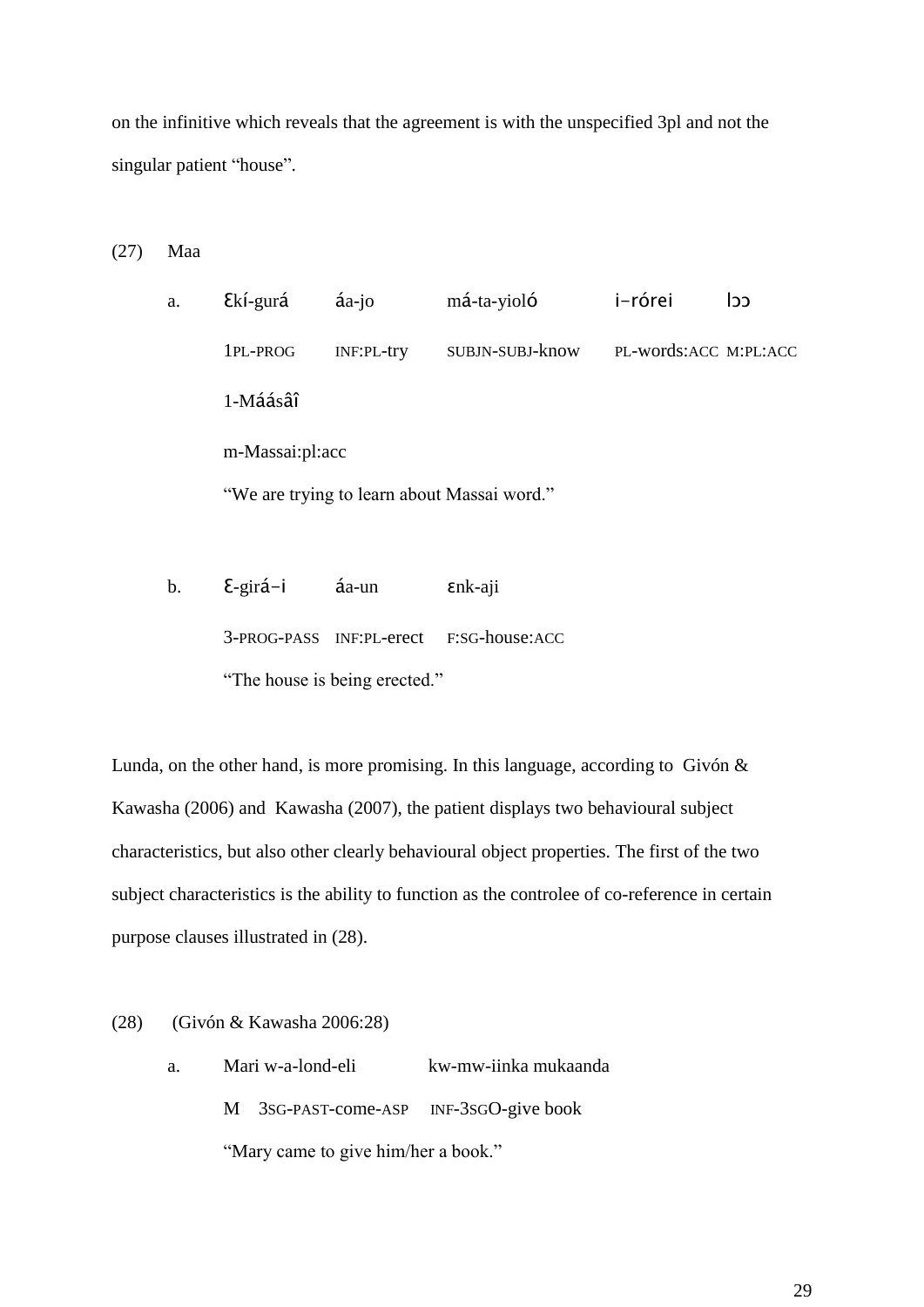on the infinitive which reveals that the agreement is with the unspecified 3pl and not the singular patient "house".

(27) Maa

a. Ɛkí-gurá áa-jo má-ta-yioló i–rórei lɔɔ

1PL-PROG INF:PL-try SUBJN-SUBJ-know PL-words:ACC M:PL:ACC

1-Máásâî

m-Massai:pl:acc

"We are trying to learn about Massai word."

b. Ɛ-girá–i áa-un ɛnk-aji

3-PROG-PASS INF:PL-erect F:SG-house:ACC

"The house is being erected."

Lunda, on the other hand, is more promising. In this language, according to Givón & Kawasha (2006) and Kawasha (2007), the patient displays two behavioural subject characteristics, but also other clearly behavioural object properties. The first of the two subject characteristics is the ability to function as the controlee of co-reference in certain purpose clauses illustrated in (28).

(28) (Givón & Kawasha 2006:28)

a. Mari w-a-lond-eli kw-mw-iinka mukaanda

M 3SG-PAST-come-ASP INF-3SGO-give book

"Mary came to give him/her a book."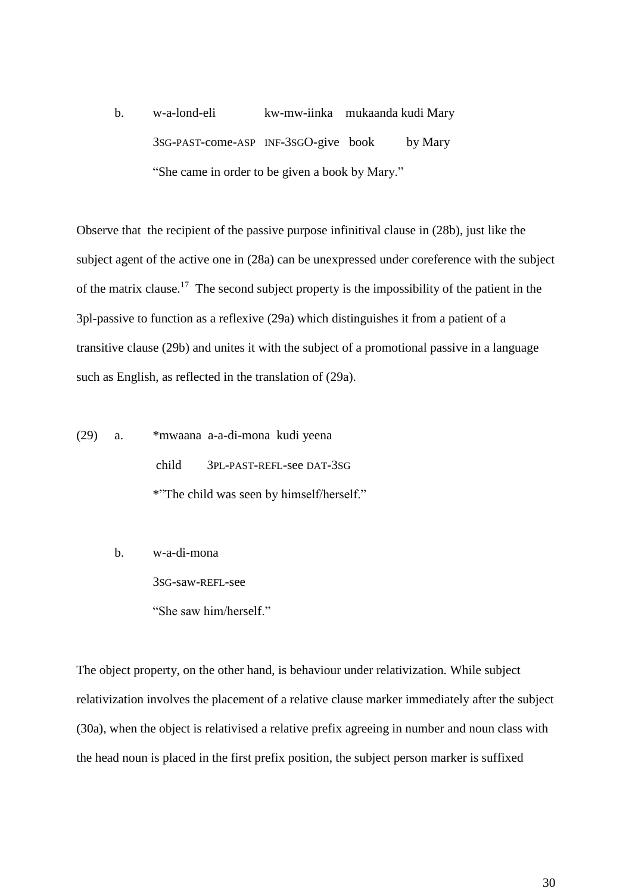b. w-a-lond-eli kw-mw-iinka mukaanda kudi Mary
   3SG-PAST-come-ASP INF-3SGO-give book by Mary
   "She came in order to be given a book by Mary."

Observe that the recipient of the passive purpose infinitival clause in (28b), just like the subject agent of the active one in (28a) can be unexpressed under coreference with the subject of the matrix clause.[17] The second subject property is the impossibility of the patient in the 3pl-passive to function as a reflexive (29a) which distinguishes it from a patient of a transitive clause (29b) and unites it with the subject of a promotional passive in a language such as English, as reflected in the translation of (29a).

(29) a. *mwaana a-a-di-mona kudi yeena
   child 3PL-PAST-REFL-see DAT-3SG
   *"The child was seen by himself/herself."

b. w-a-di-mona
   3SG-saw-REFL-see
   "She saw him/herself."

The object property, on the other hand, is behaviour under relativization. While subject relativization involves the placement of a relative clause marker immediately after the subject (30a), when the object is relativised a relative prefix agreeing in number and noun class with the head noun is placed in the first prefix position, the subject person marker is suffixed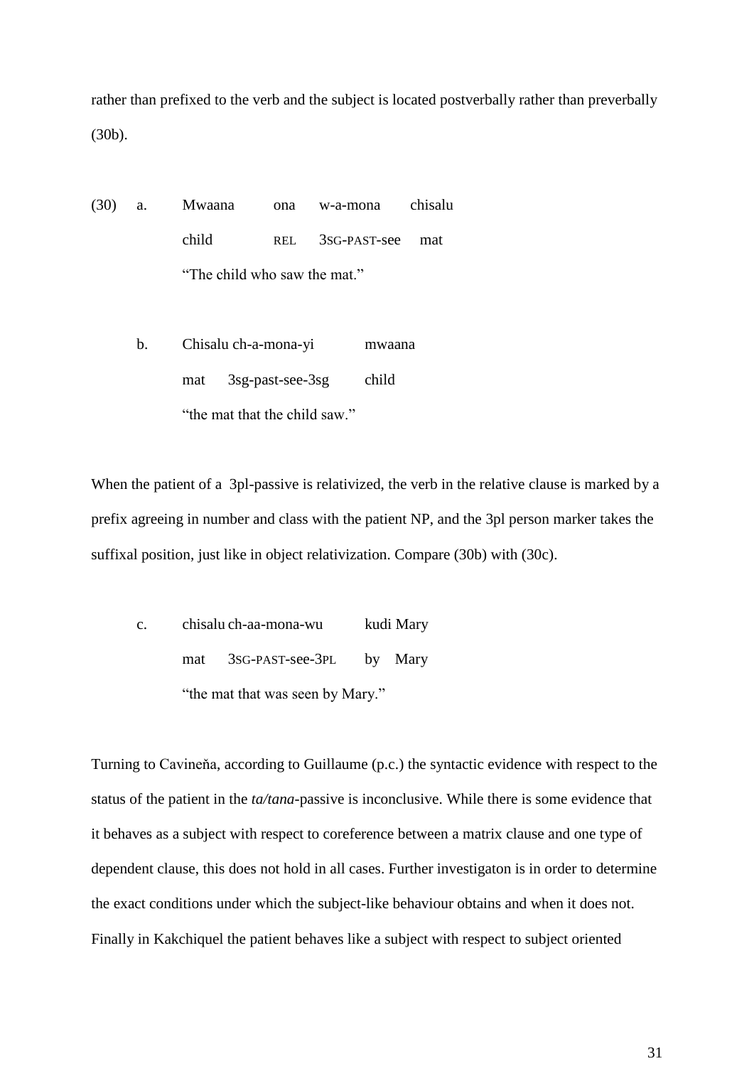rather than prefixed to the verb and the subject is located postverbally rather than preverbally (30b).

(30) a. Mwaana ona w-a-mona chisalu
child REL 3SG-PAST-see mat
"The child who saw the mat."

b. Chisalu ch-a-mona-yi mwaana
mat 3sg-past-see-3sg child
"the mat that the child saw."

When the patient of a 3pl-passive is relativized, the verb in the relative clause is marked by a prefix agreeing in number and class with the patient NP, and the 3pl person marker takes the suffixal position, just like in object relativization. Compare (30b) with (30c).

c. chisalu ch-aa-mona-wu kudi Mary
mat 3SG-PAST-see-3PL by Mary
"the mat that was seen by Mary."

Turning to Cavineňa, according to Guillaume (p.c.) the syntactic evidence with respect to the status of the patient in the *ta/tana*-passive is inconclusive. While there is some evidence that it behaves as a subject with respect to coreference between a matrix clause and one type of dependent clause, this does not hold in all cases. Further investigaton is in order to determine the exact conditions under which the subject-like behaviour obtains and when it does not. Finally in Kakchiquel the patient behaves like a subject with respect to subject oriented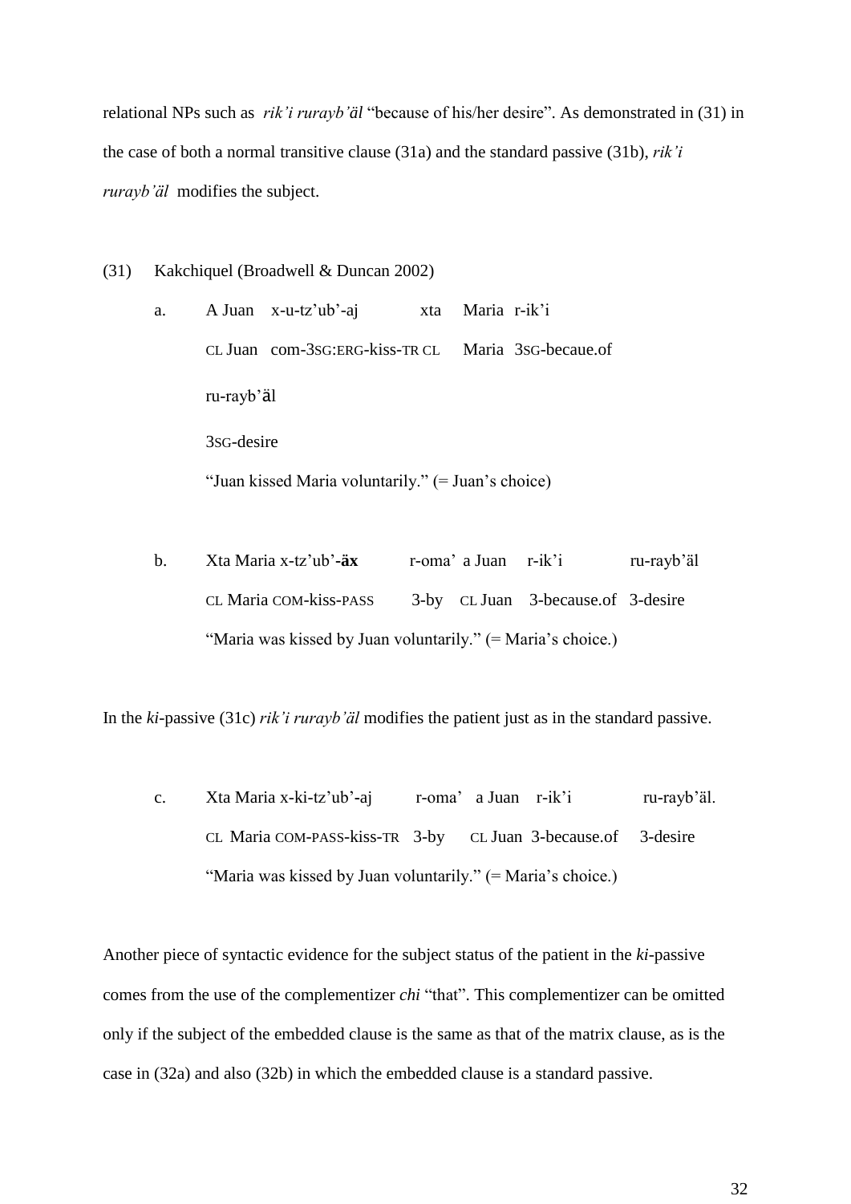relational NPs such as *rik'i rurayb'äl* "because of his/her desire". As demonstrated in (31) in the case of both a normal transitive clause (31a) and the standard passive (31b), *rik'i rurayb'äl* modifies the subject.

(31) Kakchiquel (Broadwell & Duncan 2002)

a. A Juan x-u-tz'ub'-aj xta Maria r-ik'i
   CL Juan com-3SG:ERG-kiss-TR CL Maria 3SG-becaue.of
   ru-rayb'äl
   3SG-desire
   "Juan kissed Maria voluntarily." (= Juan's choice)

b. Xta Maria x-tz'ub'-**äx** r-oma' a Juan r-ik'i ru-rayb'äl
   CL Maria COM-kiss-PASS 3-by CL Juan 3-because.of 3-desire
   "Maria was kissed by Juan voluntarily." (= Maria's choice.)

In the *ki*-passive (31c) *rik'i rurayb'äl* modifies the patient just as in the standard passive.

c. Xta Maria x-ki-tz'ub'-aj r-oma' a Juan r-ik'i ru-rayb'äl.
   CL Maria COM-PASS-kiss-TR 3-by CL Juan 3-because.of 3-desire
   "Maria was kissed by Juan voluntarily." (= Maria's choice.)

Another piece of syntactic evidence for the subject status of the patient in the *ki*-passive comes from the use of the complementizer *chi* "that". This complementizer can be omitted only if the subject of the embedded clause is the same as that of the matrix clause, as is the case in (32a) and also (32b) in which the embedded clause is a standard passive.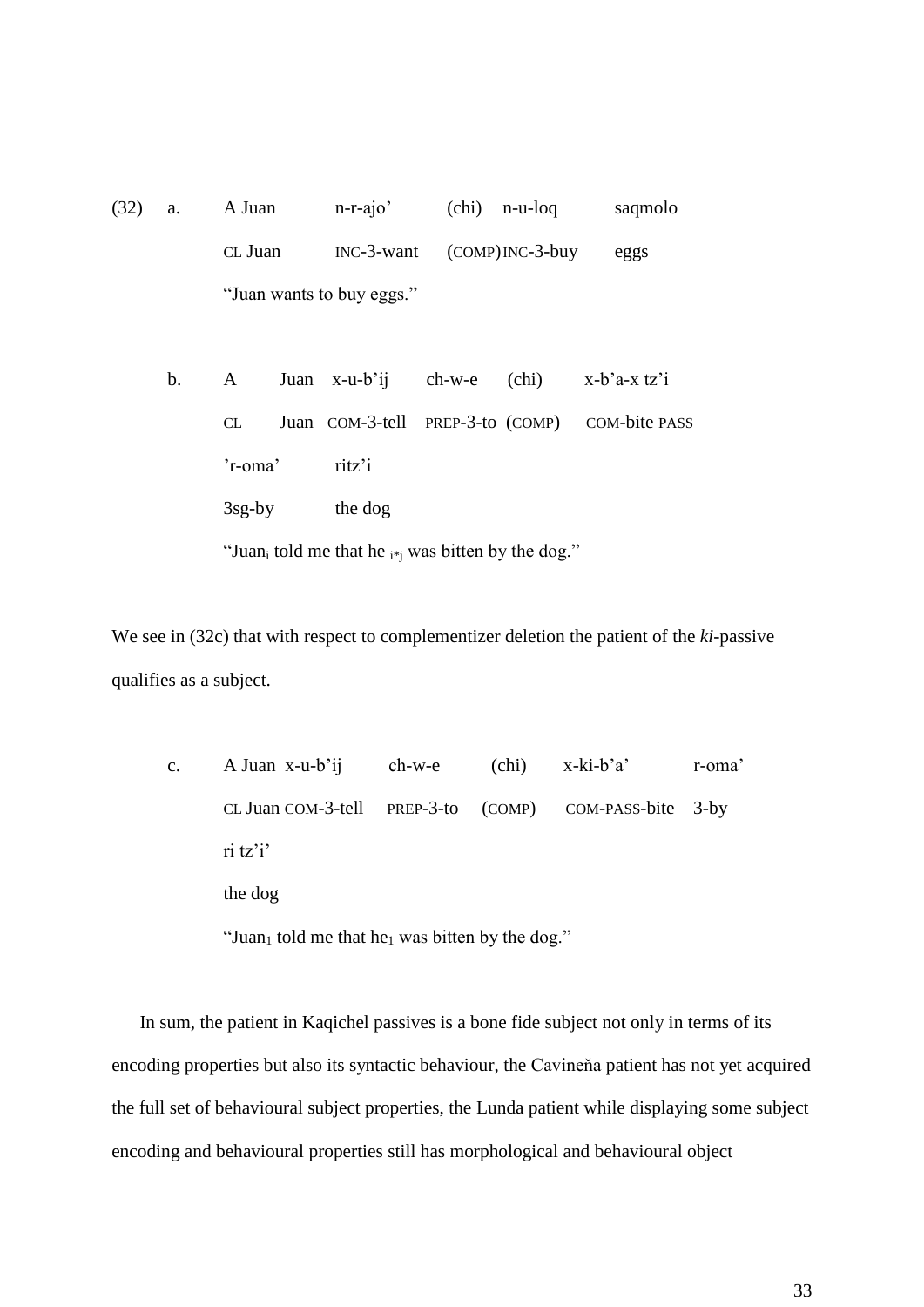(32) a. A Juan n-r-ajo' (chi) n-u-loq saqmolo

CL Juan INC-3-want (COMP) INC-3-buy eggs

"Juan wants to buy eggs."

b. A Juan x-u-b'ij ch-w-e (chi) x-b'a-x tz'i

CL Juan COM-3-tell PREP-3-to (COMP) COM-bite PASS

'r-oma' ritz'i

3sg-by the dog

"Juan$_i$ told me that he $_{i*j}$ was bitten by the dog."

We see in (32c) that with respect to complementizer deletion the patient of the *ki*-passive qualifies as a subject.

c. A Juan x-u-b'ij ch-w-e (chi) x-ki-b'a' r-oma'

CL Juan COM-3-tell PREP-3-to (COMP) COM-PASS-bite 3-by

ri tz'i'

the dog

"Juan$_1$ told me that he$_1$ was bitten by the dog."

In sum, the patient in Kaqichel passives is a bone fide subject not only in terms of its encoding properties but also its syntactic behaviour, the Cavineňa patient has not yet acquired the full set of behavioural subject properties, the Lunda patient while displaying some subject encoding and behavioural properties still has morphological and behavioural object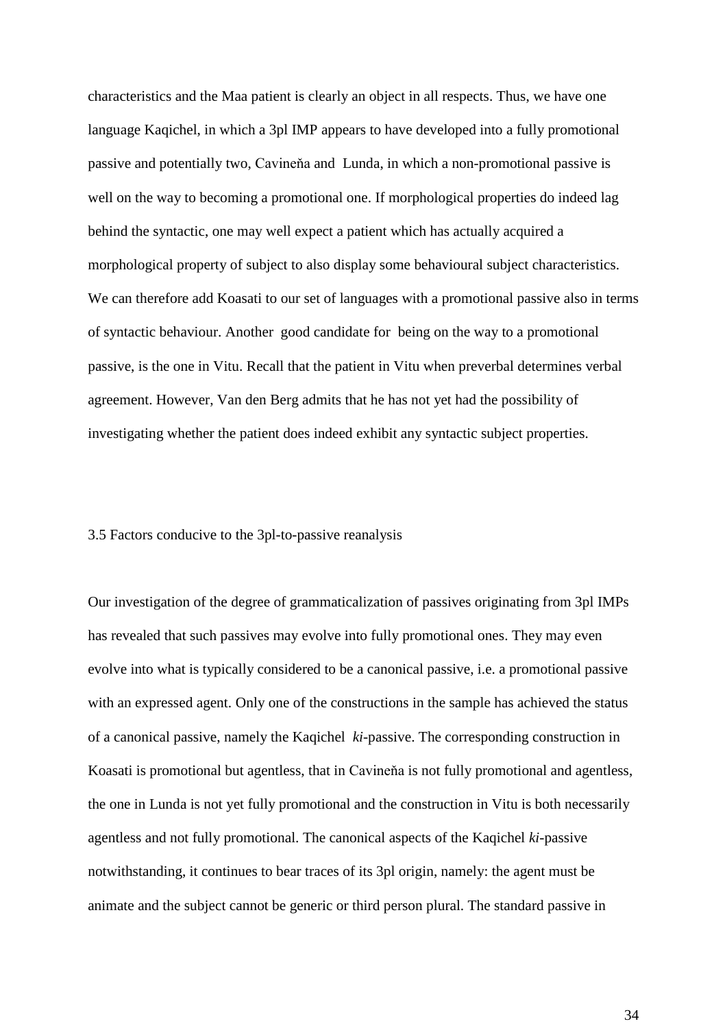characteristics and the Maa patient is clearly an object in all respects. Thus, we have one language Kaqichel, in which a 3pl IMP appears to have developed into a fully promotional passive and potentially two, Cavineňa and Lunda, in which a non-promotional passive is well on the way to becoming a promotional one. If morphological properties do indeed lag behind the syntactic, one may well expect a patient which has actually acquired a morphological property of subject to also display some behavioural subject characteristics. We can therefore add Koasati to our set of languages with a promotional passive also in terms of syntactic behaviour. Another good candidate for being on the way to a promotional passive, is the one in Vitu. Recall that the patient in Vitu when preverbal determines verbal agreement. However, Van den Berg admits that he has not yet had the possibility of investigating whether the patient does indeed exhibit any syntactic subject properties.

### 3.5 Factors conducive to the 3pl-to-passive reanalysis

Our investigation of the degree of grammaticalization of passives originating from 3pl IMPs has revealed that such passives may evolve into fully promotional ones. They may even evolve into what is typically considered to be a canonical passive, i.e. a promotional passive with an expressed agent. Only one of the constructions in the sample has achieved the status of a canonical passive, namely the Kaqichel *ki*-passive. The corresponding construction in Koasati is promotional but agentless, that in Cavineňa is not fully promotional and agentless, the one in Lunda is not yet fully promotional and the construction in Vitu is both necessarily agentless and not fully promotional. The canonical aspects of the Kaqichel *ki*-passive notwithstanding, it continues to bear traces of its 3pl origin, namely: the agent must be animate and the subject cannot be generic or third person plural. The standard passive in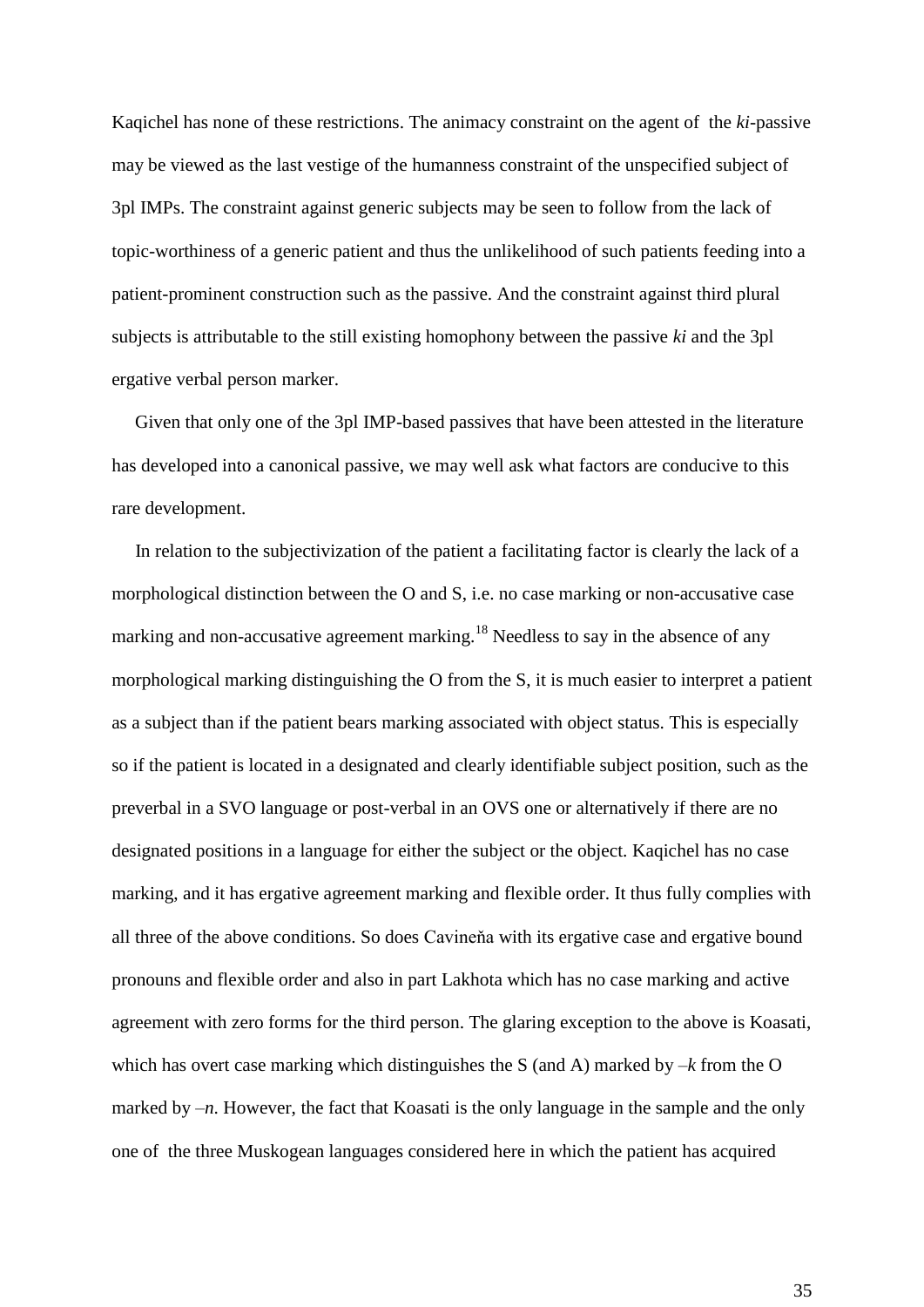Kaqichel has none of these restrictions. The animacy constraint on the agent of the *ki*-passive may be viewed as the last vestige of the humanness constraint of the unspecified subject of 3pl IMPs. The constraint against generic subjects may be seen to follow from the lack of topic-worthiness of a generic patient and thus the unlikelihood of such patients feeding into a patient-prominent construction such as the passive. And the constraint against third plural subjects is attributable to the still existing homophony between the passive *ki* and the 3pl ergative verbal person marker.

Given that only one of the 3pl IMP-based passives that have been attested in the literature has developed into a canonical passive, we may well ask what factors are conducive to this rare development.

In relation to the subjectivization of the patient a facilitating factor is clearly the lack of a morphological distinction between the O and S, i.e. no case marking or non-accusative case marking and non-accusative agreement marking.[18] Needless to say in the absence of any morphological marking distinguishing the O from the S, it is much easier to interpret a patient as a subject than if the patient bears marking associated with object status. This is especially so if the patient is located in a designated and clearly identifiable subject position, such as the preverbal in a SVO language or post-verbal in an OVS one or alternatively if there are no designated positions in a language for either the subject or the object. Kaqichel has no case marking, and it has ergative agreement marking and flexible order. It thus fully complies with all three of the above conditions. So does Cavineňa with its ergative case and ergative bound pronouns and flexible order and also in part Lakhota which has no case marking and active agreement with zero forms for the third person. The glaring exception to the above is Koasati, which has overt case marking which distinguishes the S (and A) marked by *–k* from the O marked by *–n*. However, the fact that Koasati is the only language in the sample and the only one of the three Muskogean languages considered here in which the patient has acquired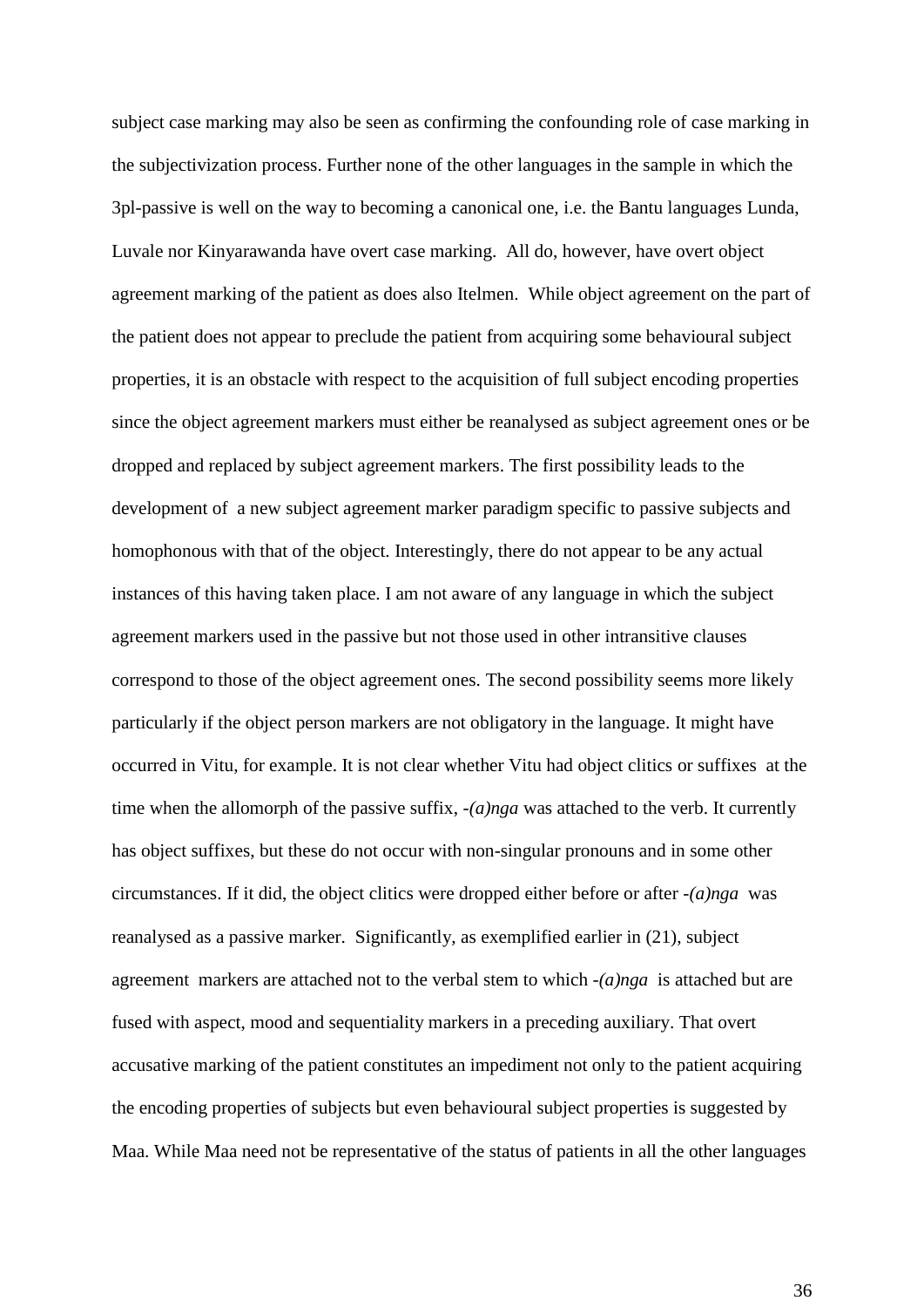subject case marking may also be seen as confirming the confounding role of case marking in the subjectivization process. Further none of the other languages in the sample in which the 3pl-passive is well on the way to becoming a canonical one, i.e. the Bantu languages Lunda, Luvale nor Kinyarawanda have overt case marking. All do, however, have overt object agreement marking of the patient as does also Itelmen. While object agreement on the part of the patient does not appear to preclude the patient from acquiring some behavioural subject properties, it is an obstacle with respect to the acquisition of full subject encoding properties since the object agreement markers must either be reanalysed as subject agreement ones or be dropped and replaced by subject agreement markers. The first possibility leads to the development of a new subject agreement marker paradigm specific to passive subjects and homophonous with that of the object. Interestingly, there do not appear to be any actual instances of this having taken place. I am not aware of any language in which the subject agreement markers used in the passive but not those used in other intransitive clauses correspond to those of the object agreement ones. The second possibility seems more likely particularly if the object person markers are not obligatory in the language. It might have occurred in Vitu, for example. It is not clear whether Vitu had object clitics or suffixes at the time when the allomorph of the passive suffix, *-(a)nga* was attached to the verb. It currently has object suffixes, but these do not occur with non-singular pronouns and in some other circumstances. If it did, the object clitics were dropped either before or after *-(a)nga* was reanalysed as a passive marker. Significantly, as exemplified earlier in (21), subject agreement markers are attached not to the verbal stem to which *-(a)nga* is attached but are fused with aspect, mood and sequentiality markers in a preceding auxiliary. That overt accusative marking of the patient constitutes an impediment not only to the patient acquiring the encoding properties of subjects but even behavioural subject properties is suggested by Maa. While Maa need not be representative of the status of patients in all the other languages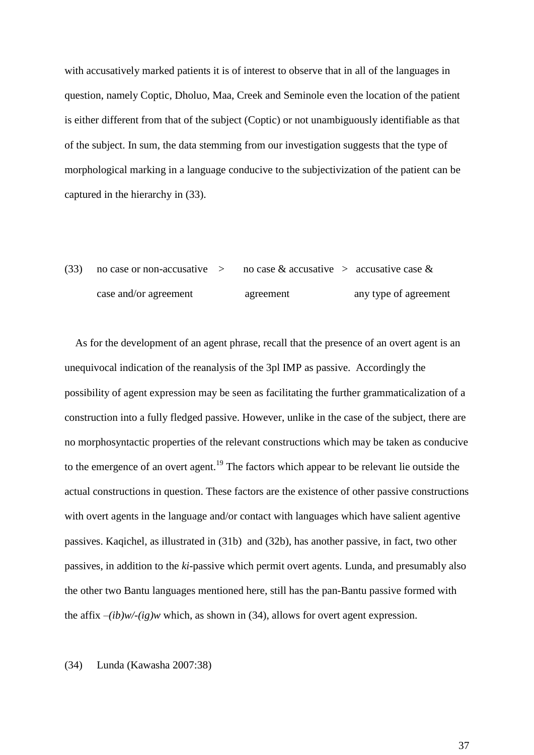with accusatively marked patients it is of interest to observe that in all of the languages in question, namely Coptic, Dholuo, Maa, Creek and Seminole even the location of the patient is either different from that of the subject (Coptic) or not unambiguously identifiable as that of the subject. In sum, the data stemming from our investigation suggests that the type of morphological marking in a language conducive to the subjectivization of the patient can be captured in the hierarchy in (33).

(33) no case or non-accusative case and/or agreement > no case & accusative agreement > accusative case & any type of agreement

As for the development of an agent phrase, recall that the presence of an overt agent is an unequivocal indication of the reanalysis of the 3pl IMP as passive. Accordingly the possibility of agent expression may be seen as facilitating the further grammaticalization of a construction into a fully fledged passive. However, unlike in the case of the subject, there are no morphosyntactic properties of the relevant constructions which may be taken as conducive to the emergence of an overt agent.[19] The factors which appear to be relevant lie outside the actual constructions in question. These factors are the existence of other passive constructions with overt agents in the language and/or contact with languages which have salient agentive passives. Kaqichel, as illustrated in (31b) and (32b), has another passive, in fact, two other passives, in addition to the *ki*-passive which permit overt agents. Lunda, and presumably also the other two Bantu languages mentioned here, still has the pan-Bantu passive formed with the affix *–(ib)w/-(ig)w* which, as shown in (34), allows for overt agent expression.

(34) Lunda (Kawasha 2007:38)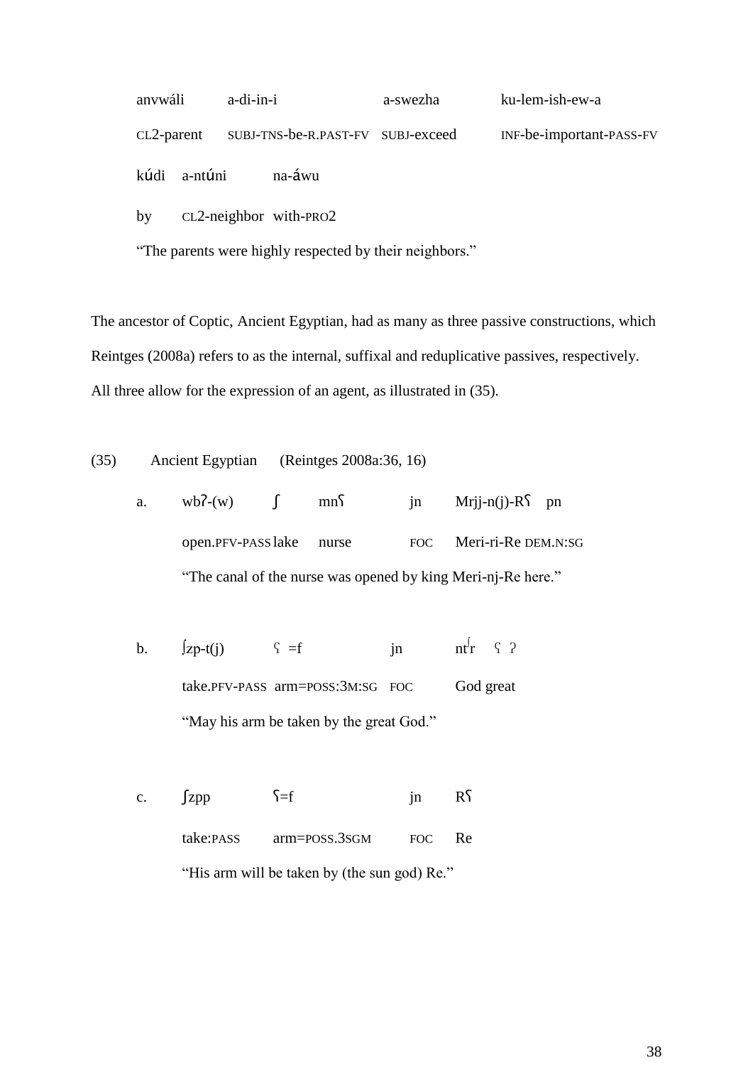anvwáli a-di-in-i a-swezha ku-lem-ish-ew-a

CL2-parent SUBJ-TNS-be-R.PAST-FV SUBJ-exceed INF-be-important-PASS-FV

kʊ́di a-ntʊ́ni na-áwu

by CL2-neighbor with-PRO2

"The parents were highly respected by their neighbors."

The ancestor of Coptic, Ancient Egyptian, had as many as three passive constructions, which Reintges (2008a) refers to as the internal, suffixal and reduplicative passives, respectively. All three allow for the expression of an agent, as illustrated in (35).

(35) Ancient Egyptian (Reintges 2008a:36, 16)

a. wbʔ-(w) ʃ mnʕ jn Mrjj-n(j)-Rʕ pn

open.PFV-PASS lake nurse FOC Meri-ri-Re DEM.N:SG

"The canal of the nurse was opened by king Meri-nj-Re here."

b. ʃzp-t(j) ʕ =f jn nt̠r ʕ ʔ

take.PFV-PASS arm=POSS:3M:SG FOC God great

"May his arm be taken by the great God."

c. ʃzpp ʕ=f jn Rʕ

take:PASS arm=POSS.3SGM FOC Re

"His arm will be taken by (the sun god) Re."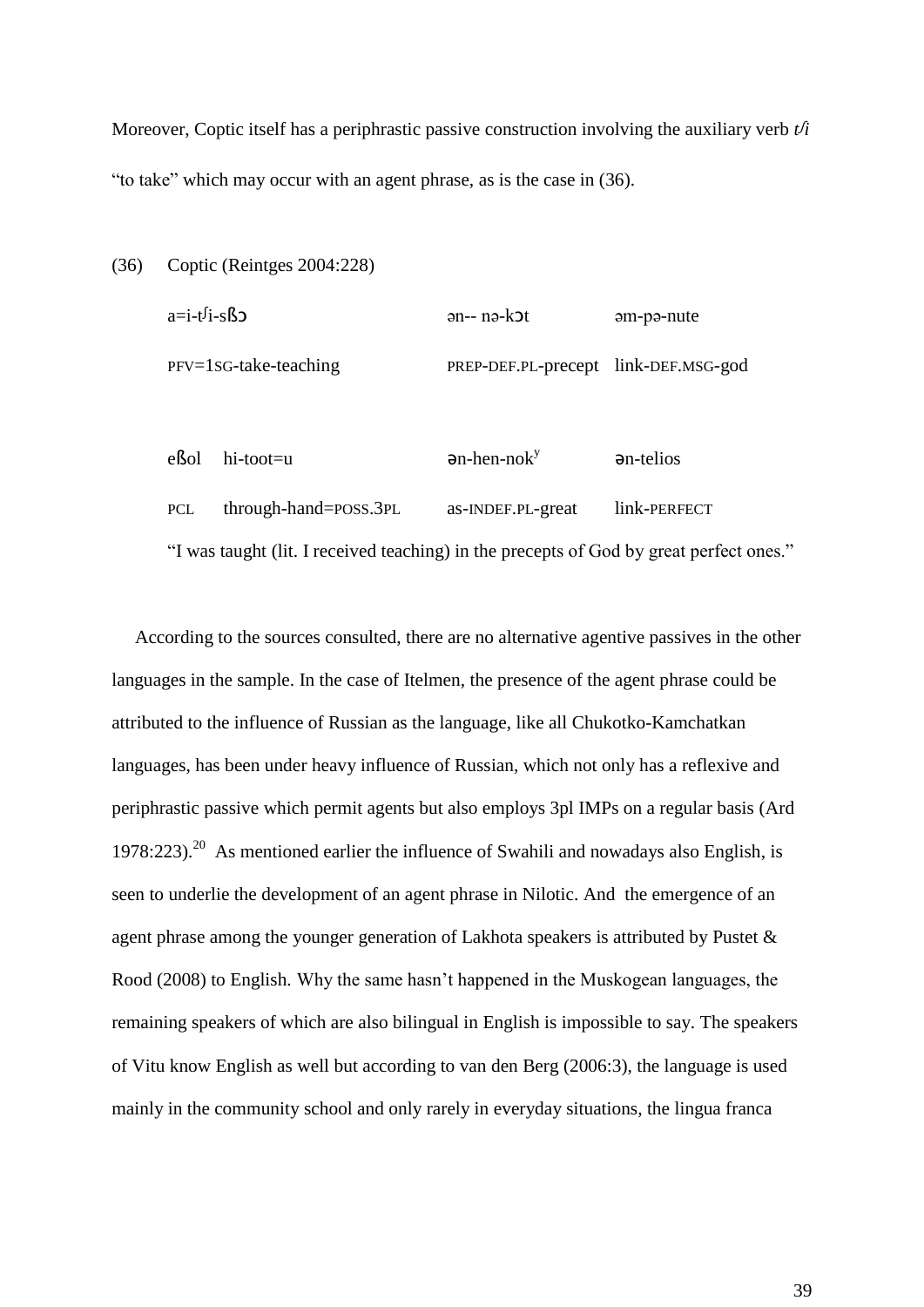Moreover, Coptic itself has a periphrastic passive construction involving the auxiliary verb *tʃi* "to take" which may occur with an agent phrase, as is the case in (36).

(36) Coptic (Reintges 2004:228)

| a=i-tʃi-sßɔ | ən-- nə-kɔt | əm-pə-nute |
|---|---|---|
| PFV=1SG-take-teaching | PREP-DEF.PL-precept | link-DEF.MSG-god |

| eßol | hi-toot=u | ən-hen-nok[y] | ən-telios |
|---|---|---|---|
| PCL | through-hand=POSS.3PL | as-INDEF.PL-great | link-PERFECT |

"I was taught (lit. I received teaching) in the precepts of God by great perfect ones."

According to the sources consulted, there are no alternative agentive passives in the other languages in the sample. In the case of Itelmen, the presence of the agent phrase could be attributed to the influence of Russian as the language, like all Chukotko-Kamchatkan languages, has been under heavy influence of Russian, which not only has a reflexive and periphrastic passive which permit agents but also employs 3pl IMPs on a regular basis (Ard 1978:223).[20] As mentioned earlier the influence of Swahili and nowadays also English, is seen to underlie the development of an agent phrase in Nilotic. And the emergence of an agent phrase among the younger generation of Lakhota speakers is attributed by Pustet & Rood (2008) to English. Why the same hasn't happened in the Muskogean languages, the remaining speakers of which are also bilingual in English is impossible to say. The speakers of Vitu know English as well but according to van den Berg (2006:3), the language is used mainly in the community school and only rarely in everyday situations, the lingua franca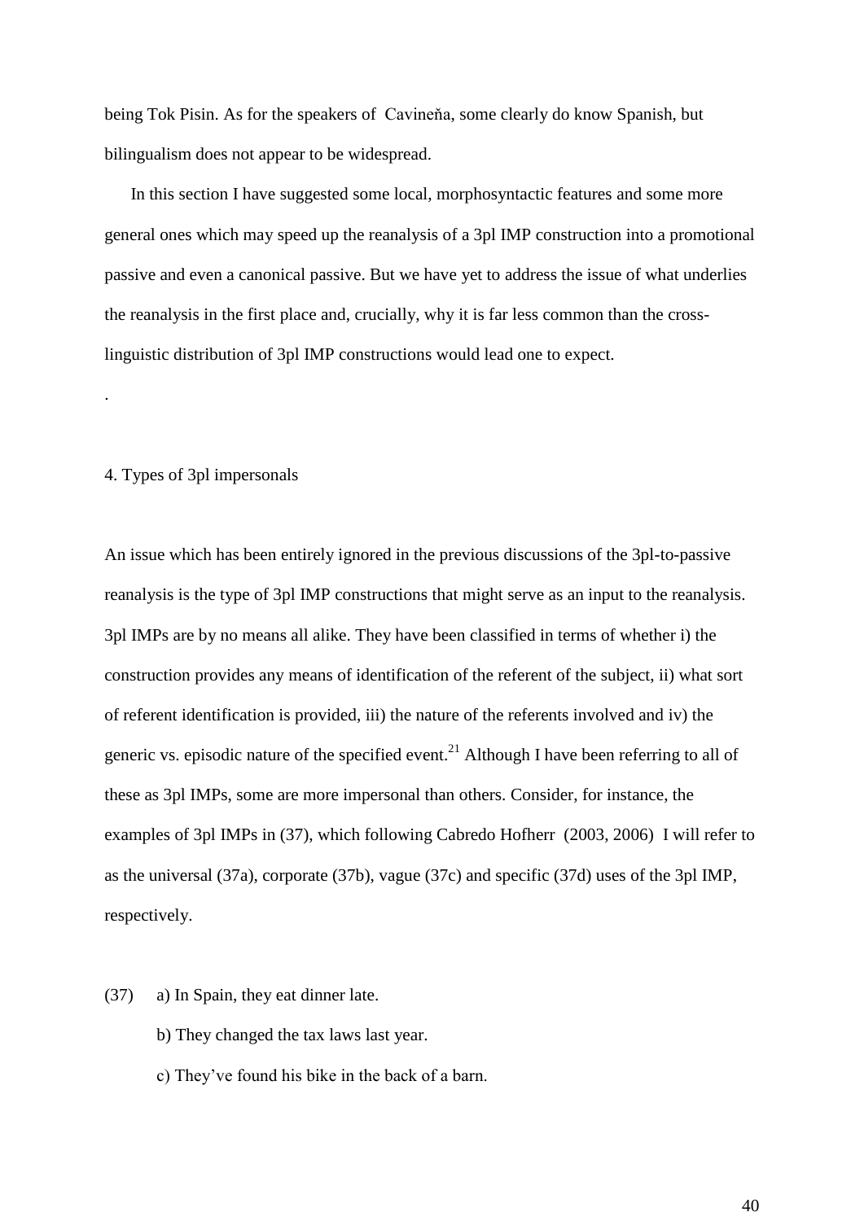being Tok Pisin. As for the speakers of Cavineňa, some clearly do know Spanish, but bilingualism does not appear to be widespread.

In this section I have suggested some local, morphosyntactic features and some more general ones which may speed up the reanalysis of a 3pl IMP construction into a promotional passive and even a canonical passive. But we have yet to address the issue of what underlies the reanalysis in the first place and, crucially, why it is far less common than the cross-linguistic distribution of 3pl IMP constructions would lead one to expect.

.

## 4. Types of 3pl impersonals

An issue which has been entirely ignored in the previous discussions of the 3pl-to-passive reanalysis is the type of 3pl IMP constructions that might serve as an input to the reanalysis. 3pl IMPs are by no means all alike. They have been classified in terms of whether i) the construction provides any means of identification of the referent of the subject, ii) what sort of referent identification is provided, iii) the nature of the referents involved and iv) the generic vs. episodic nature of the specified event.[21] Although I have been referring to all of these as 3pl IMPs, some are more impersonal than others. Consider, for instance, the examples of 3pl IMPs in (37), which following Cabredo Hofherr (2003, 2006) I will refer to as the universal (37a), corporate (37b), vague (37c) and specific (37d) uses of the 3pl IMP, respectively.

(37) a) In Spain, they eat dinner late.

b) They changed the tax laws last year.

c) They've found his bike in the back of a barn.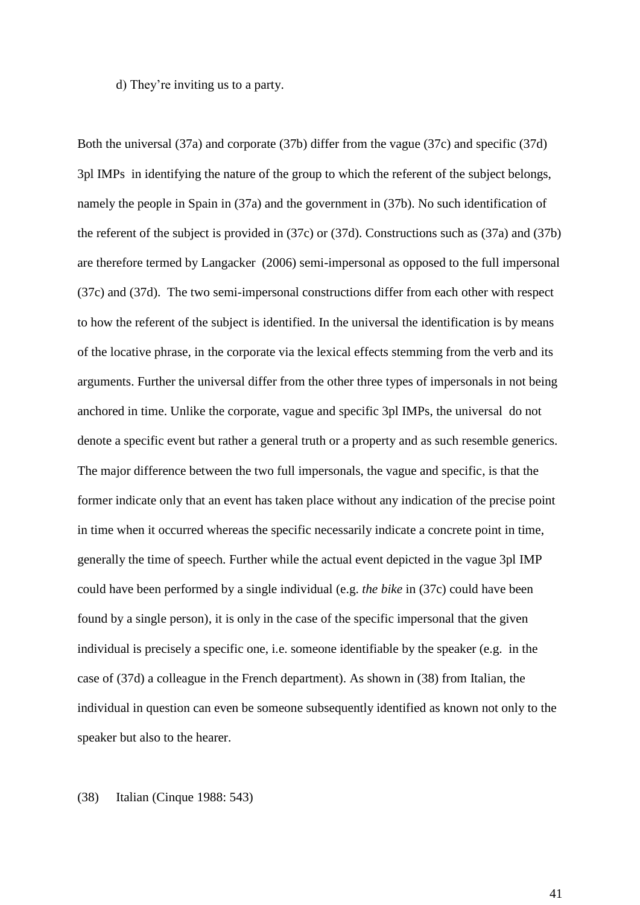d) They're inviting us to a party.

Both the universal (37a) and corporate (37b) differ from the vague (37c) and specific (37d) 3pl IMPs  in identifying the nature of the group to which the referent of the subject belongs, namely the people in Spain in (37a) and the government in (37b). No such identification of the referent of the subject is provided in (37c) or (37d). Constructions such as (37a) and (37b) are therefore termed by Langacker  (2006) semi-impersonal as opposed to the full impersonal (37c) and (37d).  The two semi-impersonal constructions differ from each other with respect to how the referent of the subject is identified. In the universal the identification is by means of the locative phrase, in the corporate via the lexical effects stemming from the verb and its arguments. Further the universal differ from the other three types of impersonals in not being anchored in time. Unlike the corporate, vague and specific 3pl IMPs, the universal  do not denote a specific event but rather a general truth or a property and as such resemble generics. The major difference between the two full impersonals, the vague and specific, is that the former indicate only that an event has taken place without any indication of the precise point in time when it occurred whereas the specific necessarily indicate a concrete point in time, generally the time of speech. Further while the actual event depicted in the vague 3pl IMP could have been performed by a single individual (e.g. *the bike* in (37c) could have been found by a single person), it is only in the case of the specific impersonal that the given individual is precisely a specific one, i.e. someone identifiable by the speaker (e.g.  in the case of (37d) a colleague in the French department). As shown in (38) from Italian, the individual in question can even be someone subsequently identified as known not only to the speaker but also to the hearer.

(38)  Italian (Cinque 1988: 543)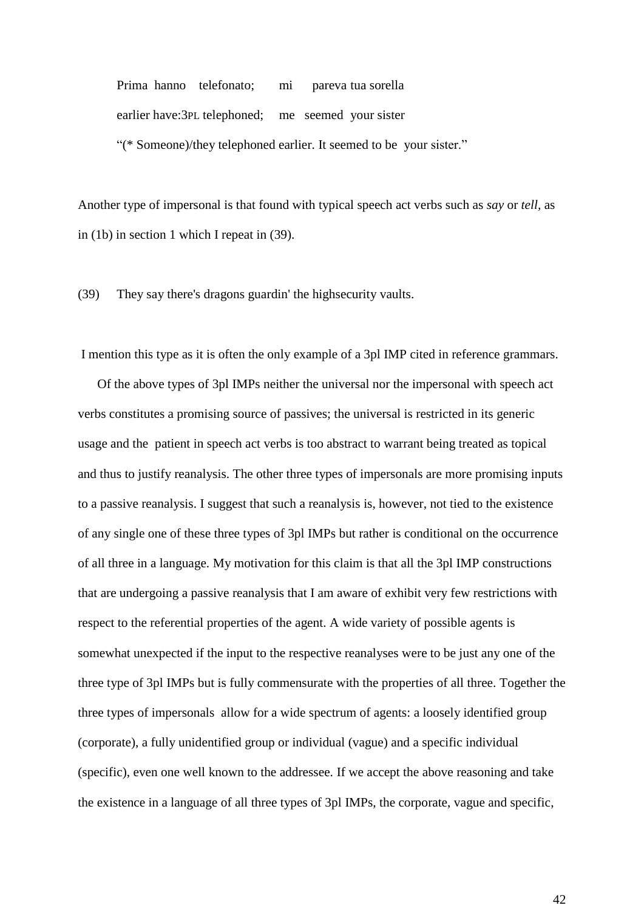Prima hanno telefonato; mi pareva tua sorella

earlier have:3PL telephoned; me seemed your sister

"(* Someone)/they telephoned earlier. It seemed to be your sister."

Another type of impersonal is that found with typical speech act verbs such as *say* or *tell,* as in (1b) in section 1 which I repeat in (39).

(39) They say there's dragons guardin' the highsecurity vaults.

I mention this type as it is often the only example of a 3pl IMP cited in reference grammars.

Of the above types of 3pl IMPs neither the universal nor the impersonal with speech act verbs constitutes a promising source of passives; the universal is restricted in its generic usage and the patient in speech act verbs is too abstract to warrant being treated as topical and thus to justify reanalysis. The other three types of impersonals are more promising inputs to a passive reanalysis. I suggest that such a reanalysis is, however, not tied to the existence of any single one of these three types of 3pl IMPs but rather is conditional on the occurrence of all three in a language. My motivation for this claim is that all the 3pl IMP constructions that are undergoing a passive reanalysis that I am aware of exhibit very few restrictions with respect to the referential properties of the agent. A wide variety of possible agents is somewhat unexpected if the input to the respective reanalyses were to be just any one of the three type of 3pl IMPs but is fully commensurate with the properties of all three. Together the three types of impersonals allow for a wide spectrum of agents: a loosely identified group (corporate), a fully unidentified group or individual (vague) and a specific individual (specific), even one well known to the addressee. If we accept the above reasoning and take the existence in a language of all three types of 3pl IMPs, the corporate, vague and specific,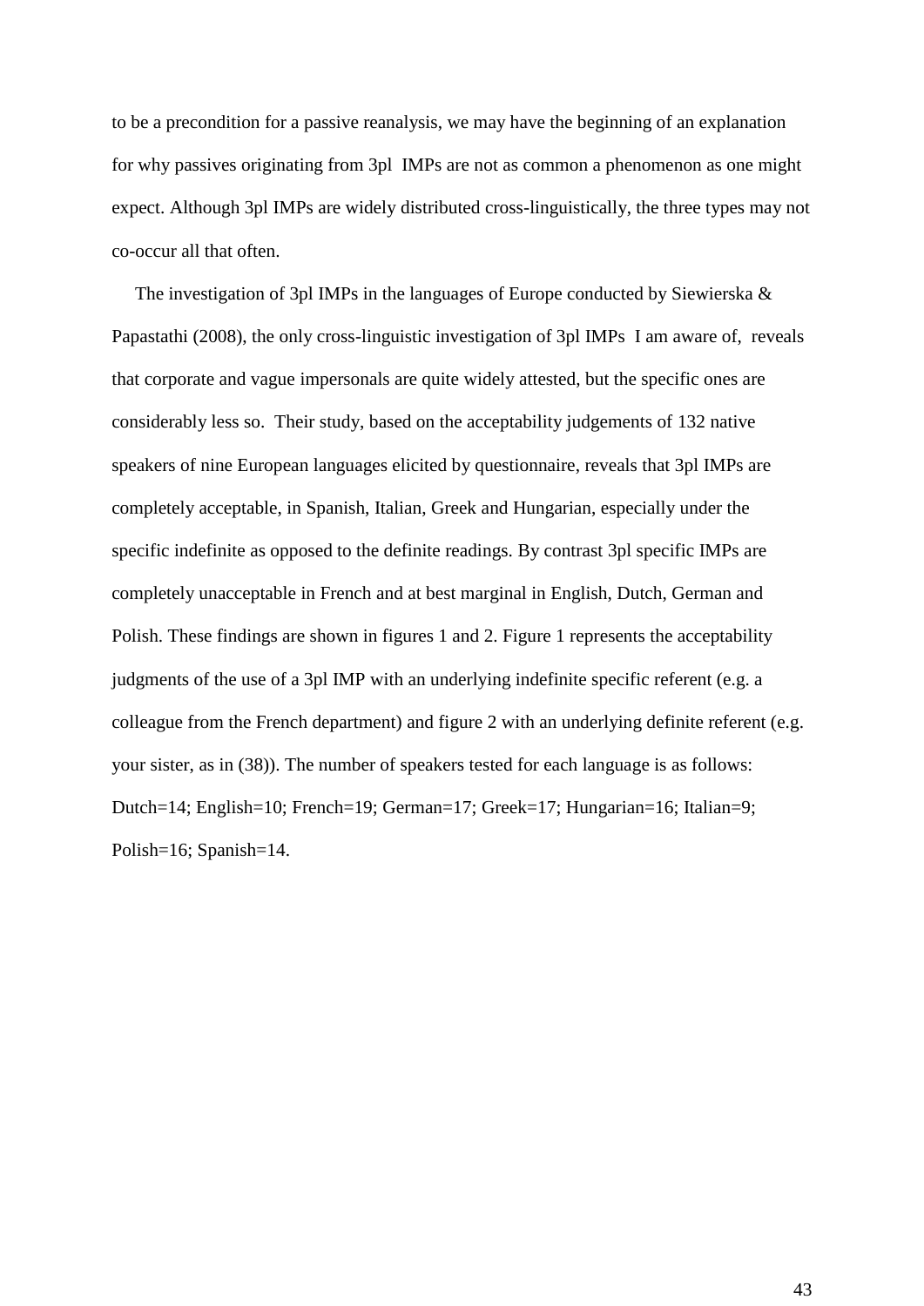to be a precondition for a passive reanalysis, we may have the beginning of an explanation for why passives originating from 3pl IMPs are not as common a phenomenon as one might expect. Although 3pl IMPs are widely distributed cross-linguistically, the three types may not co-occur all that often.

The investigation of 3pl IMPs in the languages of Europe conducted by Siewierska & Papastathi (2008), the only cross-linguistic investigation of 3pl IMPs I am aware of, reveals that corporate and vague impersonals are quite widely attested, but the specific ones are considerably less so. Their study, based on the acceptability judgements of 132 native speakers of nine European languages elicited by questionnaire, reveals that 3pl IMPs are completely acceptable, in Spanish, Italian, Greek and Hungarian, especially under the specific indefinite as opposed to the definite readings. By contrast 3pl specific IMPs are completely unacceptable in French and at best marginal in English, Dutch, German and Polish. These findings are shown in figures 1 and 2. Figure 1 represents the acceptability judgments of the use of a 3pl IMP with an underlying indefinite specific referent (e.g. a colleague from the French department) and figure 2 with an underlying definite referent (e.g. your sister, as in (38)). The number of speakers tested for each language is as follows: Dutch=14; English=10; French=19; German=17; Greek=17; Hungarian=16; Italian=9; Polish=16; Spanish=14.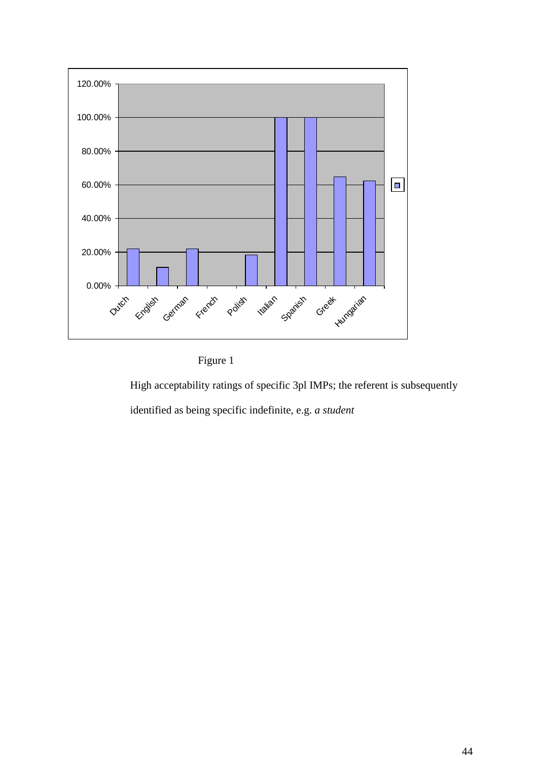Figure 1

High acceptability ratings of specific 3pl IMPs; the referent is subsequently identified as being specific indefinite, e.g. *a student*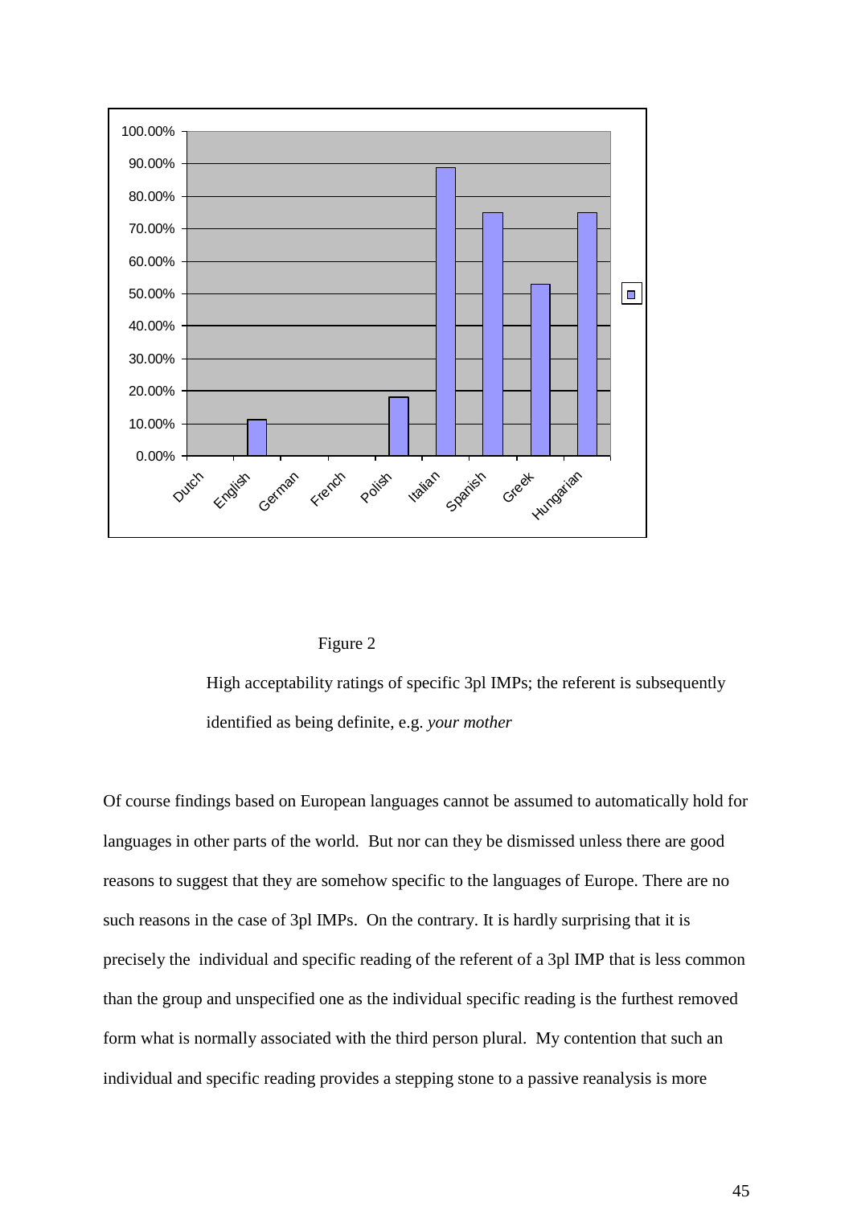Figure 2

High acceptability ratings of specific 3pl IMPs; the referent is subsequently identified as being definite, e.g. *your mother*

Of course findings based on European languages cannot be assumed to automatically hold for languages in other parts of the world. But nor can they be dismissed unless there are good reasons to suggest that they are somehow specific to the languages of Europe. There are no such reasons in the case of 3pl IMPs. On the contrary. It is hardly surprising that it is precisely the individual and specific reading of the referent of a 3pl IMP that is less common than the group and unspecified one as the individual specific reading is the furthest removed form what is normally associated with the third person plural. My contention that such an individual and specific reading provides a stepping stone to a passive reanalysis is more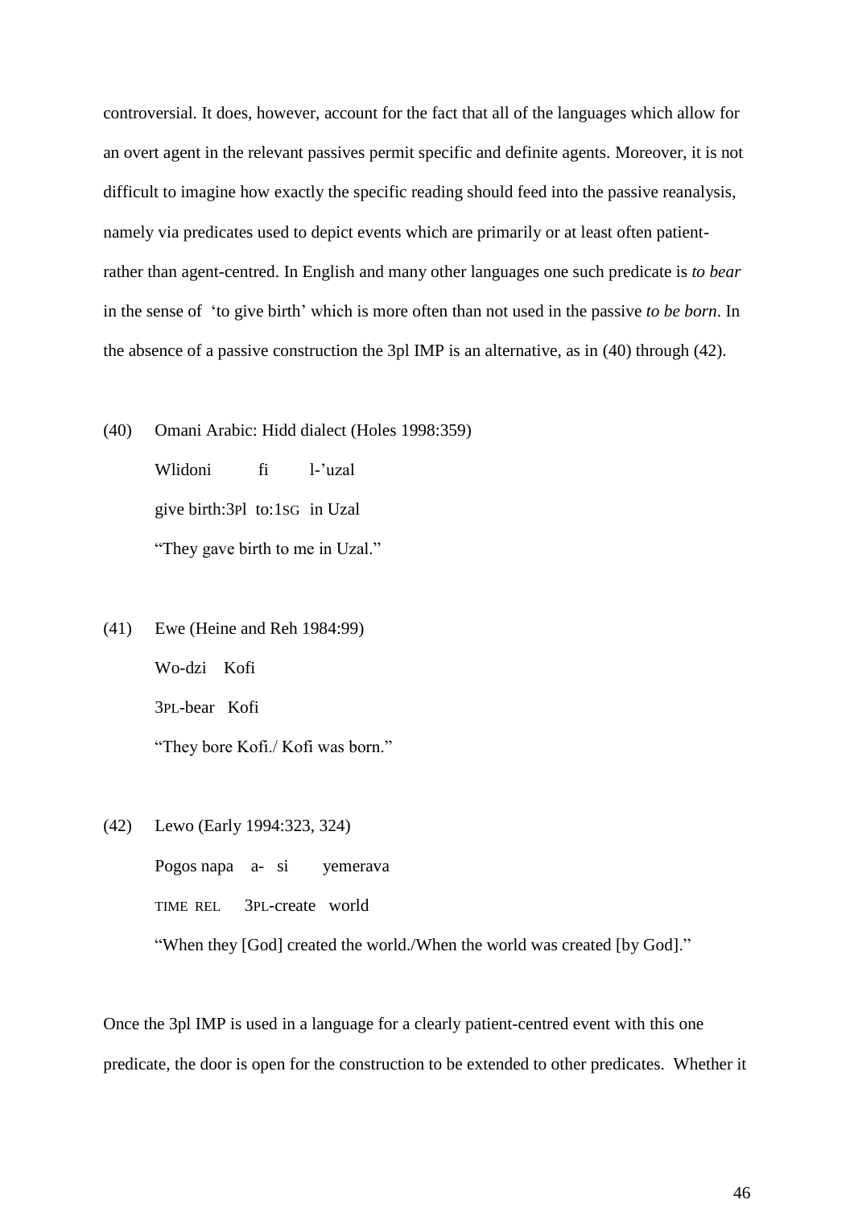controversial. It does, however, account for the fact that all of the languages which allow for an overt agent in the relevant passives permit specific and definite agents. Moreover, it is not difficult to imagine how exactly the specific reading should feed into the passive reanalysis, namely via predicates used to depict events which are primarily or at least often patient- rather than agent-centred. In English and many other languages one such predicate is *to bear* in the sense of 'to give birth' which is more often than not used in the passive *to be born*. In the absence of a passive construction the 3pl IMP is an alternative, as in (40) through (42).

(40) Omani Arabic: Hidd dialect (Holes 1998:359)

Wlidoni fi l-'uzal

give birth:3PL to:1SG in Uzal

"They gave birth to me in Uzal."

(41) Ewe (Heine and Reh 1984:99)

Wo-dzi Kofi

3PL-bear Kofi

"They bore Kofi./ Kofi was born."

(42) Lewo (Early 1994:323, 324)

Pogos napa a- si yemerava

TIME REL 3PL-create world

"When they [God] created the world./When the world was created [by God]."

Once the 3pl IMP is used in a language for a clearly patient-centred event with this one predicate, the door is open for the construction to be extended to other predicates. Whether it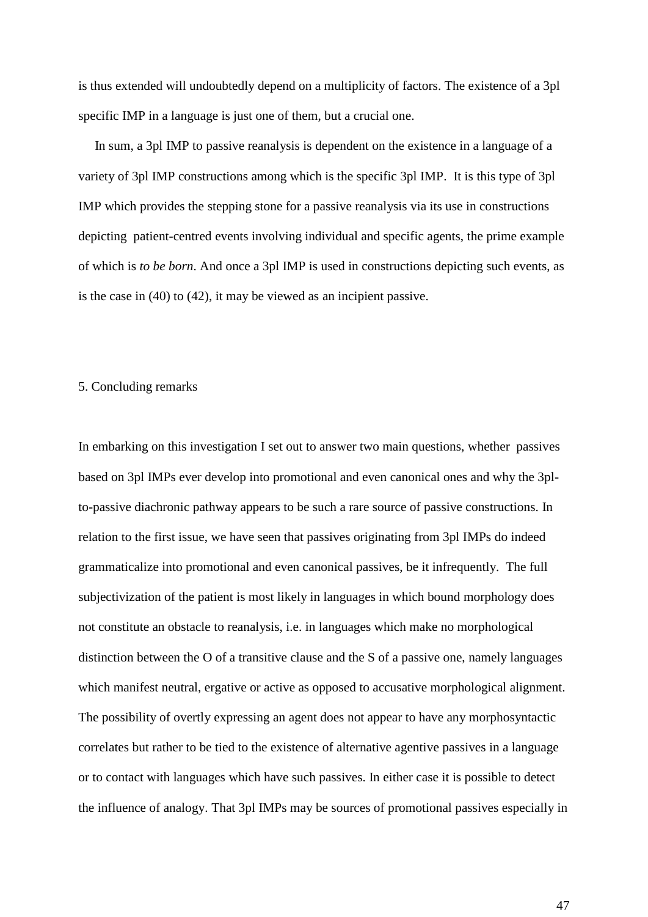is thus extended will undoubtedly depend on a multiplicity of factors. The existence of a 3pl specific IMP in a language is just one of them, but a crucial one.

In sum, a 3pl IMP to passive reanalysis is dependent on the existence in a language of a variety of 3pl IMP constructions among which is the specific 3pl IMP. It is this type of 3pl IMP which provides the stepping stone for a passive reanalysis via its use in constructions depicting patient-centred events involving individual and specific agents, the prime example of which is *to be born*. And once a 3pl IMP is used in constructions depicting such events, as is the case in (40) to (42), it may be viewed as an incipient passive.

## 5. Concluding remarks

In embarking on this investigation I set out to answer two main questions, whether passives based on 3pl IMPs ever develop into promotional and even canonical ones and why the 3pl-to-passive diachronic pathway appears to be such a rare source of passive constructions. In relation to the first issue, we have seen that passives originating from 3pl IMPs do indeed grammaticalize into promotional and even canonical passives, be it infrequently. The full subjectivization of the patient is most likely in languages in which bound morphology does not constitute an obstacle to reanalysis, i.e. in languages which make no morphological distinction between the O of a transitive clause and the S of a passive one, namely languages which manifest neutral, ergative or active as opposed to accusative morphological alignment. The possibility of overtly expressing an agent does not appear to have any morphosyntactic correlates but rather to be tied to the existence of alternative agentive passives in a language or to contact with languages which have such passives. In either case it is possible to detect the influence of analogy. That 3pl IMPs may be sources of promotional passives especially in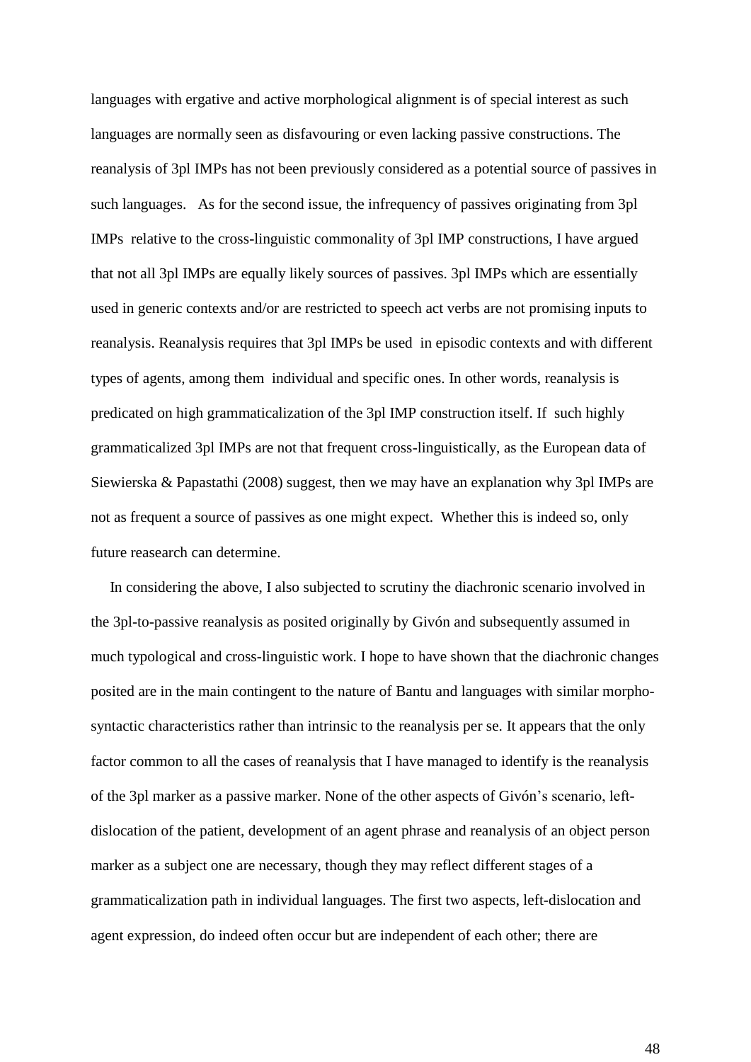languages with ergative and active morphological alignment is of special interest as such languages are normally seen as disfavouring or even lacking passive constructions. The reanalysis of 3pl IMPs has not been previously considered as a potential source of passives in such languages. As for the second issue, the infrequency of passives originating from 3pl IMPs relative to the cross-linguistic commonality of 3pl IMP constructions, I have argued that not all 3pl IMPs are equally likely sources of passives. 3pl IMPs which are essentially used in generic contexts and/or are restricted to speech act verbs are not promising inputs to reanalysis. Reanalysis requires that 3pl IMPs be used in episodic contexts and with different types of agents, among them individual and specific ones. In other words, reanalysis is predicated on high grammaticalization of the 3pl IMP construction itself. If such highly grammaticalized 3pl IMPs are not that frequent cross-linguistically, as the European data of Siewierska & Papastathi (2008) suggest, then we may have an explanation why 3pl IMPs are not as frequent a source of passives as one might expect. Whether this is indeed so, only future reasearch can determine.

In considering the above, I also subjected to scrutiny the diachronic scenario involved in the 3pl-to-passive reanalysis as posited originally by Givón and subsequently assumed in much typological and cross-linguistic work. I hope to have shown that the diachronic changes posited are in the main contingent to the nature of Bantu and languages with similar morpho-syntactic characteristics rather than intrinsic to the reanalysis per se. It appears that the only factor common to all the cases of reanalysis that I have managed to identify is the reanalysis of the 3pl marker as a passive marker. None of the other aspects of Givón's scenario, left-dislocation of the patient, development of an agent phrase and reanalysis of an object person marker as a subject one are necessary, though they may reflect different stages of a grammaticalization path in individual languages. The first two aspects, left-dislocation and agent expression, do indeed often occur but are independent of each other; there are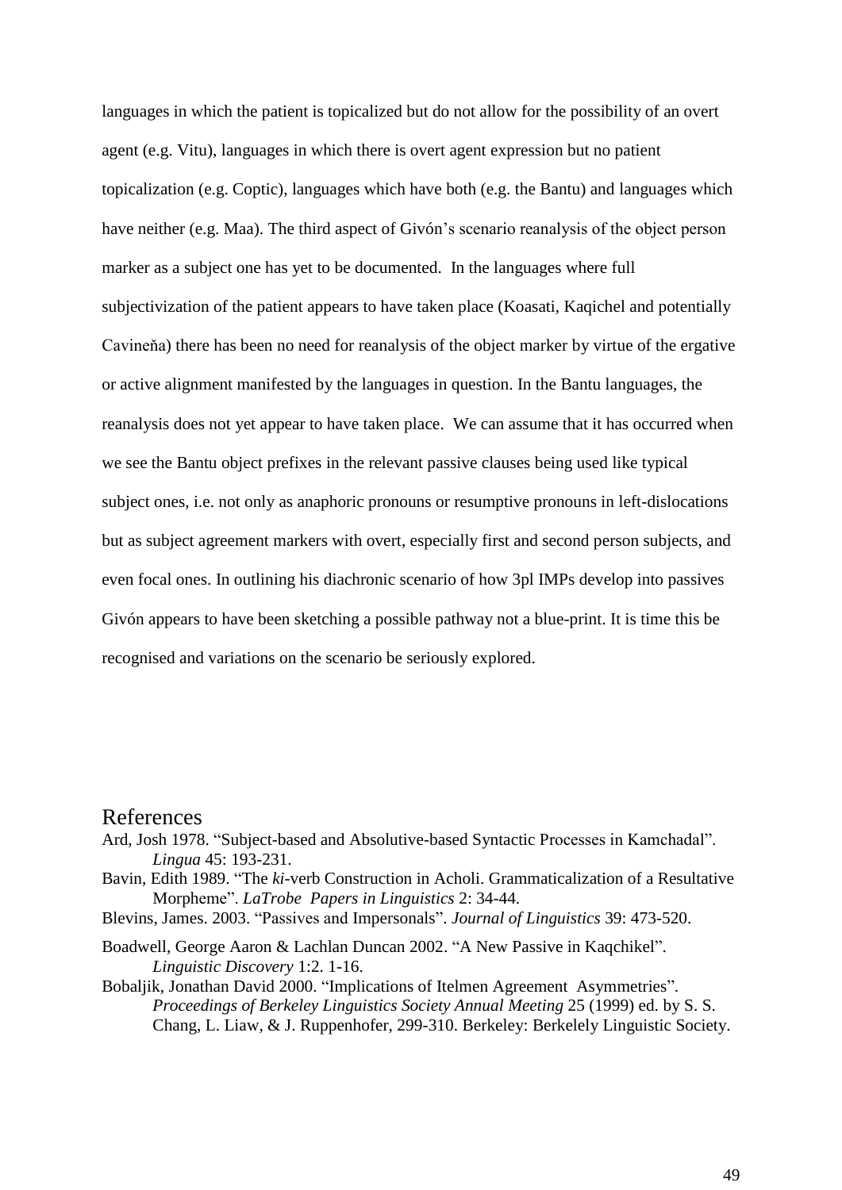languages in which the patient is topicalized but do not allow for the possibility of an overt agent (e.g. Vitu), languages in which there is overt agent expression but no patient topicalization (e.g. Coptic), languages which have both (e.g. the Bantu) and languages which have neither (e.g. Maa). The third aspect of Givón's scenario reanalysis of the object person marker as a subject one has yet to be documented. In the languages where full subjectivization of the patient appears to have taken place (Koasati, Kaqichel and potentially Cavineňa) there has been no need for reanalysis of the object marker by virtue of the ergative or active alignment manifested by the languages in question. In the Bantu languages, the reanalysis does not yet appear to have taken place. We can assume that it has occurred when we see the Bantu object prefixes in the relevant passive clauses being used like typical subject ones, i.e. not only as anaphoric pronouns or resumptive pronouns in left-dislocations but as subject agreement markers with overt, especially first and second person subjects, and even focal ones. In outlining his diachronic scenario of how 3pl IMPs develop into passives Givón appears to have been sketching a possible pathway not a blue-print. It is time this be recognised and variations on the scenario be seriously explored.

# References

Ard, Josh 1978. "Subject-based and Absolutive-based Syntactic Processes in Kamchadal". *Lingua* 45: 193-231.

Bavin, Edith 1989. "The *ki*-verb Construction in Acholi. Grammaticalization of a Resultative Morpheme". *LaTrobe Papers in Linguistics* 2: 34-44.

Blevins, James. 2003. "Passives and Impersonals". *Journal of Linguistics* 39: 473-520.

Boadwell, George Aaron & Lachlan Duncan 2002. "A New Passive in Kaqchikel". *Linguistic Discovery* 1:2. 1-16.

Bobaljik, Jonathan David 2000. "Implications of Itelmen Agreement Asymmetries". *Proceedings of Berkeley Linguistics Society Annual Meeting* 25 (1999) ed. by S. S. Chang, L. Liaw, & J. Ruppenhofer, 299-310. Berkeley: Berkelely Linguistic Society.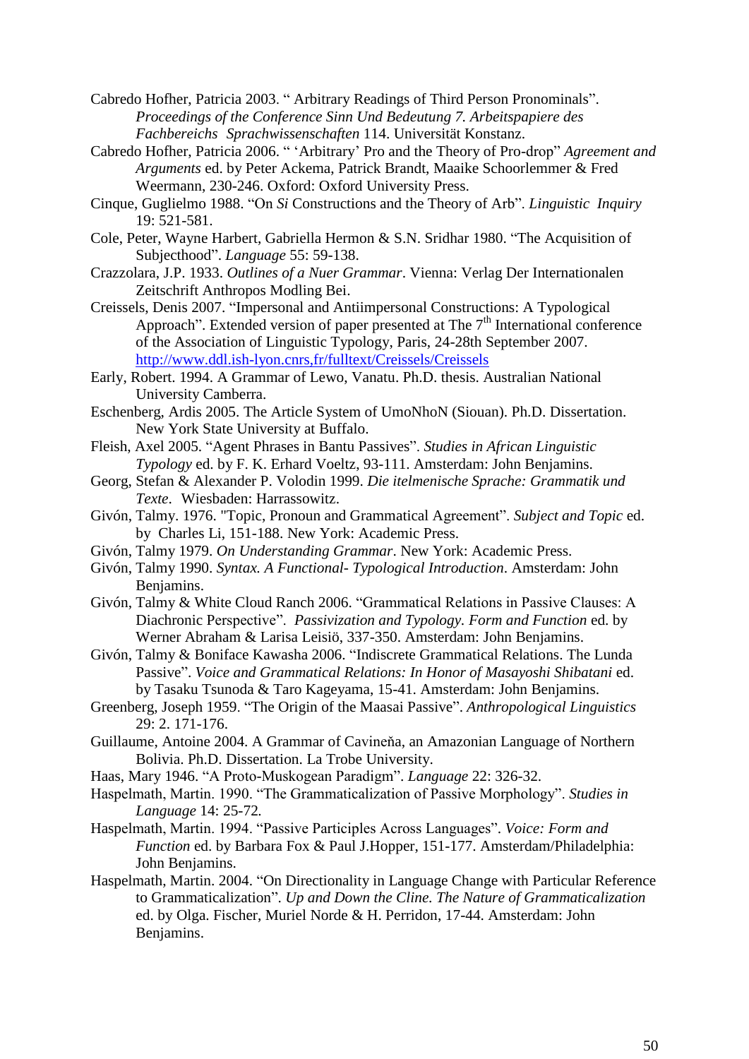Cabredo Hofher, Patricia 2003. " Arbitrary Readings of Third Person Pronominals". *Proceedings of the Conference Sinn Und Bedeutung 7. Arbeitspapiere des Fachbereichs Sprachwissenschaften* 114. Universität Konstanz.

Cabredo Hofher, Patricia 2006. " 'Arbitrary' Pro and the Theory of Pro-drop" *Agreement and Arguments* ed. by Peter Ackema, Patrick Brandt, Maaike Schoorlemmer & Fred Weermann, 230-246. Oxford: Oxford University Press.

Cinque, Guglielmo 1988. "On *Si* Constructions and the Theory of Arb". *Linguistic Inquiry* 19: 521-581.

Cole, Peter, Wayne Harbert, Gabriella Hermon & S.N. Sridhar 1980. "The Acquisition of Subjecthood". *Language* 55: 59-138.

Crazzolara, J.P. 1933. *Outlines of a Nuer Grammar*. Vienna: Verlag Der Internationalen Zeitschrift Anthropos Modling Bei.

Creissels, Denis 2007. "Impersonal and Antiimpersonal Constructions: A Typological Approach". Extended version of paper presented at The 7th International conference of the Association of Linguistic Typology, Paris, 24-28th September 2007. http://www.ddl.ish-lyon.cnrs,fr/fulltext/Creissels/Creissels

Early, Robert. 1994. A Grammar of Lewo, Vanatu. Ph.D. thesis. Australian National University Camberra.

Eschenberg, Ardis 2005. The Article System of UmoNhoN (Siouan). Ph.D. Dissertation. New York State University at Buffalo.

Fleish, Axel 2005. "Agent Phrases in Bantu Passives". *Studies in African Linguistic Typology* ed. by F. K. Erhard Voeltz, 93-111. Amsterdam: John Benjamins.

Georg, Stefan & Alexander P. Volodin 1999. *Die itelmenische Sprache: Grammatik und Texte*. Wiesbaden: Harrassowitz.

Givón, Talmy. 1976. "Topic, Pronoun and Grammatical Agreement". *Subject and Topic* ed. by Charles Li, 151-188. New York: Academic Press.

Givón, Talmy 1979. *On Understanding Grammar*. New York: Academic Press.

Givón, Talmy 1990. *Syntax. A Functional- Typological Introduction*. Amsterdam: John Benjamins.

Givón, Talmy & White Cloud Ranch 2006. "Grammatical Relations in Passive Clauses: A Diachronic Perspective". *Passivization and Typology. Form and Function* ed. by Werner Abraham & Larisa Leisiö, 337-350. Amsterdam: John Benjamins.

Givón, Talmy & Boniface Kawasha 2006. "Indiscrete Grammatical Relations. The Lunda Passive". *Voice and Grammatical Relations: In Honor of Masayoshi Shibatani* ed. by Tasaku Tsunoda & Taro Kageyama, 15-41. Amsterdam: John Benjamins.

Greenberg, Joseph 1959. "The Origin of the Maasai Passive". *Anthropological Linguistics* 29: 2. 171-176.

Guillaume, Antoine 2004. A Grammar of Cavineňa, an Amazonian Language of Northern Bolivia. Ph.D. Dissertation. La Trobe University.

Haas, Mary 1946. "A Proto-Muskogean Paradigm". *Language* 22: 326-32.

Haspelmath, Martin. 1990. "The Grammaticalization of Passive Morphology". *Studies in Language* 14: 25-72.

Haspelmath, Martin. 1994. "Passive Participles Across Languages". *Voice: Form and Function* ed. by Barbara Fox & Paul J.Hopper, 151-177. Amsterdam/Philadelphia: John Benjamins.

Haspelmath, Martin. 2004. "On Directionality in Language Change with Particular Reference to Grammaticalization". *Up and Down the Cline. The Nature of Grammaticalization* ed. by Olga. Fischer, Muriel Norde & H. Perridon, 17-44. Amsterdam: John Benjamins.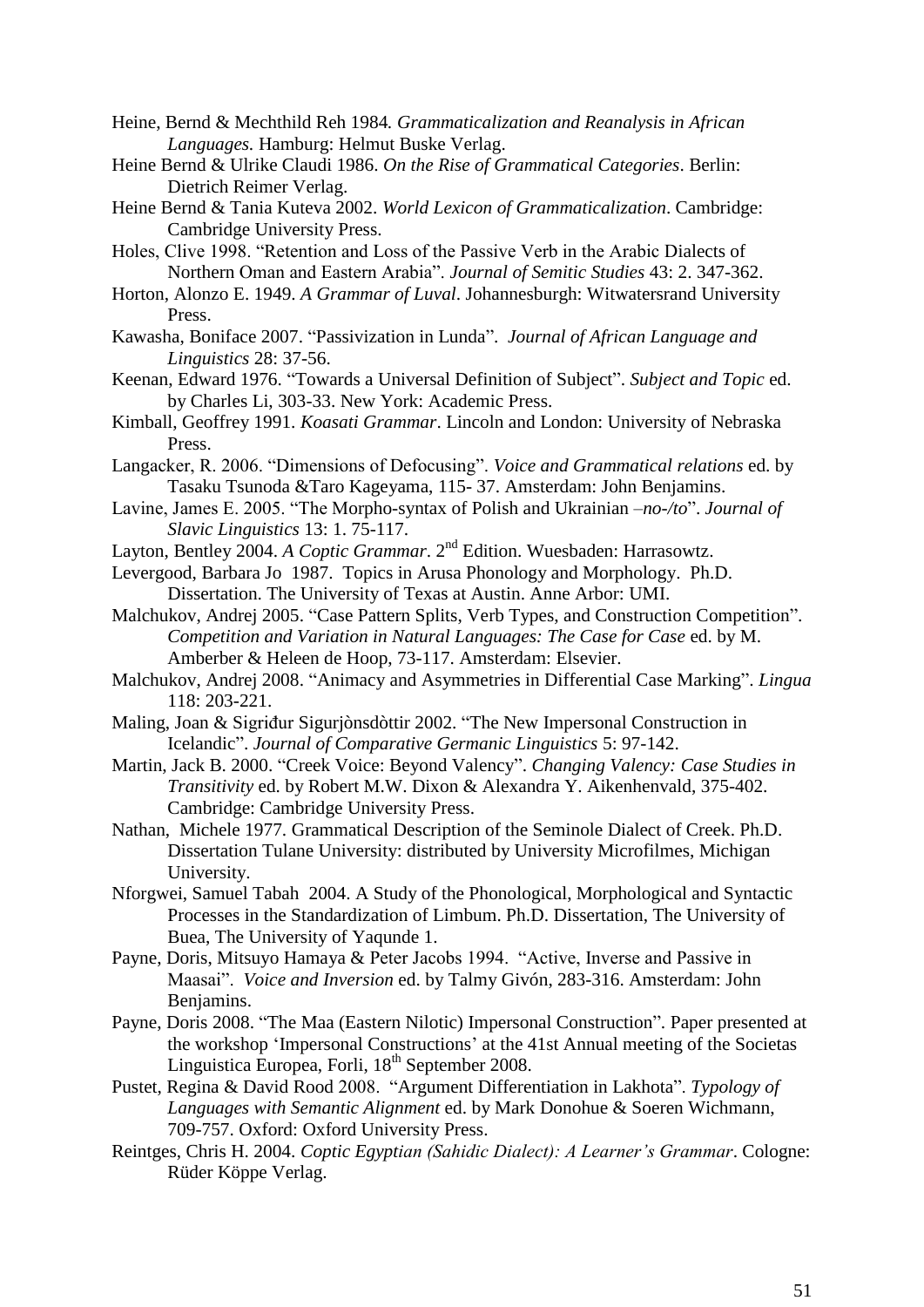Heine, Bernd & Mechthild Reh 1984*. Grammaticalization and Reanalysis in African Languages.* Hamburg: Helmut Buske Verlag.

Heine Bernd & Ulrike Claudi 1986. *On the Rise of Grammatical Categories*. Berlin: Dietrich Reimer Verlag.

Heine Bernd & Tania Kuteva 2002. *World Lexicon of Grammaticalization*. Cambridge: Cambridge University Press.

Holes, Clive 1998. "Retention and Loss of the Passive Verb in the Arabic Dialects of Northern Oman and Eastern Arabia". *Journal of Semitic Studies* 43: 2. 347-362.

Horton, Alonzo E. 1949. *A Grammar of Luval*. Johannesburgh: Witwatersrand University Press.

Kawasha, Boniface 2007. "Passivization in Lunda". *Journal of African Language and Linguistics* 28: 37-56.

Keenan, Edward 1976. "Towards a Universal Definition of Subject". *Subject and Topic* ed. by Charles Li, 303-33. New York: Academic Press.

Kimball, Geoffrey 1991. *Koasati Grammar*. Lincoln and London: University of Nebraska Press.

Langacker, R. 2006. "Dimensions of Defocusing". *Voice and Grammatical relations* ed. by Tasaku Tsunoda &Taro Kageyama, 115- 37. Amsterdam: John Benjamins.

Lavine, James E. 2005. "The Morpho-syntax of Polish and Ukrainian *–no-/to*". *Journal of Slavic Linguistics* 13: 1. 75-117.

Layton, Bentley 2004. *A Coptic Grammar*. 2nd Edition. Wuesbaden: Harrasowtz.

Levergood, Barbara Jo 1987. Topics in Arusa Phonology and Morphology. Ph.D. Dissertation. The University of Texas at Austin. Anne Arbor: UMI.

Malchukov, Andrej 2005. "Case Pattern Splits, Verb Types, and Construction Competition". *Competition and Variation in Natural Languages: The Case for Case* ed. by M. Amberber & Heleen de Hoop, 73-117. Amsterdam: Elsevier.

Malchukov, Andrej 2008. "Animacy and Asymmetries in Differential Case Marking". *Lingua* 118: 203-221.

Maling, Joan & Sigriđur Sigurjònsdòttir 2002. "The New Impersonal Construction in Icelandic". *Journal of Comparative Germanic Linguistics* 5: 97-142.

Martin, Jack B. 2000. "Creek Voice: Beyond Valency". *Changing Valency: Case Studies in Transitivity* ed. by Robert M.W. Dixon & Alexandra Y. Aikenhenvald, 375-402. Cambridge: Cambridge University Press.

Nathan, Michele 1977. Grammatical Description of the Seminole Dialect of Creek. Ph.D. Dissertation Tulane University: distributed by University Microfilmes, Michigan University.

Nforgwei, Samuel Tabah 2004. A Study of the Phonological, Morphological and Syntactic Processes in the Standardization of Limbum. Ph.D. Dissertation, The University of Buea, The University of Yaqunde 1.

Payne, Doris, Mitsuyo Hamaya & Peter Jacobs 1994. "Active, Inverse and Passive in Maasai". *Voice and Inversion* ed. by Talmy Givón, 283-316. Amsterdam: John Benjamins.

Payne, Doris 2008. "The Maa (Eastern Nilotic) Impersonal Construction". Paper presented at the workshop 'Impersonal Constructions' at the 41st Annual meeting of the Societas Linguistica Europea, Forli, 18th September 2008.

Pustet, Regina & David Rood 2008. "Argument Differentiation in Lakhota". *Typology of Languages with Semantic Alignment* ed. by Mark Donohue & Soeren Wichmann, 709-757. Oxford: Oxford University Press.

Reintges, Chris H. 2004. *Coptic Egyptian (Sahidic Dialect): A Learner's Grammar*. Cologne: Rüder Köppe Verlag.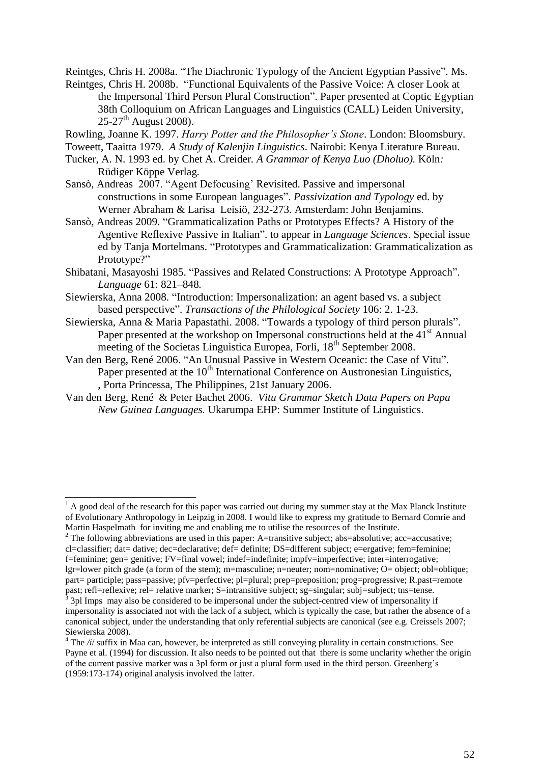Reintges, Chris H. 2008a. "The Diachronic Typology of the Ancient Egyptian Passive". Ms.

Reintges, Chris H. 2008b. "Functional Equivalents of the Passive Voice: A closer Look at the Impersonal Third Person Plural Construction". Paper presented at Coptic Egyptian 38th Colloquium on African Languages and Linguistics (CALL) Leiden University, 25-27th August 2008).

Rowling, Joanne K. 1997. *Harry Potter and the Philosopher's Stone*. London: Bloomsbury.

Toweett, Taaitta 1979. *A Study of Kalenjin Linguistics*. Nairobi: Kenya Literature Bureau.

Tucker, A. N. 1993 ed. by Chet A. Creider. *A Grammar of Kenya Luo (Dholuo).* Köln*:* Rüdiger Köppe Verlag*.*

Sansò, Andreas 2007. "Agent Defocusing' Revisited. Passive and impersonal constructions in some European languages". *Passivization and Typology* ed. by Werner Abraham & Larisa Leisiö, 232-273. Amsterdam: John Benjamins.

Sansò, Andreas 2009. "Grammaticalization Paths or Prototypes Effects? A History of the Agentive Reflexive Passive in Italian". to appear in *Language Sciences*. Special issue ed by Tanja Mortelmans. "Prototypes and Grammaticalization: Grammaticalization as Prototype?"

Shibatani, Masayoshi 1985. "Passives and Related Constructions: A Prototype Approach". *Language* 61: 821–848*.*

Siewierska, Anna 2008. "Introduction: Impersonalization: an agent based vs. a subject based perspective". *Transactions of the Philological Society* 106: 2. 1-23.

Siewierska, Anna & Maria Papastathi. 2008. "Towards a typology of third person plurals". Paper presented at the workshop on Impersonal constructions held at the 41st Annual meeting of the Societas Linguistica Europea, Forli, 18th September 2008.

Van den Berg, René 2006. "An Unusual Passive in Western Oceanic: the Case of Vitu". Paper presented at the 10th International Conference on Austronesian Linguistics, , Porta Princessa, The Philippines, 21st January 2006.

Van den Berg, René & Peter Bachet 2006. *Vitu Grammar Sketch Data Papers on Papa New Guinea Languages.* Ukarumpa EHP: Summer Institute of Linguistics.

---

[1] A good deal of the research for this paper was carried out during my summer stay at the Max Planck Institute of Evolutionary Anthropology in Leipzig in 2008. I would like to express my gratitude to Bernard Comrie and Martin Haspelmath for inviting me and enabling me to utilise the resources of the Institute.

[2] The following abbreviations are used in this paper: A=transitive subject; abs=absolutive; acc=accusative; cl=classifier; dat= dative; dec=declarative; def= definite; DS=different subject; e=ergative; fem=feminine; f=feminine; gen= genitive; FV=final vowel; indef=indefinite; impfv=imperfective; inter=interrogative; lgr=lower pitch grade (a form of the stem); m=masculine; n=neuter; nom=nominative; O= object; obl=oblique; part= participle; pass=passive; pfv=perfective; pl=plural; prep=preposition; prog=progressive; R.past=remote past; refl=reflexive; rel= relative marker; S=intransitive subject; sg=singular; subj=subject; tns=tense.

[3] 3pl Imps may also be considered to be impersonal under the subject-centred view of impersonality if impersonality is associated not with the lack of a subject, which is typically the case, but rather the absence of a canonical subject, under the understanding that only referential subjects are canonical (see e.g. Creissels 2007; Siewierska 2008).

[4] The /i/ suffix in Maa can, however, be interpreted as still conveying plurality in certain constructions. See Payne et al. (1994) for discussion. It also needs to be pointed out that there is some unclarity whether the origin of the current passive marker was a 3pl form or just a plural form used in the third person. Greenberg's (1959:173-174) original analysis involved the latter.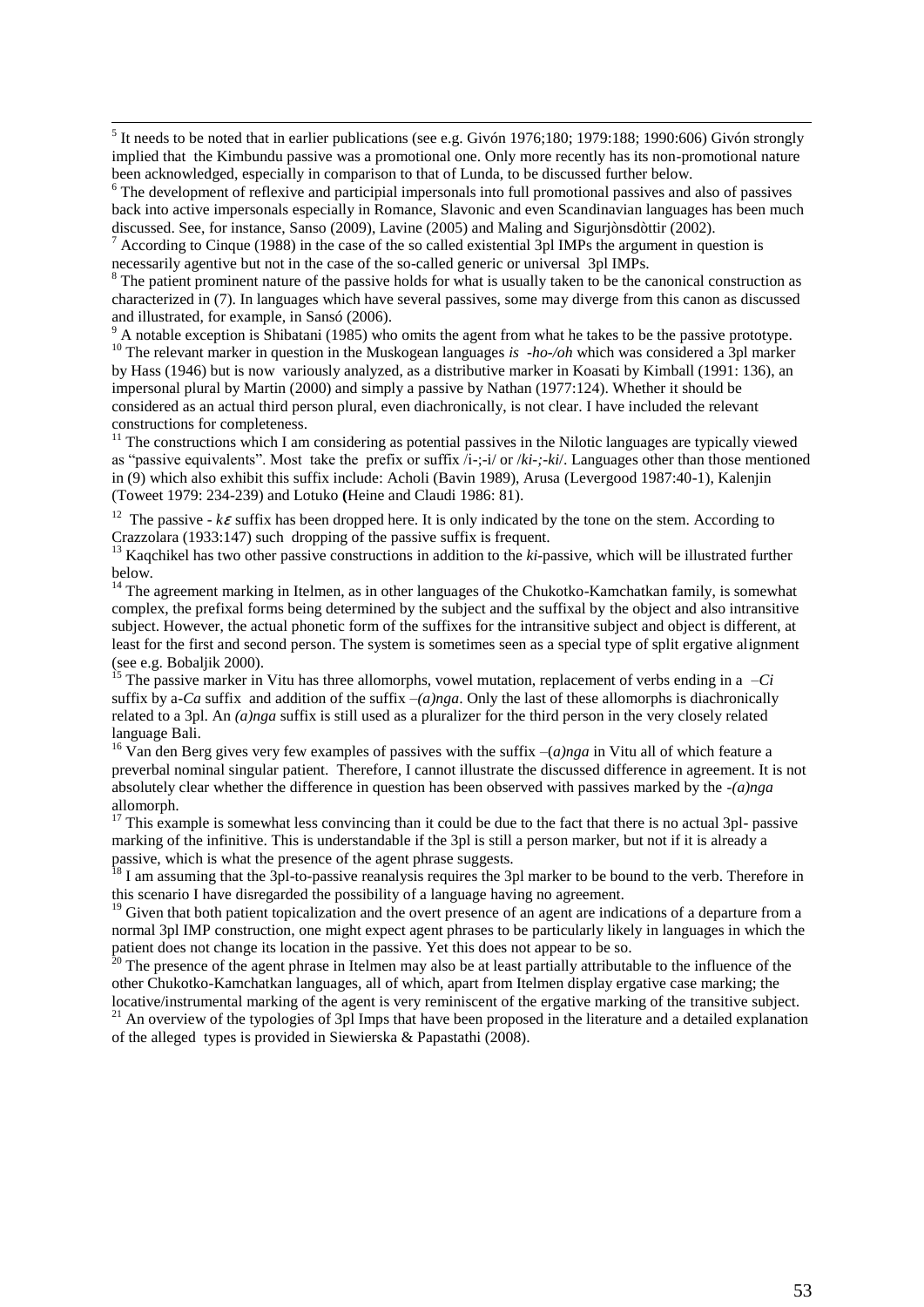[5] It needs to be noted that in earlier publications (see e.g. Givón 1976;180; 1979:188; 1990:606) Givón strongly implied that the Kimbundu passive was a promotional one. Only more recently has its non-promotional nature been acknowledged, especially in comparison to that of Lunda, to be discussed further below.

[6] The development of reflexive and participial impersonals into full promotional passives and also of passives back into active impersonals especially in Romance, Slavonic and even Scandinavian languages has been much discussed. See, for instance, Sanso (2009), Lavine (2005) and Maling and Sigurjònsdòttir (2002).

[7] According to Cinque (1988) in the case of the so called existential 3pl IMPs the argument in question is necessarily agentive but not in the case of the so-called generic or universal 3pl IMPs.

[8] The patient prominent nature of the passive holds for what is usually taken to be the canonical construction as characterized in (7). In languages which have several passives, some may diverge from this canon as discussed and illustrated, for example, in Sansó (2006).

[9] A notable exception is Shibatani (1985) who omits the agent from what he takes to be the passive prototype.

[10] The relevant marker in question in the Muskogean languages *is -ho-/oh* which was considered a 3pl marker by Hass (1946) but is now variously analyzed, as a distributive marker in Koasati by Kimball (1991: 136), an impersonal plural by Martin (2000) and simply a passive by Nathan (1977:124). Whether it should be considered as an actual third person plural, even diachronically, is not clear. I have included the relevant constructions for completeness.

[11] The constructions which I am considering as potential passives in the Nilotic languages are typically viewed as "passive equivalents". Most take the prefix or suffix /i-;-i/ or /*ki-;-ki*/. Languages other than those mentioned in (9) which also exhibit this suffix include: Acholi (Bavin 1989), Arusa (Levergood 1987:40-1), Kalenjin (Toweet 1979: 234-239) and Lotuko **(**Heine and Claudi 1986: 81).

[12] The passive - *kɛ* suffix has been dropped here. It is only indicated by the tone on the stem. According to Crazzolara (1933:147) such dropping of the passive suffix is frequent.

[13] Kaqchikel has two other passive constructions in addition to the *ki*-passive, which will be illustrated further below.

[14] The agreement marking in Itelmen, as in other languages of the Chukotko-Kamchatkan family, is somewhat complex, the prefixal forms being determined by the subject and the suffixal by the object and also intransitive subject. However, the actual phonetic form of the suffixes for the intransitive subject and object is different, at least for the first and second person. The system is sometimes seen as a special type of split ergative alignment (see e.g. Bobaljik 2000).

[15] The passive marker in Vitu has three allomorphs, vowel mutation, replacement of verbs ending in a *–Ci* suffix by a-*Ca* suffix and addition of the suffix *–(a)nga*. Only the last of these allomorphs is diachronically related to a 3pl. An *(a)nga* suffix is still used as a pluralizer for the third person in the very closely related language Bali.

[16] Van den Berg gives very few examples of passives with the suffix *–(a)nga* in Vitu all of which feature a preverbal nominal singular patient. Therefore, I cannot illustrate the discussed difference in agreement. It is not absolutely clear whether the difference in question has been observed with passives marked by the *-(a)nga* allomorph.

[17] This example is somewhat less convincing than it could be due to the fact that there is no actual 3pl- passive marking of the infinitive. This is understandable if the 3pl is still a person marker, but not if it is already a passive, which is what the presence of the agent phrase suggests.

[18] I am assuming that the 3pl-to-passive reanalysis requires the 3pl marker to be bound to the verb. Therefore in this scenario I have disregarded the possibility of a language having no agreement.

[19] Given that both patient topicalization and the overt presence of an agent are indications of a departure from a normal 3pl IMP construction, one might expect agent phrases to be particularly likely in languages in which the patient does not change its location in the passive. Yet this does not appear to be so.

[20] The presence of the agent phrase in Itelmen may also be at least partially attributable to the influence of the other Chukotko-Kamchatkan languages, all of which, apart from Itelmen display ergative case marking; the locative/instrumental marking of the agent is very reminiscent of the ergative marking of the transitive subject.

[21] An overview of the typologies of 3pl Imps that have been proposed in the literature and a detailed explanation of the alleged types is provided in Siewierska & Papastathi (2008).